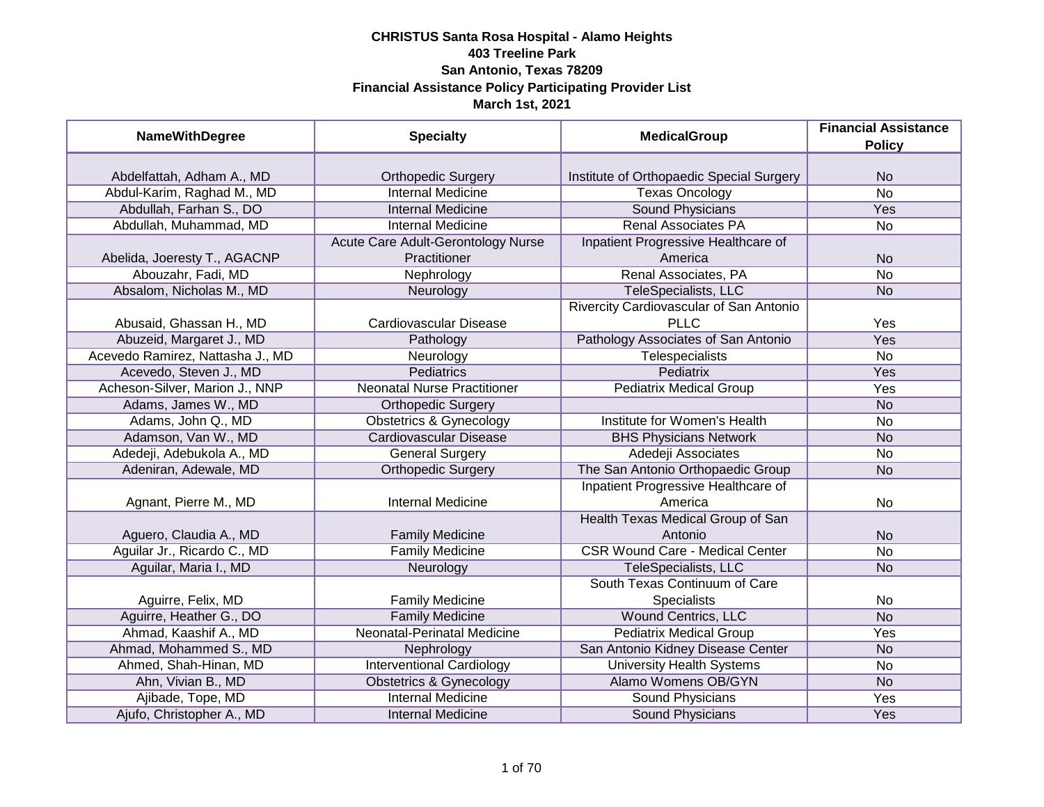**CHRISTUS Santa Rosa Hospital - Alamo Heights**
**403 Treeline Park**
**San Antonio, Texas 78209**
**Financial Assistance Policy Participating Provider List**
**March 1st, 2021**

| NameWithDegree | Specialty | MedicalGroup | Financial Assistance Policy |
|---|---|---|---|
| Abdelfattah, Adham A., MD | Orthopedic Surgery | Institute of Orthopaedic Special Surgery | No |
| Abdul-Karim, Raghad M., MD | Internal Medicine | Texas Oncology | No |
| Abdullah, Farhan S., DO | Internal Medicine | Sound Physicians | Yes |
| Abdullah, Muhammad, MD | Internal Medicine | Renal Associates PA | No |
| Abelida, Joeresty T., AGACNP | Acute Care Adult-Gerontology Nurse Practitioner | Inpatient Progressive Healthcare of America | No |
| Abouzahr, Fadi, MD | Nephrology | Renal Associates, PA | No |
| Absalom, Nicholas M., MD | Neurology | TeleSpecialists, LLC | No |
| Abusaid, Ghassan H., MD | Cardiovascular Disease | Rivercity Cardiovascular of San Antonio PLLC | Yes |
| Abuzeid, Margaret J., MD | Pathology | Pathology Associates of San Antonio | Yes |
| Acevedo Ramirez, Nattasha J., MD | Neurology | Telespecialists | No |
| Acevedo, Steven J., MD | Pediatrics | Pediatrix | Yes |
| Acheson-Silver, Marion J., NNP | Neonatal Nurse Practitioner | Pediatrix Medical Group | Yes |
| Adams, James W., MD | Orthopedic Surgery | | No |
| Adams, John Q., MD | Obstetrics & Gynecology | Institute for Women's Health | No |
| Adamson, Van W., MD | Cardiovascular Disease | BHS Physicians Network | No |
| Adedeji, Adebukola A., MD | General Surgery | Adedeji Associates | No |
| Adeniran, Adewale, MD | Orthopedic Surgery | The San Antonio Orthopaedic Group | No |
| Agnant, Pierre M., MD | Internal Medicine | Inpatient Progressive Healthcare of America | No |
| Aguero, Claudia A., MD | Family Medicine | Health Texas Medical Group of San Antonio | No |
| Aguilar Jr., Ricardo C., MD | Family Medicine | CSR Wound Care - Medical Center | No |
| Aguilar, Maria I., MD | Neurology | TeleSpecialists, LLC | No |
| Aguirre, Felix, MD | Family Medicine | South Texas Continuum of Care Specialists | No |
| Aguirre, Heather G., DO | Family Medicine | Wound Centrics, LLC | No |
| Ahmad, Kaashif A., MD | Neonatal-Perinatal Medicine | Pediatrix Medical Group | Yes |
| Ahmad, Mohammed S., MD | Nephrology | San Antonio Kidney Disease Center | No |
| Ahmed, Shah-Hinan, MD | Interventional Cardiology | University Health Systems | No |
| Ahn, Vivian B., MD | Obstetrics & Gynecology | Alamo Womens OB/GYN | No |
| Ajibade, Tope, MD | Internal Medicine | Sound Physicians | Yes |
| Ajufo, Christopher A., MD | Internal Medicine | Sound Physicians | Yes |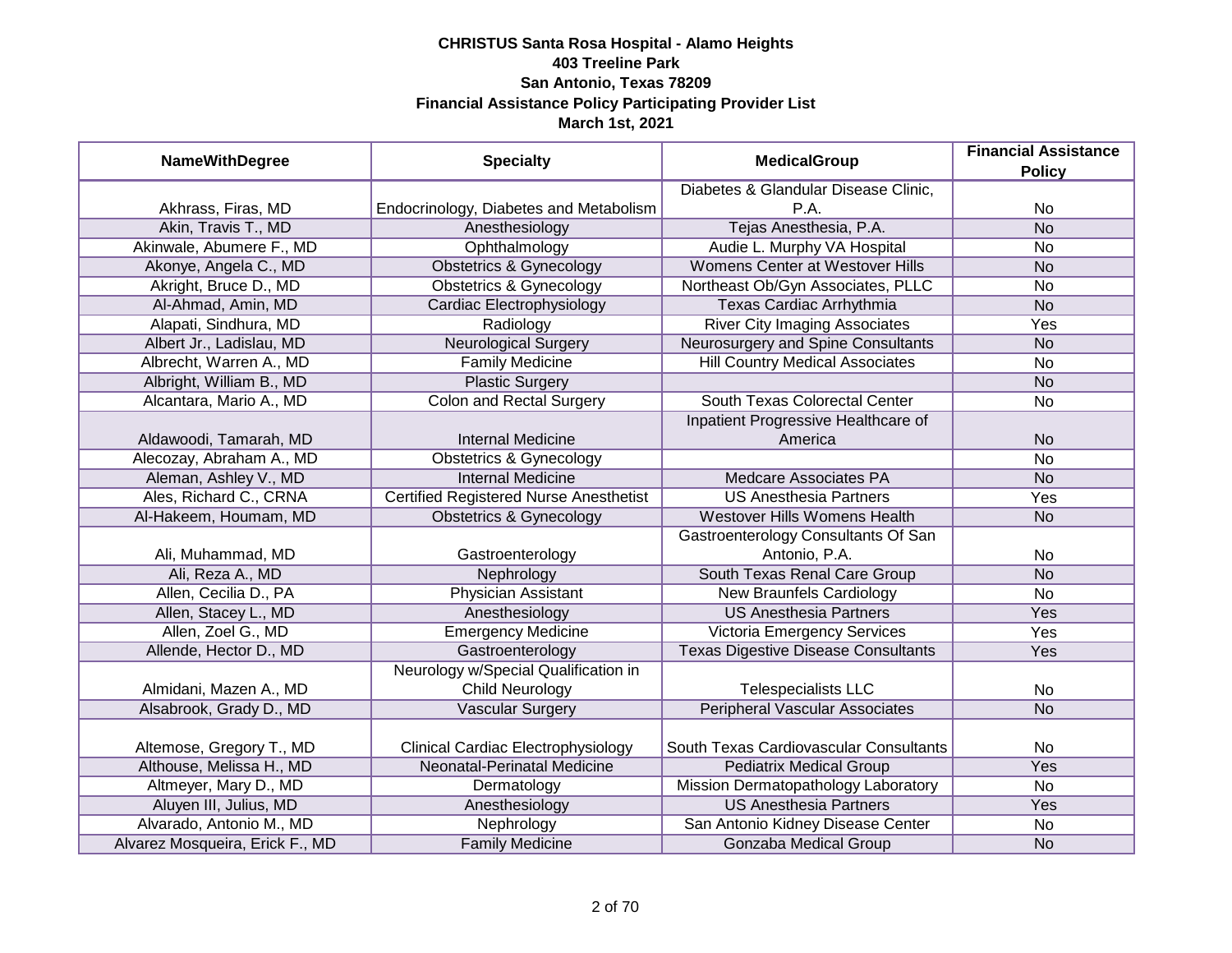**CHRISTUS Santa Rosa Hospital - Alamo Heights**
**403 Treeline Park**
**San Antonio, Texas 78209**
**Financial Assistance Policy Participating Provider List**
**March 1st, 2021**

| NameWithDegree | Specialty | MedicalGroup | Financial Assistance Policy |
|---|---|---|---|
| Akhrass, Firas, MD | Endocrinology, Diabetes and Metabolism | Diabetes & Glandular Disease Clinic, P.A. | No |
| Akin, Travis T., MD | Anesthesiology | Tejas Anesthesia, P.A. | No |
| Akinwale, Abumere F., MD | Ophthalmology | Audie L. Murphy VA Hospital | No |
| Akonye, Angela C., MD | Obstetrics & Gynecology | Womens Center at Westover Hills | No |
| Akright, Bruce D., MD | Obstetrics & Gynecology | Northeast Ob/Gyn Associates, PLLC | No |
| Al-Ahmad, Amin, MD | Cardiac Electrophysiology | Texas Cardiac Arrhythmia | No |
| Alapati, Sindhura, MD | Radiology | River City Imaging Associates | Yes |
| Albert Jr., Ladislau, MD | Neurological Surgery | Neurosurgery and Spine Consultants | No |
| Albrecht, Warren A., MD | Family Medicine | Hill Country Medical Associates | No |
| Albright, William B., MD | Plastic Surgery | | No |
| Alcantara, Mario A., MD | Colon and Rectal Surgery | South Texas Colorectal Center | No |
| Aldawoodi, Tamarah, MD | Internal Medicine | Inpatient Progressive Healthcare of America | No |
| Alecozay, Abraham A., MD | Obstetrics & Gynecology | | No |
| Aleman, Ashley V., MD | Internal Medicine | Medcare Associates PA | No |
| Ales, Richard C., CRNA | Certified Registered Nurse Anesthetist | US Anesthesia Partners | Yes |
| Al-Hakeem, Houmam, MD | Obstetrics & Gynecology | Westover Hills Womens Health | No |
| Ali, Muhammad, MD | Gastroenterology | Gastroenterology Consultants Of San Antonio, P.A. | No |
| Ali, Reza A., MD | Nephrology | South Texas Renal Care Group | No |
| Allen, Cecilia D., PA | Physician Assistant | New Braunfels Cardiology | No |
| Allen, Stacey L., MD | Anesthesiology | US Anesthesia Partners | Yes |
| Allen, Zoel G., MD | Emergency Medicine | Victoria Emergency Services | Yes |
| Allende, Hector D., MD | Gastroenterology | Texas Digestive Disease Consultants | Yes |
| Almidani, Mazen A., MD | Neurology w/Special Qualification in Child Neurology | Telespecialists LLC | No |
| Alsabrook, Grady D., MD | Vascular Surgery | Peripheral Vascular Associates | No |
| Altemose, Gregory T., MD | Clinical Cardiac Electrophysiology | South Texas Cardiovascular Consultants | No |
| Althouse, Melissa H., MD | Neonatal-Perinatal Medicine | Pediatrix Medical Group | Yes |
| Altmeyer, Mary D., MD | Dermatology | Mission Dermatopathology Laboratory | No |
| Aluyen III, Julius, MD | Anesthesiology | US Anesthesia Partners | Yes |
| Alvarado, Antonio M., MD | Nephrology | San Antonio Kidney Disease Center | No |
| Alvarez Mosqueira, Erick F., MD | Family Medicine | Gonzaba Medical Group | No |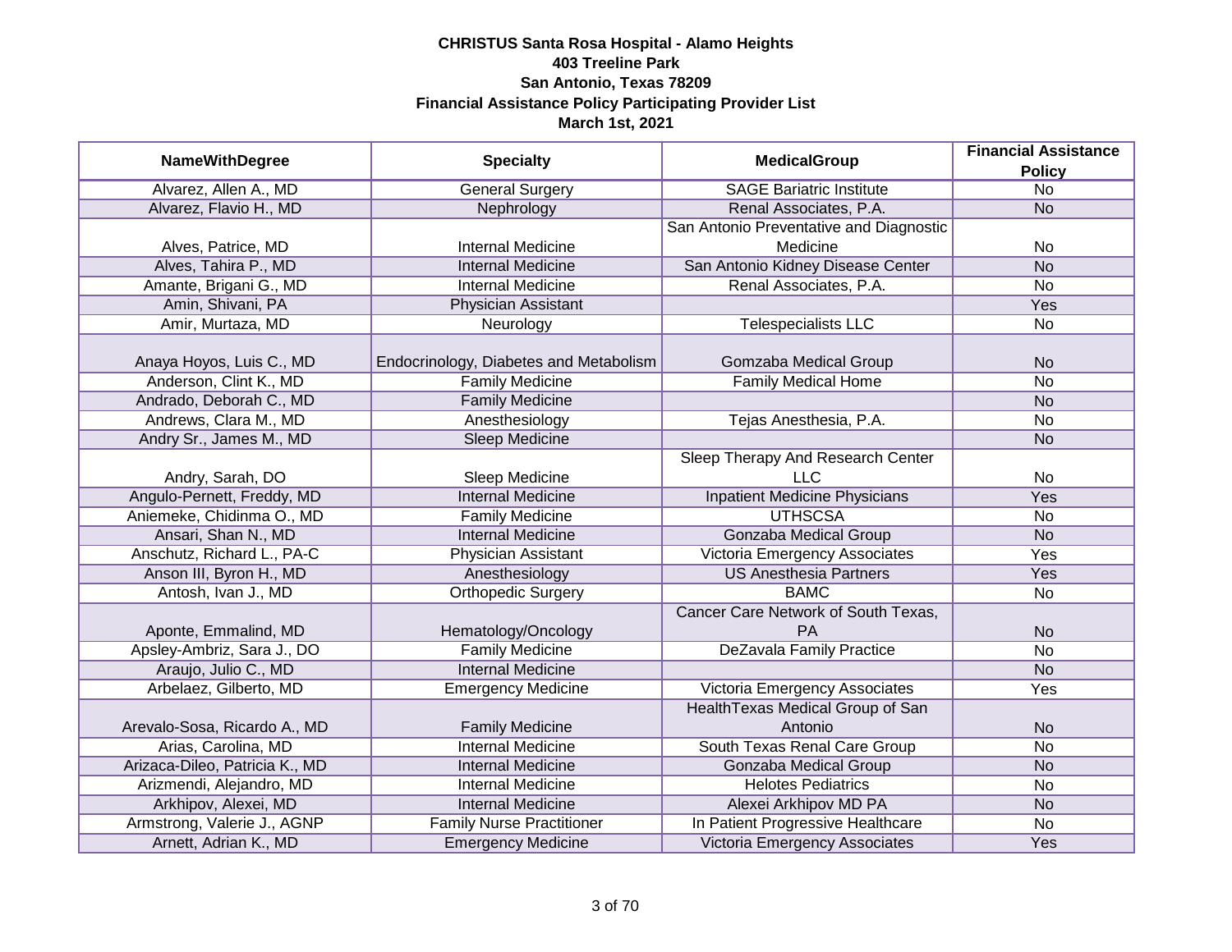**CHRISTUS Santa Rosa Hospital - Alamo Heights**
**403 Treeline Park**
**San Antonio, Texas 78209**
**Financial Assistance Policy Participating Provider List**
**March 1st, 2021**

| NameWithDegree | Specialty | MedicalGroup | Financial Assistance Policy |
|---|---|---|---|
| Alvarez, Allen A., MD | General Surgery | SAGE Bariatric Institute | No |
| Alvarez, Flavio H., MD | Nephrology | Renal Associates, P.A. | No |
| Alves, Patrice, MD | Internal Medicine | San Antonio Preventative and Diagnostic Medicine | No |
| Alves, Tahira P., MD | Internal Medicine | San Antonio Kidney Disease Center | No |
| Amante, Brigani G., MD | Internal Medicine | Renal Associates, P.A. | No |
| Amin, Shivani, PA | Physician Assistant | | Yes |
| Amir, Murtaza, MD | Neurology | Telespecialists LLC | No |
| Anaya Hoyos, Luis C., MD | Endocrinology, Diabetes and Metabolism | Gomzaba Medical Group | No |
| Anderson, Clint K., MD | Family Medicine | Family Medical Home | No |
| Andrado, Deborah C., MD | Family Medicine | | No |
| Andrews, Clara M., MD | Anesthesiology | Tejas Anesthesia, P.A. | No |
| Andry Sr., James M., MD | Sleep Medicine | | No |
| Andry, Sarah, DO | Sleep Medicine | Sleep Therapy And Research Center LLC | No |
| Angulo-Pernett, Freddy, MD | Internal Medicine | Inpatient Medicine Physicians | Yes |
| Aniemeke, Chidinma O., MD | Family Medicine | UTHSCSA | No |
| Ansari, Shan N., MD | Internal Medicine | Gonzaba Medical Group | No |
| Anschutz, Richard L., PA-C | Physician Assistant | Victoria Emergency Associates | Yes |
| Anson III, Byron H., MD | Anesthesiology | US Anesthesia Partners | Yes |
| Antosh, Ivan J., MD | Orthopedic Surgery | BAMC | No |
| Aponte, Emmalind, MD | Hematology/Oncology | Cancer Care Network of South Texas, PA | No |
| Apsley-Ambriz, Sara J., DO | Family Medicine | DeZavala Family Practice | No |
| Araujo, Julio C., MD | Internal Medicine | | No |
| Arbelaez, Gilberto, MD | Emergency Medicine | Victoria Emergency Associates | Yes |
| Arevalo-Sosa, Ricardo A., MD | Family Medicine | HealthTexas Medical Group of San Antonio | No |
| Arias, Carolina, MD | Internal Medicine | South Texas Renal Care Group | No |
| Arizaca-Dileo, Patricia K., MD | Internal Medicine | Gonzaba Medical Group | No |
| Arizmendi, Alejandro, MD | Internal Medicine | Helotes Pediatrics | No |
| Arkhipov, Alexei, MD | Internal Medicine | Alexei Arkhipov MD PA | No |
| Armstrong, Valerie J., AGNP | Family Nurse Practitioner | In Patient Progressive Healthcare | No |
| Arnett, Adrian K., MD | Emergency Medicine | Victoria Emergency Associates | Yes |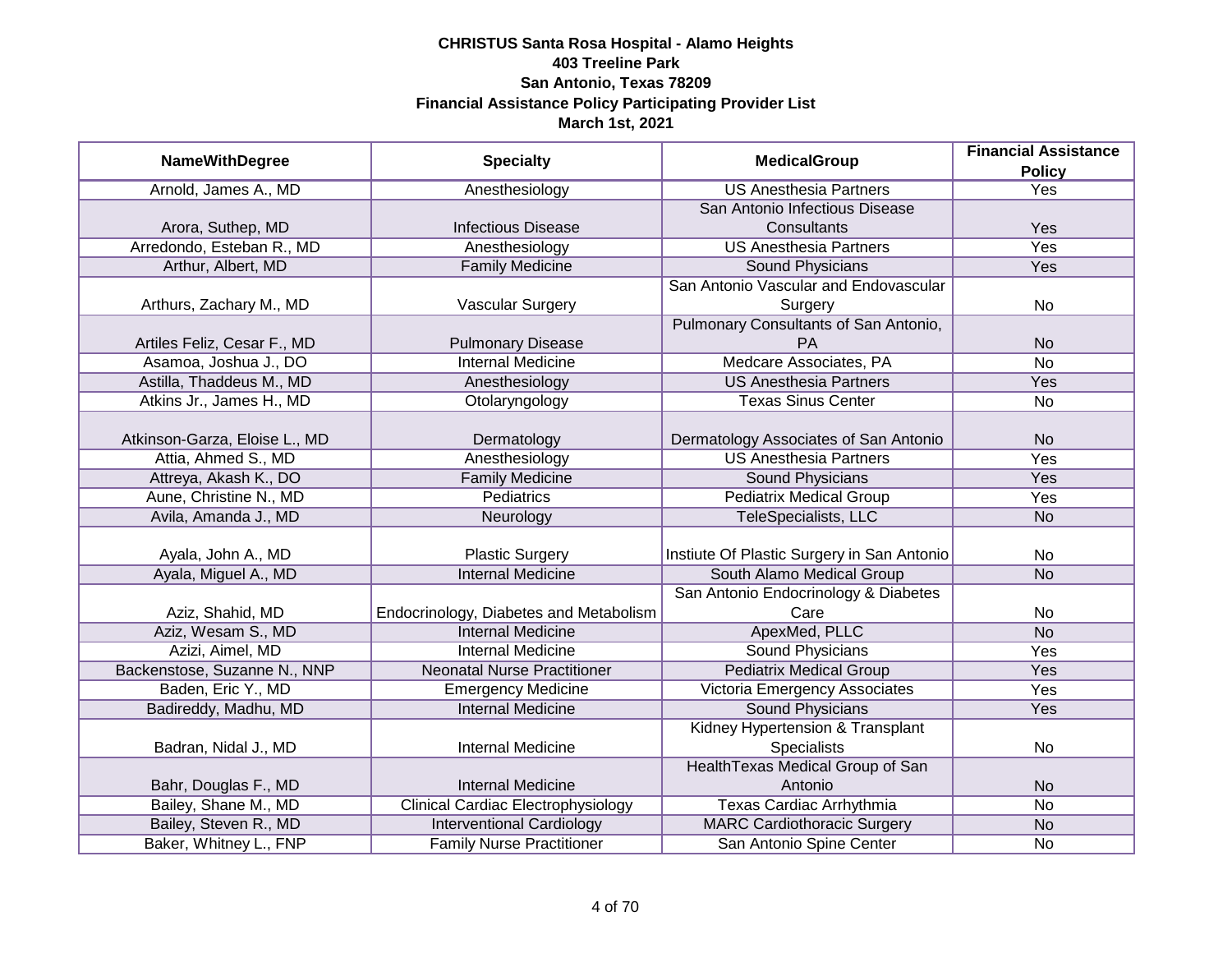**CHRISTUS Santa Rosa Hospital - Alamo Heights**
**403 Treeline Park**
**San Antonio, Texas 78209**
**Financial Assistance Policy Participating Provider List**
**March 1st, 2021**

| NameWithDegree | Specialty | MedicalGroup | Financial Assistance Policy |
|---|---|---|---|
| Arnold, James A., MD | Anesthesiology | US Anesthesia Partners | Yes |
| Arora, Suthep, MD | Infectious Disease | San Antonio Infectious Disease Consultants | Yes |
| Arredondo, Esteban R., MD | Anesthesiology | US Anesthesia Partners | Yes |
| Arthur, Albert, MD | Family Medicine | Sound Physicians | Yes |
| Arthurs, Zachary M., MD | Vascular Surgery | San Antonio Vascular and Endovascular Surgery | No |
| Artiles Feliz, Cesar F., MD | Pulmonary Disease | Pulmonary Consultants of San Antonio, PA | No |
| Asamoa, Joshua J., DO | Internal Medicine | Medcare Associates, PA | No |
| Astilla, Thaddeus M., MD | Anesthesiology | US Anesthesia Partners | Yes |
| Atkins Jr., James H., MD | Otolaryngology | Texas Sinus Center | No |
| Atkinson-Garza, Eloise L., MD | Dermatology | Dermatology Associates of San Antonio | No |
| Attia, Ahmed S., MD | Anesthesiology | US Anesthesia Partners | Yes |
| Attreya, Akash K., DO | Family Medicine | Sound Physicians | Yes |
| Aune, Christine N., MD | Pediatrics | Pediatrix Medical Group | Yes |
| Avila, Amanda J., MD | Neurology | TeleSpecialists, LLC | No |
| Ayala, John A., MD | Plastic Surgery | Instiute Of Plastic Surgery in San Antonio | No |
| Ayala, Miguel A., MD | Internal Medicine | South Alamo Medical Group | No |
| Aziz, Shahid, MD | Endocrinology, Diabetes and Metabolism | San Antonio Endocrinology & Diabetes Care | No |
| Aziz, Wesam S., MD | Internal Medicine | ApexMed, PLLC | No |
| Azizi, Aimel, MD | Internal Medicine | Sound Physicians | Yes |
| Backenstose, Suzanne N., NNP | Neonatal Nurse Practitioner | Pediatrix Medical Group | Yes |
| Baden, Eric Y., MD | Emergency Medicine | Victoria Emergency Associates | Yes |
| Badireddy, Madhu, MD | Internal Medicine | Sound Physicians | Yes |
| Badran, Nidal J., MD | Internal Medicine | Kidney Hypertension & Transplant Specialists | No |
| Bahr, Douglas F., MD | Internal Medicine | HealthTexas Medical Group of San Antonio | No |
| Bailey, Shane M., MD | Clinical Cardiac Electrophysiology | Texas Cardiac Arrhythmia | No |
| Bailey, Steven R., MD | Interventional Cardiology | MARC Cardiothoracic Surgery | No |
| Baker, Whitney L., FNP | Family Nurse Practitioner | San Antonio Spine Center | No |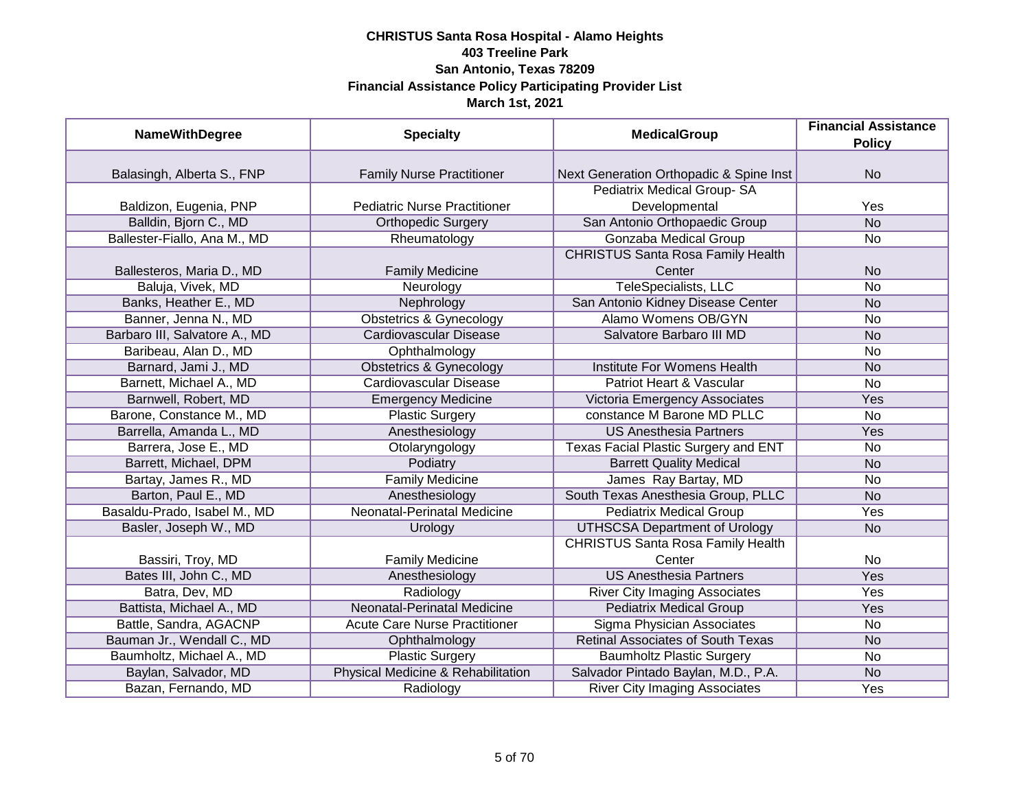**CHRISTUS Santa Rosa Hospital - Alamo Heights**
**403 Treeline Park**
**San Antonio, Texas 78209**
**Financial Assistance Policy Participating Provider List**
**March 1st, 2021**

| NameWithDegree | Specialty | MedicalGroup | Financial Assistance Policy |
|---|---|---|---|
| Balasingh, Alberta S., FNP | Family Nurse Practitioner | Next Generation Orthopadic & Spine Inst | No |
| Baldizon, Eugenia, PNP | Pediatric Nurse Practitioner | Pediatrix Medical Group- SA Developmental | Yes |
| Balldin, Bjorn C., MD | Orthopedic Surgery | San Antonio Orthopaedic Group | No |
| Ballester-Fiallo, Ana M., MD | Rheumatology | Gonzaba Medical Group | No |
| Ballesteros, Maria D., MD | Family Medicine | CHRISTUS Santa Rosa Family Health Center | No |
| Baluja, Vivek, MD | Neurology | TeleSpecialists, LLC | No |
| Banks, Heather E., MD | Nephrology | San Antonio Kidney Disease Center | No |
| Banner, Jenna N., MD | Obstetrics & Gynecology | Alamo Womens OB/GYN | No |
| Barbaro III, Salvatore A., MD | Cardiovascular Disease | Salvatore Barbaro III MD | No |
| Baribeau, Alan D., MD | Ophthalmology | | No |
| Barnard, Jami J., MD | Obstetrics & Gynecology | Institute For Womens Health | No |
| Barnett, Michael A., MD | Cardiovascular Disease | Patriot Heart & Vascular | No |
| Barnwell, Robert, MD | Emergency Medicine | Victoria Emergency Associates | Yes |
| Barone, Constance M., MD | Plastic Surgery | constance M Barone MD PLLC | No |
| Barrella, Amanda L., MD | Anesthesiology | US Anesthesia Partners | Yes |
| Barrera, Jose E., MD | Otolaryngology | Texas Facial Plastic Surgery and ENT | No |
| Barrett, Michael, DPM | Podiatry | Barrett Quality Medical | No |
| Bartay, James R., MD | Family Medicine | James Ray Bartay, MD | No |
| Barton, Paul E., MD | Anesthesiology | South Texas Anesthesia Group, PLLC | No |
| Basaldu-Prado, Isabel M., MD | Neonatal-Perinatal Medicine | Pediatrix Medical Group | Yes |
| Basler, Joseph W., MD | Urology | UTHSCSA Department of Urology | No |
| Bassiri, Troy, MD | Family Medicine | CHRISTUS Santa Rosa Family Health Center | No |
| Bates III, John C., MD | Anesthesiology | US Anesthesia Partners | Yes |
| Batra, Dev, MD | Radiology | River City Imaging Associates | Yes |
| Battista, Michael A., MD | Neonatal-Perinatal Medicine | Pediatrix Medical Group | Yes |
| Battle, Sandra, AGACNP | Acute Care Nurse Practitioner | Sigma Physician Associates | No |
| Bauman Jr., Wendall C., MD | Ophthalmology | Retinal Associates of South Texas | No |
| Baumholtz, Michael A., MD | Plastic Surgery | Baumholtz Plastic Surgery | No |
| Baylan, Salvador, MD | Physical Medicine & Rehabilitation | Salvador Pintado Baylan, M.D., P.A. | No |
| Bazan, Fernando, MD | Radiology | River City Imaging Associates | Yes |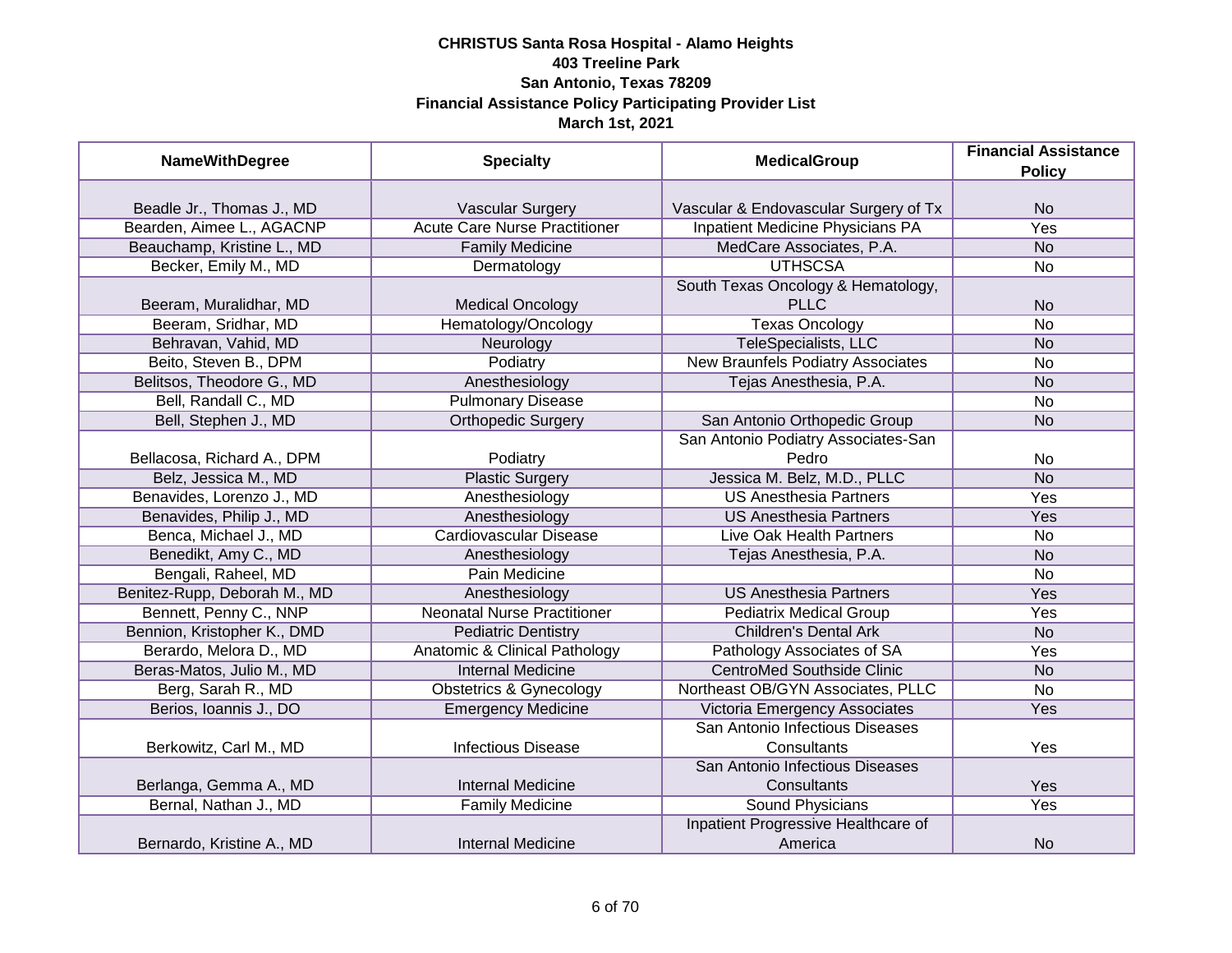**CHRISTUS Santa Rosa Hospital - Alamo Heights**
**403 Treeline Park**
**San Antonio, Texas 78209**
**Financial Assistance Policy Participating Provider List**
**March 1st, 2021**

| NameWithDegree | Specialty | MedicalGroup | Financial Assistance Policy |
|---|---|---|---|
| Beadle Jr., Thomas J., MD | Vascular Surgery | Vascular & Endovascular Surgery of Tx | No |
| Bearden, Aimee L., AGACNP | Acute Care Nurse Practitioner | Inpatient Medicine Physicians PA | Yes |
| Beauchamp, Kristine L., MD | Family Medicine | MedCare Associates, P.A. | No |
| Becker, Emily M., MD | Dermatology | UTHSCSA | No |
| Beeram, Muralidhar, MD | Medical Oncology | South Texas Oncology & Hematology, PLLC | No |
| Beeram, Sridhar, MD | Hematology/Oncology | Texas Oncology | No |
| Behravan, Vahid, MD | Neurology | TeleSpecialists, LLC | No |
| Beito, Steven B., DPM | Podiatry | New Braunfels Podiatry Associates | No |
| Belitsos, Theodore G., MD | Anesthesiology | Tejas Anesthesia, P.A. | No |
| Bell, Randall C., MD | Pulmonary Disease | | No |
| Bell, Stephen J., MD | Orthopedic Surgery | San Antonio Orthopedic Group | No |
| Bellacosa, Richard A., DPM | Podiatry | San Antonio Podiatry Associates-San Pedro | No |
| Belz, Jessica M., MD | Plastic Surgery | Jessica M. Belz, M.D., PLLC | No |
| Benavides, Lorenzo J., MD | Anesthesiology | US Anesthesia Partners | Yes |
| Benavides, Philip J., MD | Anesthesiology | US Anesthesia Partners | Yes |
| Benca, Michael J., MD | Cardiovascular Disease | Live Oak Health Partners | No |
| Benedikt, Amy C., MD | Anesthesiology | Tejas Anesthesia, P.A. | No |
| Bengali, Raheel, MD | Pain Medicine | | No |
| Benitez-Rupp, Deborah M., MD | Anesthesiology | US Anesthesia Partners | Yes |
| Bennett, Penny C., NNP | Neonatal Nurse Practitioner | Pediatrix Medical Group | Yes |
| Bennion, Kristopher K., DMD | Pediatric Dentistry | Children's Dental Ark | No |
| Berardo, Melora D., MD | Anatomic & Clinical Pathology | Pathology Associates of SA | Yes |
| Beras-Matos, Julio M., MD | Internal Medicine | CentroMed Southside Clinic | No |
| Berg, Sarah R., MD | Obstetrics & Gynecology | Northeast OB/GYN Associates, PLLC | No |
| Berios, Ioannis J., DO | Emergency Medicine | Victoria Emergency Associates | Yes |
| Berkowitz, Carl M., MD | Infectious Disease | San Antonio Infectious Diseases Consultants | Yes |
| Berlanga, Gemma A., MD | Internal Medicine | San Antonio Infectious Diseases Consultants | Yes |
| Bernal, Nathan J., MD | Family Medicine | Sound Physicians | Yes |
| Bernardo, Kristine A., MD | Internal Medicine | Inpatient Progressive Healthcare of America | No |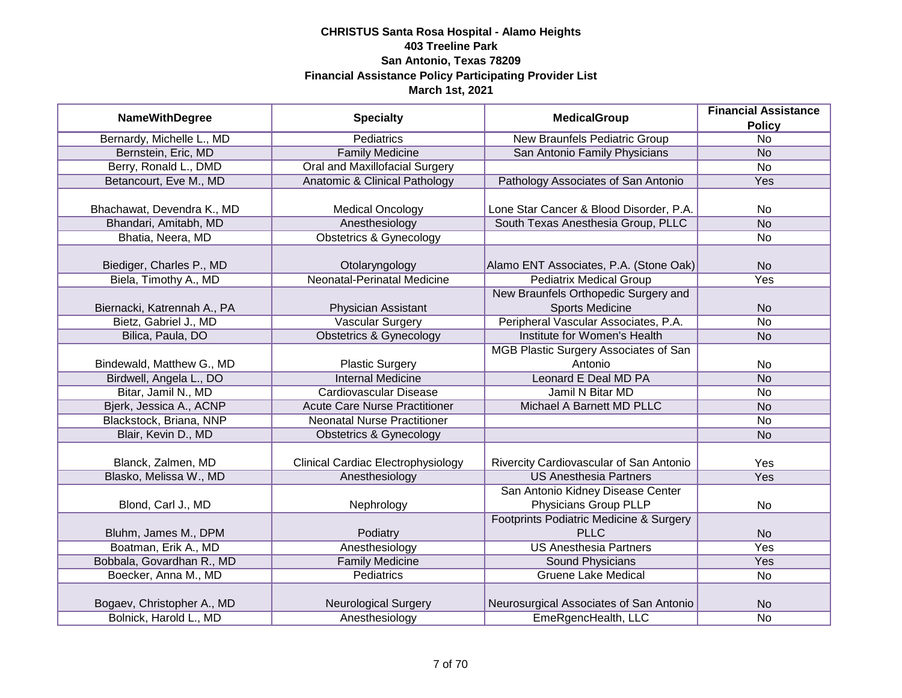**CHRISTUS Santa Rosa Hospital - Alamo Heights**
**403 Treeline Park**
**San Antonio, Texas 78209**
**Financial Assistance Policy Participating Provider List**
**March 1st, 2021**

| NameWithDegree | Specialty | MedicalGroup | Financial Assistance Policy |
|---|---|---|---|
| Bernardy, Michelle L., MD | Pediatrics | New Braunfels Pediatric Group | No |
| Bernstein, Eric, MD | Family Medicine | San Antonio Family Physicians | No |
| Berry, Ronald L., DMD | Oral and Maxillofacial Surgery | | No |
| Betancourt, Eve M., MD | Anatomic & Clinical Pathology | Pathology Associates of San Antonio | Yes |
| Bhachawat, Devendra K., MD | Medical Oncology | Lone Star Cancer & Blood Disorder, P.A. | No |
| Bhandari, Amitabh, MD | Anesthesiology | South Texas Anesthesia Group, PLLC | No |
| Bhatia, Neera, MD | Obstetrics & Gynecology | | No |
| Biediger, Charles P., MD | Otolaryngology | Alamo ENT Associates, P.A. (Stone Oak) | No |
| Biela, Timothy A., MD | Neonatal-Perinatal Medicine | Pediatrix Medical Group | Yes |
| Biernacki, Katrennah A., PA | Physician Assistant | New Braunfels Orthopedic Surgery and Sports Medicine | No |
| Bietz, Gabriel J., MD | Vascular Surgery | Peripheral Vascular Associates, P.A. | No |
| Bilica, Paula, DO | Obstetrics & Gynecology | Institute for Women's Health | No |
| Bindewald, Matthew G., MD | Plastic Surgery | MGB Plastic Surgery Associates of San Antonio | No |
| Birdwell, Angela L., DO | Internal Medicine | Leonard E Deal MD PA | No |
| Bitar, Jamil N., MD | Cardiovascular Disease | Jamil N Bitar MD | No |
| Bjerk, Jessica A., ACNP | Acute Care Nurse Practitioner | Michael A Barnett MD PLLC | No |
| Blackstock, Briana, NNP | Neonatal Nurse Practitioner | | No |
| Blair, Kevin D., MD | Obstetrics & Gynecology | | No |
| Blanck, Zalmen, MD | Clinical Cardiac Electrophysiology | Rivercity Cardiovascular of San Antonio | Yes |
| Blasko, Melissa W., MD | Anesthesiology | US Anesthesia Partners | Yes |
| Blond, Carl J., MD | Nephrology | San Antonio Kidney Disease Center Physicians Group PLLP | No |
| Bluhm, James M., DPM | Podiatry | Footprints Podiatric Medicine & Surgery PLLC | No |
| Boatman, Erik A., MD | Anesthesiology | US Anesthesia Partners | Yes |
| Bobbala, Govardhan R., MD | Family Medicine | Sound Physicians | Yes |
| Boecker, Anna M., MD | Pediatrics | Gruene Lake Medical | No |
| Bogaev, Christopher A., MD | Neurological Surgery | Neurosurgical Associates of San Antonio | No |
| Bolnick, Harold L., MD | Anesthesiology | EmeRgencHealth, LLC | No |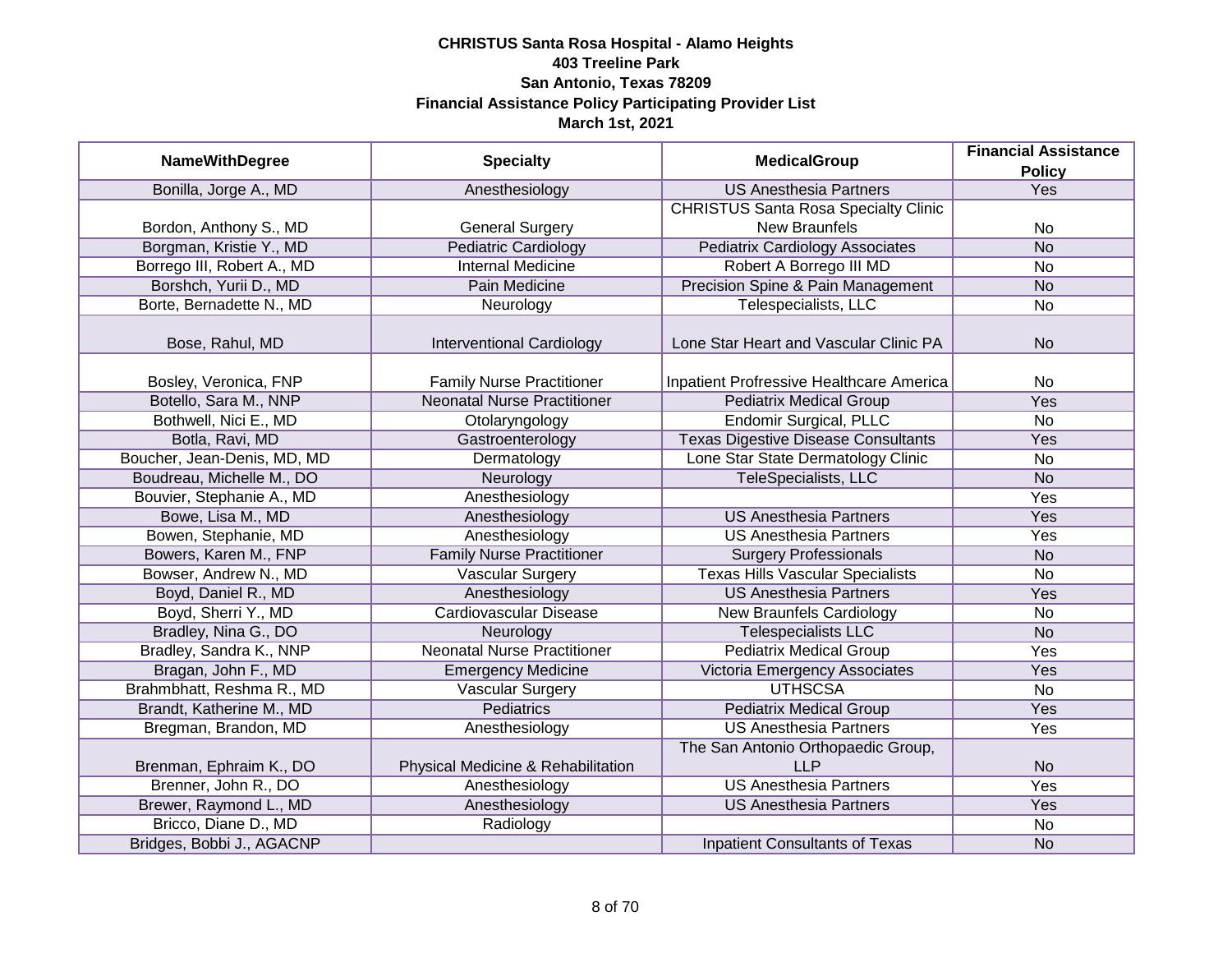**CHRISTUS Santa Rosa Hospital - Alamo Heights**
**403 Treeline Park**
**San Antonio, Texas 78209**
**Financial Assistance Policy Participating Provider List**
**March 1st, 2021**

| NameWithDegree | Specialty | MedicalGroup | Financial Assistance Policy |
|---|---|---|---|
| Bonilla, Jorge A., MD | Anesthesiology | US Anesthesia Partners | Yes |
| Bordon, Anthony S., MD | General Surgery | CHRISTUS Santa Rosa Specialty Clinic New Braunfels | No |
| Borgman, Kristie Y., MD | Pediatric Cardiology | Pediatrix Cardiology Associates | No |
| Borrego III, Robert A., MD | Internal Medicine | Robert A Borrego III MD | No |
| Borshch, Yurii D., MD | Pain Medicine | Precision Spine & Pain Management | No |
| Borte, Bernadette N., MD | Neurology | Telespecialists, LLC | No |
| Bose, Rahul, MD | Interventional Cardiology | Lone Star Heart and Vascular Clinic PA | No |
| Bosley, Veronica, FNP | Family Nurse Practitioner | Inpatient Profressive Healthcare America | No |
| Botello, Sara M., NNP | Neonatal Nurse Practitioner | Pediatrix Medical Group | Yes |
| Bothwell, Nici E., MD | Otolaryngology | Endomir Surgical, PLLC | No |
| Botla, Ravi, MD | Gastroenterology | Texas Digestive Disease Consultants | Yes |
| Boucher, Jean-Denis, MD, MD | Dermatology | Lone Star State Dermatology Clinic | No |
| Boudreau, Michelle M., DO | Neurology | TeleSpecialists, LLC | No |
| Bouvier, Stephanie A., MD | Anesthesiology | | Yes |
| Bowe, Lisa M., MD | Anesthesiology | US Anesthesia Partners | Yes |
| Bowen, Stephanie, MD | Anesthesiology | US Anesthesia Partners | Yes |
| Bowers, Karen M., FNP | Family Nurse Practitioner | Surgery Professionals | No |
| Bowser, Andrew N., MD | Vascular Surgery | Texas Hills Vascular Specialists | No |
| Boyd, Daniel R., MD | Anesthesiology | US Anesthesia Partners | Yes |
| Boyd, Sherri Y., MD | Cardiovascular Disease | New Braunfels Cardiology | No |
| Bradley, Nina G., DO | Neurology | Telespecialists LLC | No |
| Bradley, Sandra K., NNP | Neonatal Nurse Practitioner | Pediatrix Medical Group | Yes |
| Bragan, John F., MD | Emergency Medicine | Victoria Emergency Associates | Yes |
| Brahmbhatt, Reshma R., MD | Vascular Surgery | UTHSCSA | No |
| Brandt, Katherine M., MD | Pediatrics | Pediatrix Medical Group | Yes |
| Bregman, Brandon, MD | Anesthesiology | US Anesthesia Partners | Yes |
| Brenman, Ephraim K., DO | Physical Medicine & Rehabilitation | The San Antonio Orthopaedic Group, LLP | No |
| Brenner, John R., DO | Anesthesiology | US Anesthesia Partners | Yes |
| Brewer, Raymond L., MD | Anesthesiology | US Anesthesia Partners | Yes |
| Bricco, Diane D., MD | Radiology | | No |
| Bridges, Bobbi J., AGACNP | | Inpatient Consultants of Texas | No |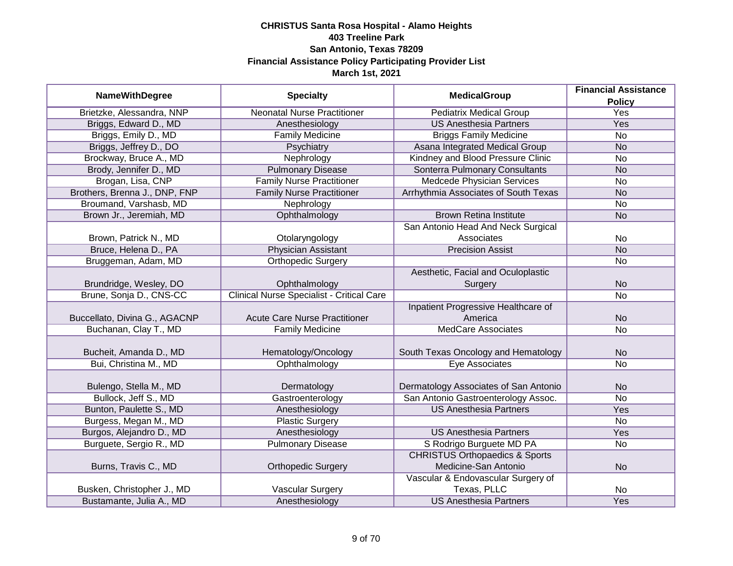**CHRISTUS Santa Rosa Hospital - Alamo Heights**
**403 Treeline Park**
**San Antonio, Texas 78209**
**Financial Assistance Policy Participating Provider List**
**March 1st, 2021**

| NameWithDegree | Specialty | MedicalGroup | Financial Assistance Policy |
|---|---|---|---|
| Brietzke, Alessandra, NNP | Neonatal Nurse Practitioner | Pediatrix Medical Group | Yes |
| Briggs, Edward D., MD | Anesthesiology | US Anesthesia Partners | Yes |
| Briggs, Emily D., MD | Family Medicine | Briggs Family Medicine | No |
| Briggs, Jeffrey D., DO | Psychiatry | Asana Integrated Medical Group | No |
| Brockway, Bruce A., MD | Nephrology | Kindney and Blood Pressure Clinic | No |
| Brody, Jennifer D., MD | Pulmonary Disease | Sonterra Pulmonary Consultants | No |
| Brogan, Lisa, CNP | Family Nurse Practitioner | Medcede Physician Services | No |
| Brothers, Brenna J., DNP, FNP | Family Nurse Practitioner | Arrhythmia Associates of South Texas | No |
| Broumand, Varshasb, MD | Nephrology | | No |
| Brown Jr., Jeremiah, MD | Ophthalmology | Brown Retina Institute | No |
| Brown, Patrick N., MD | Otolaryngology | San Antonio Head And Neck Surgical Associates | No |
| Bruce, Helena D., PA | Physician Assistant | Precision Assist | No |
| Bruggeman, Adam, MD | Orthopedic Surgery | | No |
| Brundridge, Wesley, DO | Ophthalmology | Aesthetic, Facial and Oculoplastic Surgery | No |
| Brune, Sonja D., CNS-CC | Clinical Nurse Specialist - Critical Care | | No |
| Buccellato, Divina G., AGACNP | Acute Care Nurse Practitioner | Inpatient Progressive Healthcare of America | No |
| Buchanan, Clay T., MD | Family Medicine | MedCare Associates | No |
| Bucheit, Amanda D., MD | Hematology/Oncology | South Texas Oncology and Hematology | No |
| Bui, Christina M., MD | Ophthalmology | Eye Associates | No |
| Bulengo, Stella M., MD | Dermatology | Dermatology Associates of San Antonio | No |
| Bullock, Jeff S., MD | Gastroenterology | San Antonio Gastroenterology Assoc. | No |
| Bunton, Paulette S., MD | Anesthesiology | US Anesthesia Partners | Yes |
| Burgess, Megan M., MD | Plastic Surgery | | No |
| Burgos, Alejandro D., MD | Anesthesiology | US Anesthesia Partners | Yes |
| Burguete, Sergio R., MD | Pulmonary Disease | S Rodrigo Burguete MD PA | No |
| Burns, Travis C., MD | Orthopedic Surgery | CHRISTUS Orthopaedics & Sports Medicine-San Antonio | No |
| Busken, Christopher J., MD | Vascular Surgery | Vascular & Endovascular Surgery of Texas, PLLC | No |
| Bustamante, Julia A., MD | Anesthesiology | US Anesthesia Partners | Yes |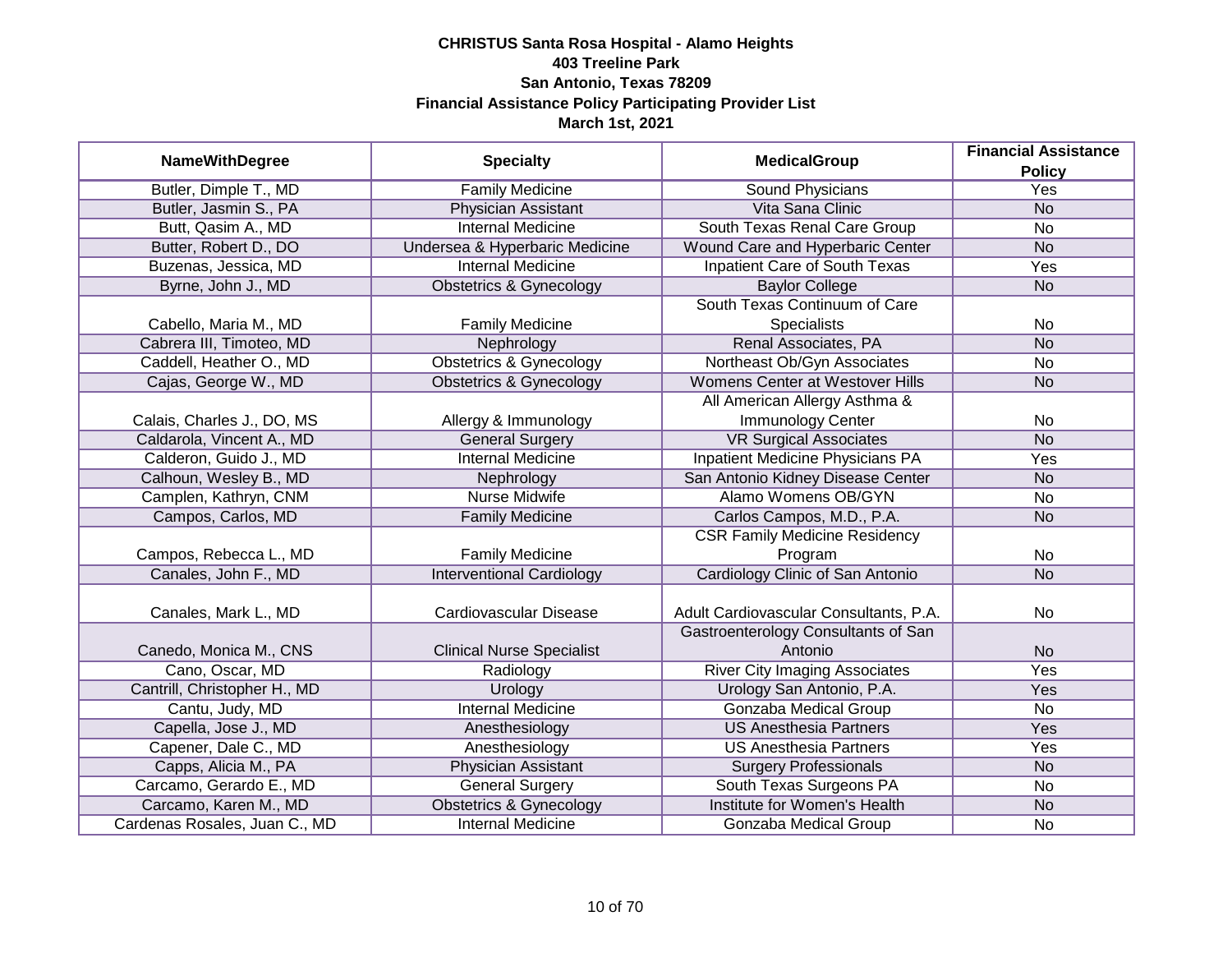**CHRISTUS Santa Rosa Hospital - Alamo Heights**
**403 Treeline Park**
**San Antonio, Texas 78209**
**Financial Assistance Policy Participating Provider List**
**March 1st, 2021**

| NameWithDegree | Specialty | MedicalGroup | Financial Assistance Policy |
|---|---|---|---|
| Butler, Dimple T., MD | Family Medicine | Sound Physicians | Yes |
| Butler, Jasmin S., PA | Physician Assistant | Vita Sana Clinic | No |
| Butt, Qasim A., MD | Internal Medicine | South Texas Renal Care Group | No |
| Butter, Robert D., DO | Undersea & Hyperbaric Medicine | Wound Care and Hyperbaric Center | No |
| Buzenas, Jessica, MD | Internal Medicine | Inpatient Care of South Texas | Yes |
| Byrne, John J., MD | Obstetrics & Gynecology | Baylor College | No |
| Cabello, Maria M., MD | Family Medicine | South Texas Continuum of Care Specialists | No |
| Cabrera III, Timoteo, MD | Nephrology | Renal Associates, PA | No |
| Caddell, Heather O., MD | Obstetrics & Gynecology | Northeast Ob/Gyn Associates | No |
| Cajas, George W., MD | Obstetrics & Gynecology | Womens Center at Westover Hills | No |
| Calais, Charles J., DO, MS | Allergy & Immunology | All American Allergy Asthma & Immunology Center | No |
| Caldarola, Vincent A., MD | General Surgery | VR Surgical Associates | No |
| Calderon, Guido J., MD | Internal Medicine | Inpatient Medicine Physicians PA | Yes |
| Calhoun, Wesley B., MD | Nephrology | San Antonio Kidney Disease Center | No |
| Camplen, Kathryn, CNM | Nurse Midwife | Alamo Womens OB/GYN | No |
| Campos, Carlos, MD | Family Medicine | Carlos Campos, M.D., P.A. | No |
| Campos, Rebecca L., MD | Family Medicine | CSR Family Medicine Residency Program | No |
| Canales, John F., MD | Interventional Cardiology | Cardiology Clinic of San Antonio | No |
| Canales, Mark L., MD | Cardiovascular Disease | Adult Cardiovascular Consultants, P.A. | No |
| Canedo, Monica M., CNS | Clinical Nurse Specialist | Gastroenterology Consultants of San Antonio | No |
| Cano, Oscar, MD | Radiology | River City Imaging Associates | Yes |
| Cantrill, Christopher H., MD | Urology | Urology San Antonio, P.A. | Yes |
| Cantu, Judy, MD | Internal Medicine | Gonzaba Medical Group | No |
| Capella, Jose J., MD | Anesthesiology | US Anesthesia Partners | Yes |
| Capener, Dale C., MD | Anesthesiology | US Anesthesia Partners | Yes |
| Capps, Alicia M., PA | Physician Assistant | Surgery Professionals | No |
| Carcamo, Gerardo E., MD | General Surgery | South Texas Surgeons PA | No |
| Carcamo, Karen M., MD | Obstetrics & Gynecology | Institute for Women's Health | No |
| Cardenas Rosales, Juan C., MD | Internal Medicine | Gonzaba Medical Group | No |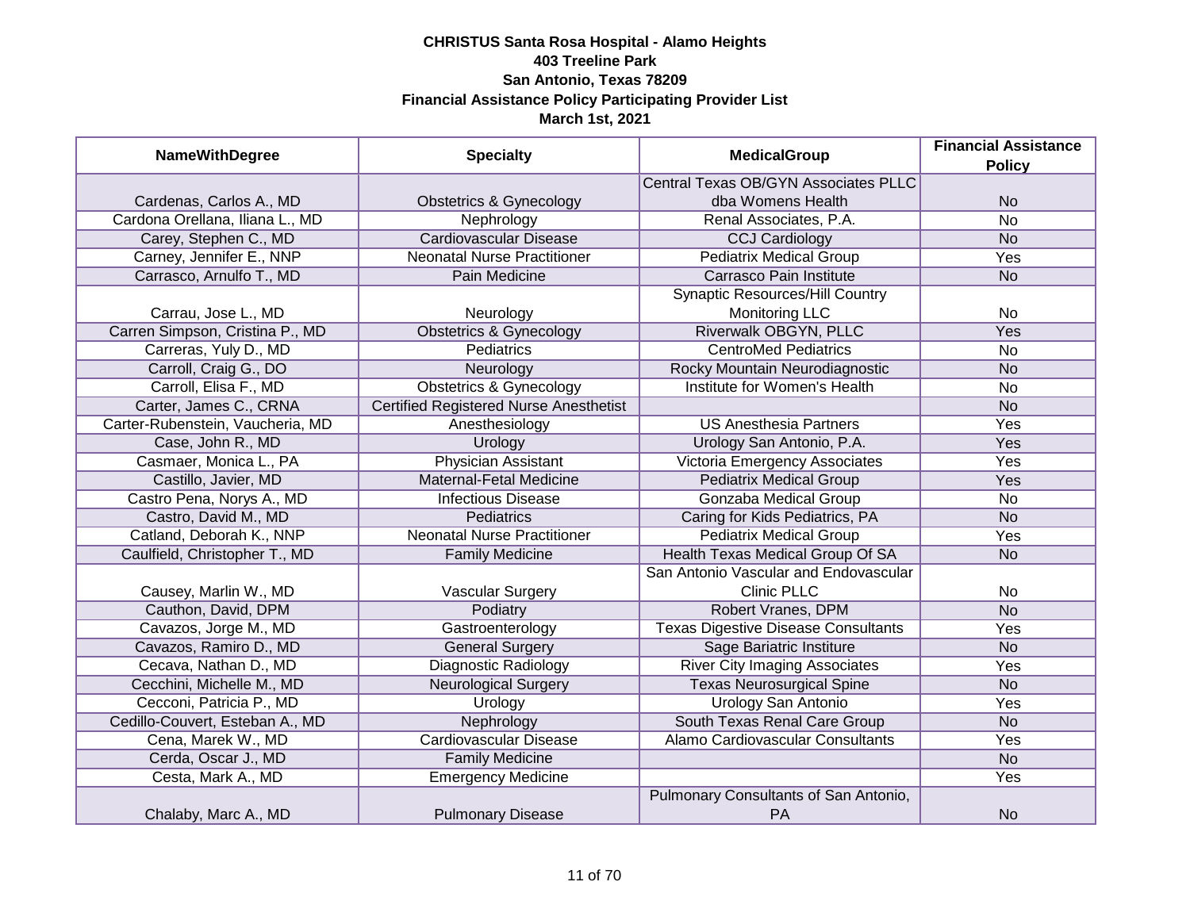**CHRISTUS Santa Rosa Hospital - Alamo Heights**
**403 Treeline Park**
**San Antonio, Texas 78209**
**Financial Assistance Policy Participating Provider List**
**March 1st, 2021**

| NameWithDegree | Specialty | MedicalGroup | Financial Assistance Policy |
|---|---|---|---|
| Cardenas, Carlos A., MD | Obstetrics & Gynecology | Central Texas OB/GYN Associates PLLC dba Womens Health | No |
| Cardona Orellana, Iliana L., MD | Nephrology | Renal Associates, P.A. | No |
| Carey, Stephen C., MD | Cardiovascular Disease | CCJ Cardiology | No |
| Carney, Jennifer E., NNP | Neonatal Nurse Practitioner | Pediatrix Medical Group | Yes |
| Carrasco, Arnulfo T., MD | Pain Medicine | Carrasco Pain Institute | No |
| Carrau, Jose L., MD | Neurology | Synaptic Resources/Hill Country Monitoring LLC | No |
| Carren Simpson, Cristina P., MD | Obstetrics & Gynecology | Riverwalk OBGYN, PLLC | Yes |
| Carreras, Yuly D., MD | Pediatrics | CentroMed Pediatrics | No |
| Carroll, Craig G., DO | Neurology | Rocky Mountain Neurodiagnostic | No |
| Carroll, Elisa F., MD | Obstetrics & Gynecology | Institute for Women's Health | No |
| Carter, James C., CRNA | Certified Registered Nurse Anesthetist | | No |
| Carter-Rubenstein, Vaucheria, MD | Anesthesiology | US Anesthesia Partners | Yes |
| Case, John R., MD | Urology | Urology San Antonio, P.A. | Yes |
| Casmaer, Monica L., PA | Physician Assistant | Victoria Emergency Associates | Yes |
| Castillo, Javier, MD | Maternal-Fetal Medicine | Pediatrix Medical Group | Yes |
| Castro Pena, Norys A., MD | Infectious Disease | Gonzaba Medical Group | No |
| Castro, David M., MD | Pediatrics | Caring for Kids Pediatrics, PA | No |
| Catland, Deborah K., NNP | Neonatal Nurse Practitioner | Pediatrix Medical Group | Yes |
| Caulfield, Christopher T., MD | Family Medicine | Health Texas Medical Group Of SA | No |
| Causey, Marlin W., MD | Vascular Surgery | San Antonio Vascular and Endovascular Clinic PLLC | No |
| Cauthon, David, DPM | Podiatry | Robert Vranes, DPM | No |
| Cavazos, Jorge M., MD | Gastroenterology | Texas Digestive Disease Consultants | Yes |
| Cavazos, Ramiro D., MD | General Surgery | Sage Bariatric Institute | No |
| Cecava, Nathan D., MD | Diagnostic Radiology | River City Imaging Associates | Yes |
| Cecchini, Michelle M., MD | Neurological Surgery | Texas Neurosurgical Spine | No |
| Cecconi, Patricia P., MD | Urology | Urology San Antonio | Yes |
| Cedillo-Couvert, Esteban A., MD | Nephrology | South Texas Renal Care Group | No |
| Cena, Marek W., MD | Cardiovascular Disease | Alamo Cardiovascular Consultants | Yes |
| Cerda, Oscar J., MD | Family Medicine | | No |
| Cesta, Mark A., MD | Emergency Medicine | | Yes |
| Chalaby, Marc A., MD | Pulmonary Disease | Pulmonary Consultants of San Antonio, PA | No |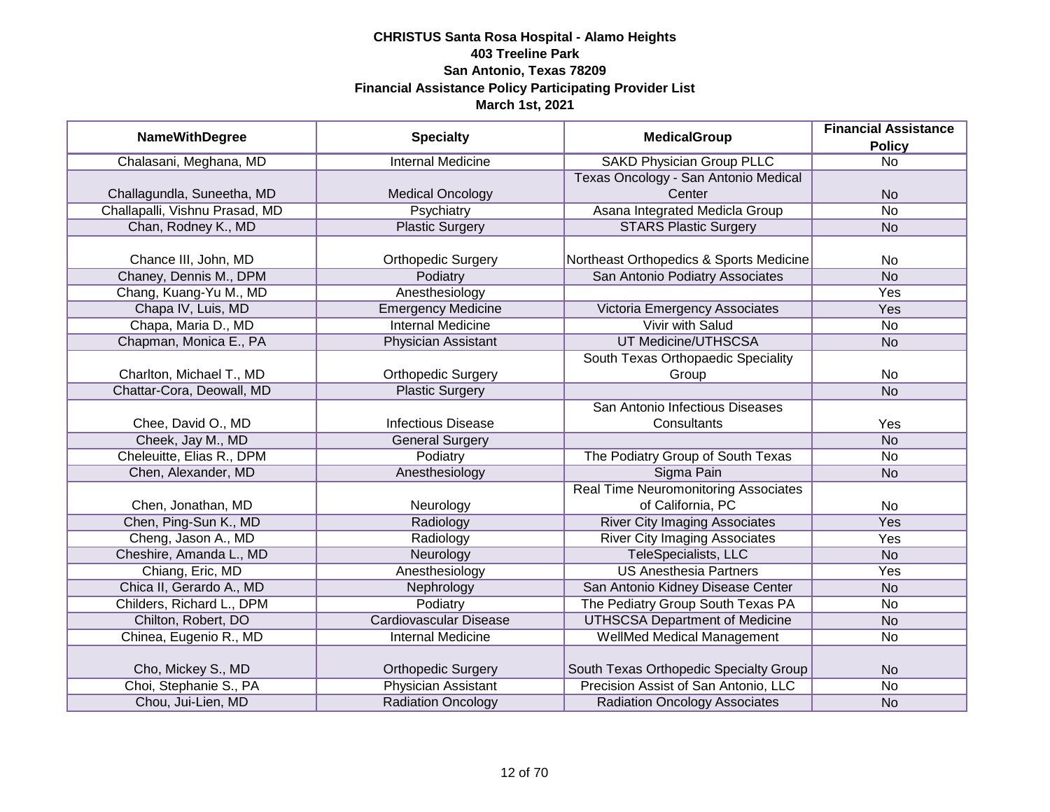**CHRISTUS Santa Rosa Hospital - Alamo Heights**
**403 Treeline Park**
**San Antonio, Texas 78209**
**Financial Assistance Policy Participating Provider List**
**March 1st, 2021**

| NameWithDegree | Specialty | MedicalGroup | Financial Assistance Policy |
|---|---|---|---|
| Chalasani, Meghana, MD | Internal Medicine | SAKD Physician Group PLLC | No |
| Challagundla, Suneetha, MD | Medical Oncology | Texas Oncology - San Antonio Medical Center | No |
| Challapalli, Vishnu Prasad, MD | Psychiatry | Asana Integrated Medicla Group | No |
| Chan, Rodney K., MD | Plastic Surgery | STARS Plastic Surgery | No |
| Chance III, John, MD | Orthopedic Surgery | Northeast Orthopedics & Sports Medicine | No |
| Chaney, Dennis M., DPM | Podiatry | San Antonio Podiatry Associates | No |
| Chang, Kuang-Yu M., MD | Anesthesiology | | Yes |
| Chapa IV, Luis, MD | Emergency Medicine | Victoria Emergency Associates | Yes |
| Chapa, Maria D., MD | Internal Medicine | Vivir with Salud | No |
| Chapman, Monica E., PA | Physician Assistant | UT Medicine/UTHSCSA | No |
| Charlton, Michael T., MD | Orthopedic Surgery | South Texas Orthopaedic Speciality Group | No |
| Chattar-Cora, Deowall, MD | Plastic Surgery | | No |
| Chee, David O., MD | Infectious Disease | San Antonio Infectious Diseases Consultants | Yes |
| Cheek, Jay M., MD | General Surgery | | No |
| Cheleuitte, Elias R., DPM | Podiatry | The Podiatry Group of South Texas | No |
| Chen, Alexander, MD | Anesthesiology | Sigma Pain | No |
| Chen, Jonathan, MD | Neurology | Real Time Neuromonitoring Associates of California, PC | No |
| Chen, Ping-Sun K., MD | Radiology | River City Imaging Associates | Yes |
| Cheng, Jason A., MD | Radiology | River City Imaging Associates | Yes |
| Cheshire, Amanda L., MD | Neurology | TeleSpecialists, LLC | No |
| Chiang, Eric, MD | Anesthesiology | US Anesthesia Partners | Yes |
| Chica II, Gerardo A., MD | Nephrology | San Antonio Kidney Disease Center | No |
| Childers, Richard L., DPM | Podiatry | The Pediatry Group South Texas PA | No |
| Chilton, Robert, DO | Cardiovascular Disease | UTHSCSA Department of Medicine | No |
| Chinea, Eugenio R., MD | Internal Medicine | WellMed Medical Management | No |
| Cho, Mickey S., MD | Orthopedic Surgery | South Texas Orthopedic Specialty Group | No |
| Choi, Stephanie S., PA | Physician Assistant | Precision Assist of San Antonio, LLC | No |
| Chou, Jui-Lien, MD | Radiation Oncology | Radiation Oncology Associates | No |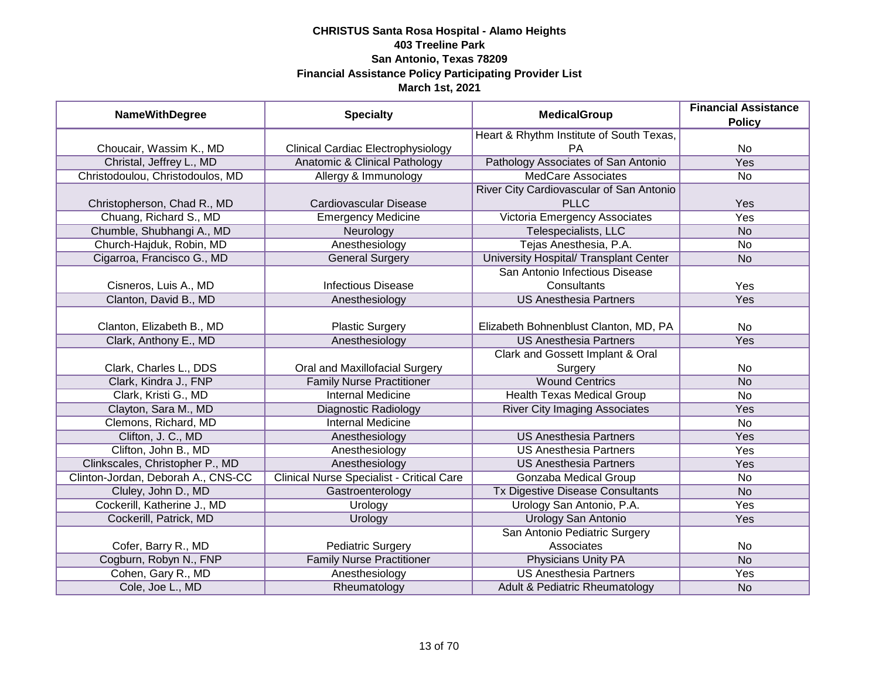**CHRISTUS Santa Rosa Hospital - Alamo Heights**
**403 Treeline Park**
**San Antonio, Texas 78209**
**Financial Assistance Policy Participating Provider List**
**March 1st, 2021**

| NameWithDegree | Specialty | MedicalGroup | Financial Assistance Policy |
|---|---|---|---|
| Choucair, Wassim K., MD | Clinical Cardiac Electrophysiology | Heart & Rhythm Institute of South Texas, PA | No |
| Christal, Jeffrey L., MD | Anatomic & Clinical Pathology | Pathology Associates of San Antonio | Yes |
| Christodoulou, Christodoulos, MD | Allergy & Immunology | MedCare Associates | No |
| Christopherson, Chad R., MD | Cardiovascular Disease | River City Cardiovascular of San Antonio PLLC | Yes |
| Chuang, Richard S., MD | Emergency Medicine | Victoria Emergency Associates | Yes |
| Chumble, Shubhangi A., MD | Neurology | Telespecialists, LLC | No |
| Church-Hajduk, Robin, MD | Anesthesiology | Tejas Anesthesia, P.A. | No |
| Cigarroa, Francisco G., MD | General Surgery | University Hospital/ Transplant Center | No |
| Cisneros, Luis A., MD | Infectious Disease | San Antonio Infectious Disease Consultants | Yes |
| Clanton, David B., MD | Anesthesiology | US Anesthesia Partners | Yes |
| Clanton, Elizabeth B., MD | Plastic Surgery | Elizabeth Bohnenblust Clanton, MD, PA | No |
| Clark, Anthony E., MD | Anesthesiology | US Anesthesia Partners | Yes |
| Clark, Charles L., DDS | Oral and Maxillofacial Surgery | Clark and Gossett Implant & Oral Surgery | No |
| Clark, Kindra J., FNP | Family Nurse Practitioner | Wound Centrics | No |
| Clark, Kristi G., MD | Internal Medicine | Health Texas Medical Group | No |
| Clayton, Sara M., MD | Diagnostic Radiology | River City Imaging Associates | Yes |
| Clemons, Richard, MD | Internal Medicine | | No |
| Clifton, J. C., MD | Anesthesiology | US Anesthesia Partners | Yes |
| Clifton, John B., MD | Anesthesiology | US Anesthesia Partners | Yes |
| Clinkscales, Christopher P., MD | Anesthesiology | US Anesthesia Partners | Yes |
| Clinton-Jordan, Deborah A., CNS-CC | Clinical Nurse Specialist - Critical Care | Gonzaba Medical Group | No |
| Cluley, John D., MD | Gastroenterology | Tx Digestive Disease Consultants | No |
| Cockerill, Katherine J., MD | Urology | Urology San Antonio, P.A. | Yes |
| Cockerill, Patrick, MD | Urology | Urology San Antonio | Yes |
| Cofer, Barry R., MD | Pediatric Surgery | San Antonio Pediatric Surgery Associates | No |
| Cogburn, Robyn N., FNP | Family Nurse Practitioner | Physicians Unity PA | No |
| Cohen, Gary R., MD | Anesthesiology | US Anesthesia Partners | Yes |
| Cole, Joe L., MD | Rheumatology | Adult & Pediatric Rheumatology | No |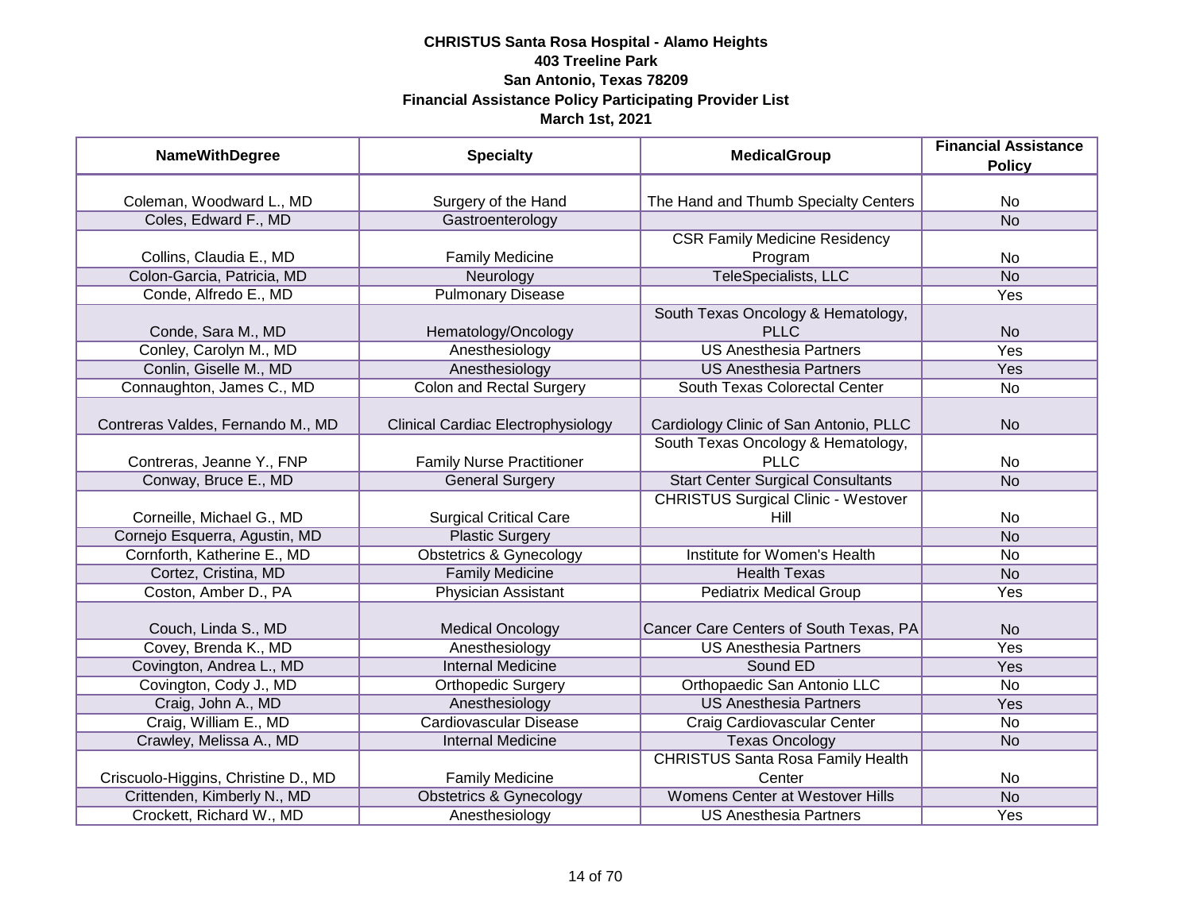**CHRISTUS Santa Rosa Hospital - Alamo Heights**
**403 Treeline Park**
**San Antonio, Texas 78209**
**Financial Assistance Policy Participating Provider List**
**March 1st, 2021**

| NameWithDegree | Specialty | MedicalGroup | Financial Assistance Policy |
|---|---|---|---|
| Coleman, Woodward L., MD | Surgery of the Hand | The Hand and Thumb Specialty Centers | No |
| Coles, Edward F., MD | Gastroenterology | | No |
| Collins, Claudia E., MD | Family Medicine | CSR Family Medicine Residency Program | No |
| Colon-Garcia, Patricia, MD | Neurology | TeleSpecialists, LLC | No |
| Conde, Alfredo E., MD | Pulmonary Disease | | Yes |
| Conde, Sara M., MD | Hematology/Oncology | South Texas Oncology & Hematology, PLLC | No |
| Conley, Carolyn M., MD | Anesthesiology | US Anesthesia Partners | Yes |
| Conlin, Giselle M., MD | Anesthesiology | US Anesthesia Partners | Yes |
| Connaughton, James C., MD | Colon and Rectal Surgery | South Texas Colorectal Center | No |
| Contreras Valdes, Fernando M., MD | Clinical Cardiac Electrophysiology | Cardiology Clinic of San Antonio, PLLC | No |
| Contreras, Jeanne Y., FNP | Family Nurse Practitioner | South Texas Oncology & Hematology, PLLC | No |
| Conway, Bruce E., MD | General Surgery | Start Center Surgical Consultants | No |
| Corneille, Michael G., MD | Surgical Critical Care | CHRISTUS Surgical Clinic - Westover Hill | No |
| Cornejo Esquerra, Agustin, MD | Plastic Surgery | | No |
| Cornforth, Katherine E., MD | Obstetrics & Gynecology | Institute for Women's Health | No |
| Cortez, Cristina, MD | Family Medicine | Health Texas | No |
| Coston, Amber D., PA | Physician Assistant | Pediatrix Medical Group | Yes |
| Couch, Linda S., MD | Medical Oncology | Cancer Care Centers of South Texas, PA | No |
| Covey, Brenda K., MD | Anesthesiology | US Anesthesia Partners | Yes |
| Covington, Andrea L., MD | Internal Medicine | Sound ED | Yes |
| Covington, Cody J., MD | Orthopedic Surgery | Orthopaedic San Antonio LLC | No |
| Craig, John A., MD | Anesthesiology | US Anesthesia Partners | Yes |
| Craig, William E., MD | Cardiovascular Disease | Craig Cardiovascular Center | No |
| Crawley, Melissa A., MD | Internal Medicine | Texas Oncology | No |
| Criscuolo-Higgins, Christine D., MD | Family Medicine | CHRISTUS Santa Rosa Family Health Center | No |
| Crittenden, Kimberly N., MD | Obstetrics & Gynecology | Womens Center at Westover Hills | No |
| Crockett, Richard W., MD | Anesthesiology | US Anesthesia Partners | Yes |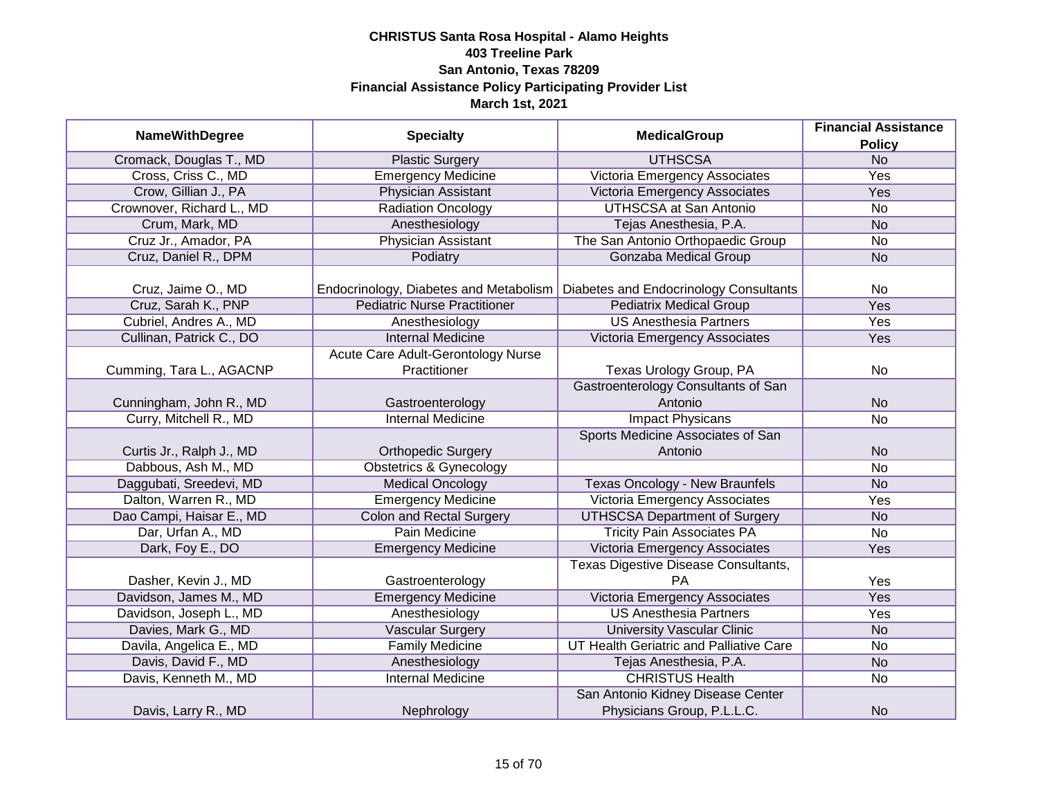**CHRISTUS Santa Rosa Hospital - Alamo Heights**
**403 Treeline Park**
**San Antonio, Texas 78209**
**Financial Assistance Policy Participating Provider List**
**March 1st, 2021**

| NameWithDegree | Specialty | MedicalGroup | Financial Assistance Policy |
|---|---|---|---|
| Cromack, Douglas T., MD | Plastic Surgery | UTHSCSA | No |
| Cross, Criss C., MD | Emergency Medicine | Victoria Emergency Associates | Yes |
| Crow, Gillian J., PA | Physician Assistant | Victoria Emergency Associates | Yes |
| Crownover, Richard L., MD | Radiation Oncology | UTHSCSA at San Antonio | No |
| Crum, Mark, MD | Anesthesiology | Tejas Anesthesia, P.A. | No |
| Cruz Jr., Amador, PA | Physician Assistant | The San Antonio Orthopaedic Group | No |
| Cruz, Daniel R., DPM | Podiatry | Gonzaba Medical Group | No |
| Cruz, Jaime O., MD | Endocrinology, Diabetes and Metabolism | Diabetes and Endocrinology Consultants | No |
| Cruz, Sarah K., PNP | Pediatric Nurse Practitioner | Pediatrix Medical Group | Yes |
| Cubriel, Andres A., MD | Anesthesiology | US Anesthesia Partners | Yes |
| Cullinan, Patrick C., DO | Internal Medicine | Victoria Emergency Associates | Yes |
| Cumming, Tara L., AGACNP | Acute Care Adult-Gerontology Nurse Practitioner | Texas Urology Group, PA | No |
| Cunningham, John R., MD | Gastroenterology | Gastroenterology Consultants of San Antonio | No |
| Curry, Mitchell R., MD | Internal Medicine | Impact Physicans | No |
| Curtis Jr., Ralph J., MD | Orthopedic Surgery | Sports Medicine Associates of San Antonio | No |
| Dabbous, Ash M., MD | Obstetrics & Gynecology | | No |
| Daggubati, Sreedevi, MD | Medical Oncology | Texas Oncology - New Braunfels | No |
| Dalton, Warren R., MD | Emergency Medicine | Victoria Emergency Associates | Yes |
| Dao Campi, Haisar E., MD | Colon and Rectal Surgery | UTHSCSA Department of Surgery | No |
| Dar, Urfan A., MD | Pain Medicine | Tricity Pain Associates PA | No |
| Dark, Foy E., DO | Emergency Medicine | Victoria Emergency Associates | Yes |
| Dasher, Kevin J., MD | Gastroenterology | Texas Digestive Disease Consultants, PA | Yes |
| Davidson, James M., MD | Emergency Medicine | Victoria Emergency Associates | Yes |
| Davidson, Joseph L., MD | Anesthesiology | US Anesthesia Partners | Yes |
| Davies, Mark G., MD | Vascular Surgery | University Vascular Clinic | No |
| Davila, Angelica E., MD | Family Medicine | UT Health Geriatric and Palliative Care | No |
| Davis, David F., MD | Anesthesiology | Tejas Anesthesia, P.A. | No |
| Davis, Kenneth M., MD | Internal Medicine | CHRISTUS Health | No |
| Davis, Larry R., MD | Nephrology | San Antonio Kidney Disease Center Physicians Group, P.L.L.C. | No |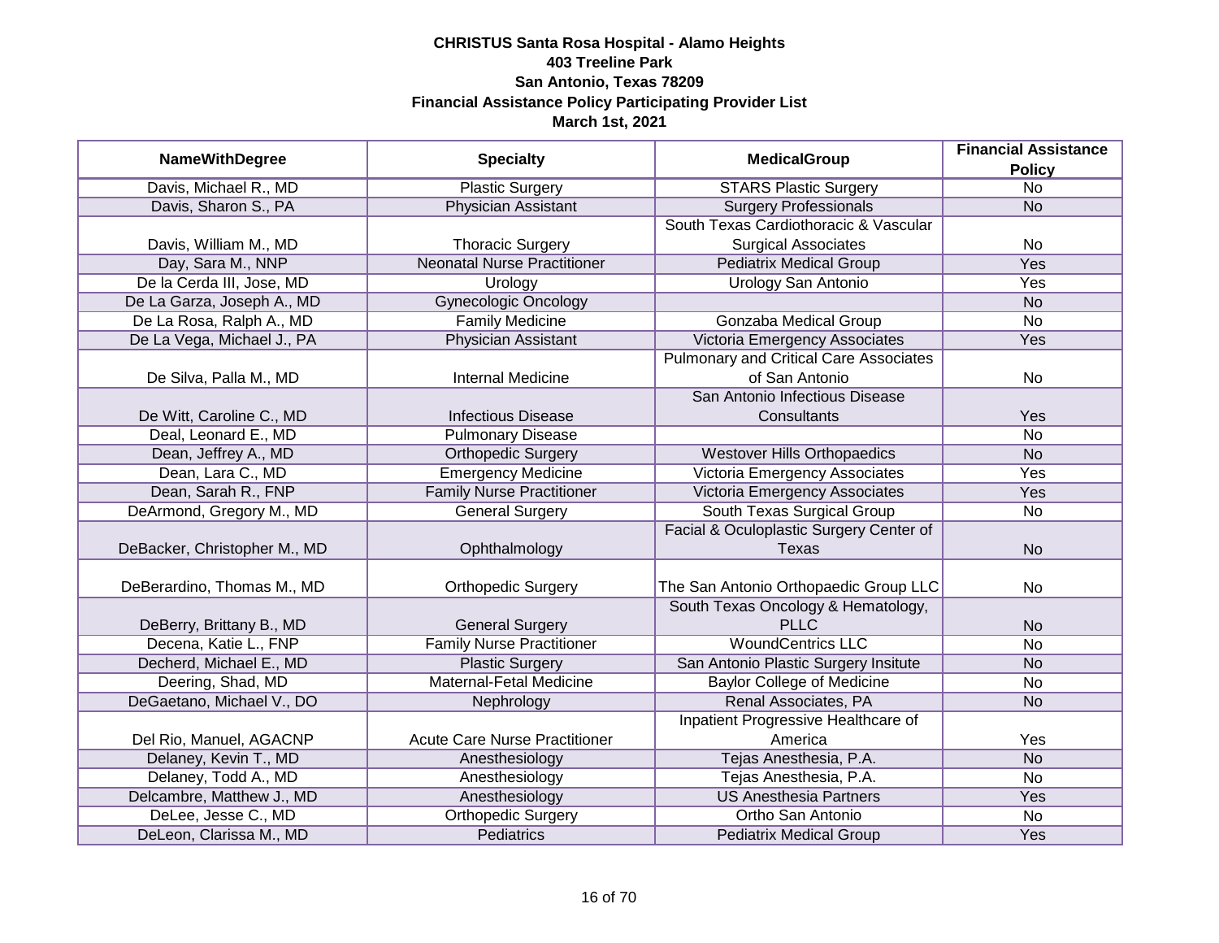**CHRISTUS Santa Rosa Hospital - Alamo Heights**
**403 Treeline Park**
**San Antonio, Texas 78209**
**Financial Assistance Policy Participating Provider List**
**March 1st, 2021**

| NameWithDegree | Specialty | MedicalGroup | Financial Assistance Policy |
|---|---|---|---|
| Davis, Michael R., MD | Plastic Surgery | STARS Plastic Surgery | No |
| Davis, Sharon S., PA | Physician Assistant | Surgery Professionals | No |
| Davis, William M., MD | Thoracic Surgery | South Texas Cardiothoracic & Vascular Surgical Associates | No |
| Day, Sara M., NNP | Neonatal Nurse Practitioner | Pediatrix Medical Group | Yes |
| De la Cerda III, Jose, MD | Urology | Urology San Antonio | Yes |
| De La Garza, Joseph A., MD | Gynecologic Oncology | | No |
| De La Rosa, Ralph A., MD | Family Medicine | Gonzaba Medical Group | No |
| De La Vega, Michael J., PA | Physician Assistant | Victoria Emergency Associates | Yes |
| De Silva, Palla M., MD | Internal Medicine | Pulmonary and Critical Care Associates of San Antonio | No |
| De Witt, Caroline C., MD | Infectious Disease | San Antonio Infectious Disease Consultants | Yes |
| Deal, Leonard E., MD | Pulmonary Disease | | No |
| Dean, Jeffrey A., MD | Orthopedic Surgery | Westover Hills Orthopaedics | No |
| Dean, Lara C., MD | Emergency Medicine | Victoria Emergency Associates | Yes |
| Dean, Sarah R., FNP | Family Nurse Practitioner | Victoria Emergency Associates | Yes |
| DeArmond, Gregory M., MD | General Surgery | South Texas Surgical Group | No |
| DeBacker, Christopher M., MD | Ophthalmology | Facial & Oculoplastic Surgery Center of Texas | No |
| DeBerardino, Thomas M., MD | Orthopedic Surgery | The San Antonio Orthopaedic Group LLC | No |
| DeBerry, Brittany B., MD | General Surgery | South Texas Oncology & Hematology, PLLC | No |
| Decena, Katie L., FNP | Family Nurse Practitioner | WoundCentrics LLC | No |
| Decherd, Michael E., MD | Plastic Surgery | San Antonio Plastic Surgery Insitute | No |
| Deering, Shad, MD | Maternal-Fetal Medicine | Baylor College of Medicine | No |
| DeGaetano, Michael V., DO | Nephrology | Renal Associates, PA | No |
| Del Rio, Manuel, AGACNP | Acute Care Nurse Practitioner | Inpatient Progressive Healthcare of America | Yes |
| Delaney, Kevin T., MD | Anesthesiology | Tejas Anesthesia, P.A. | No |
| Delaney, Todd A., MD | Anesthesiology | Tejas Anesthesia, P.A. | No |
| Delcambre, Matthew J., MD | Anesthesiology | US Anesthesia Partners | Yes |
| DeLee, Jesse C., MD | Orthopedic Surgery | Ortho San Antonio | No |
| DeLeon, Clarissa M., MD | Pediatrics | Pediatrix Medical Group | Yes |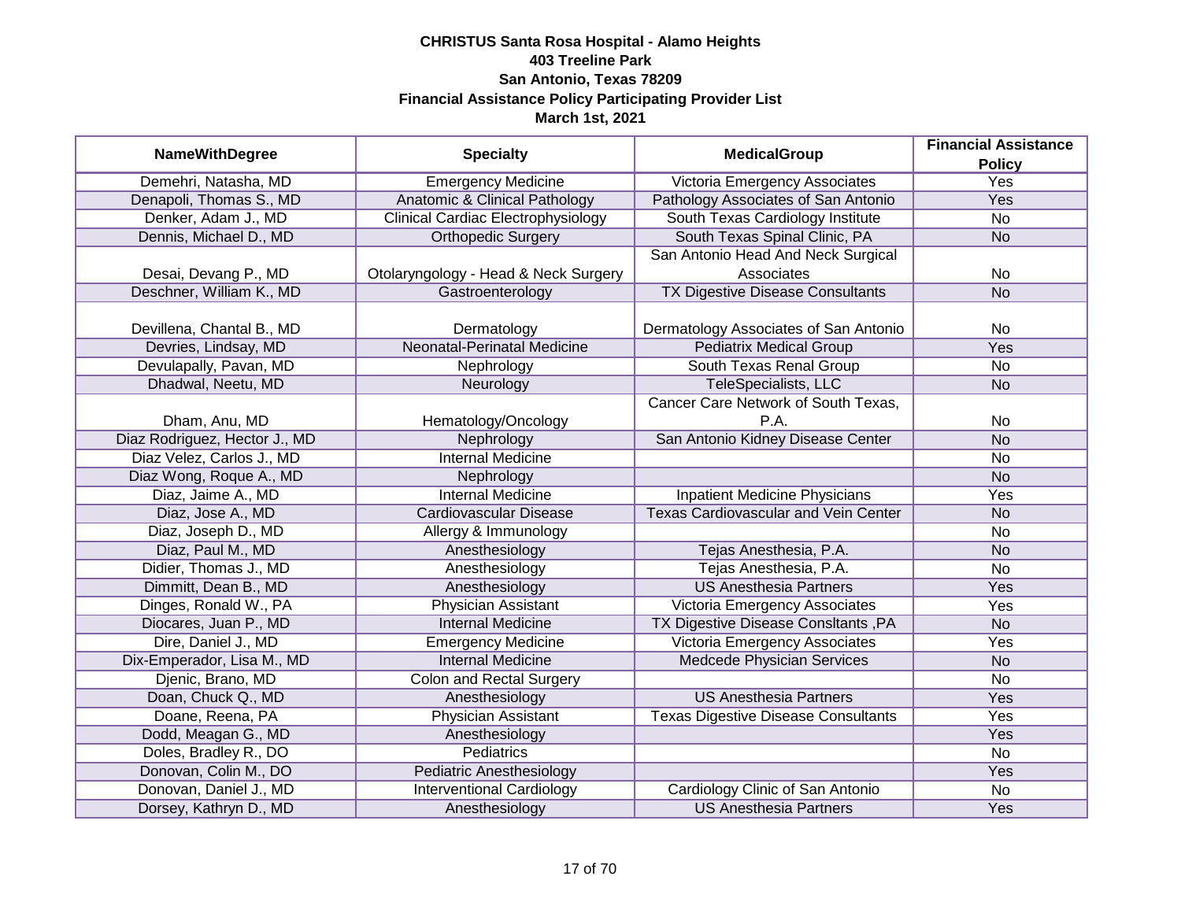**CHRISTUS Santa Rosa Hospital - Alamo Heights**
**403 Treeline Park**
**San Antonio, Texas 78209**
**Financial Assistance Policy Participating Provider List**
**March 1st, 2021**

| NameWithDegree | Specialty | MedicalGroup | Financial Assistance Policy |
|---|---|---|---|
| Demehri, Natasha, MD | Emergency Medicine | Victoria Emergency Associates | Yes |
| Denapoli, Thomas S., MD | Anatomic & Clinical Pathology | Pathology Associates of San Antonio | Yes |
| Denker, Adam J., MD | Clinical Cardiac Electrophysiology | South Texas Cardiology Institute | No |
| Dennis, Michael D., MD | Orthopedic Surgery | South Texas Spinal Clinic, PA | No |
| Desai, Devang P., MD | Otolaryngology - Head & Neck Surgery | San Antonio Head And Neck Surgical Associates | No |
| Deschner, William K., MD | Gastroenterology | TX Digestive Disease Consultants | No |
| Devillena, Chantal B., MD | Dermatology | Dermatology Associates of San Antonio | No |
| Devries, Lindsay, MD | Neonatal-Perinatal Medicine | Pediatrix Medical Group | Yes |
| Devulapally, Pavan, MD | Nephrology | South Texas Renal Group | No |
| Dhadwal, Neetu, MD | Neurology | TeleSpecialists, LLC | No |
| Dham, Anu, MD | Hematology/Oncology | Cancer Care Network of South Texas, P.A. | No |
| Diaz Rodriguez, Hector J., MD | Nephrology | San Antonio Kidney Disease Center | No |
| Diaz Velez, Carlos J., MD | Internal Medicine | | No |
| Diaz Wong, Roque A., MD | Nephrology | | No |
| Diaz, Jaime A., MD | Internal Medicine | Inpatient Medicine Physicians | Yes |
| Diaz, Jose A., MD | Cardiovascular Disease | Texas Cardiovascular and Vein Center | No |
| Diaz, Joseph D., MD | Allergy & Immunology | | No |
| Diaz, Paul M., MD | Anesthesiology | Tejas Anesthesia, P.A. | No |
| Didier, Thomas J., MD | Anesthesiology | Tejas Anesthesia, P.A. | No |
| Dimmitt, Dean B., MD | Anesthesiology | US Anesthesia Partners | Yes |
| Dinges, Ronald W., PA | Physician Assistant | Victoria Emergency Associates | Yes |
| Diocares, Juan P., MD | Internal Medicine | TX Digestive Disease Consltants ,PA | No |
| Dire, Daniel J., MD | Emergency Medicine | Victoria Emergency Associates | Yes |
| Dix-Emperador, Lisa M., MD | Internal Medicine | Medcede Physician Services | No |
| Djenic, Brano, MD | Colon and Rectal Surgery | | No |
| Doan, Chuck Q., MD | Anesthesiology | US Anesthesia Partners | Yes |
| Doane, Reena, PA | Physician Assistant | Texas Digestive Disease Consultants | Yes |
| Dodd, Meagan G., MD | Anesthesiology | | Yes |
| Doles, Bradley R., DO | Pediatrics | | No |
| Donovan, Colin M., DO | Pediatric Anesthesiology | | Yes |
| Donovan, Daniel J., MD | Interventional Cardiology | Cardiology Clinic of San Antonio | No |
| Dorsey, Kathryn D., MD | Anesthesiology | US Anesthesia Partners | Yes |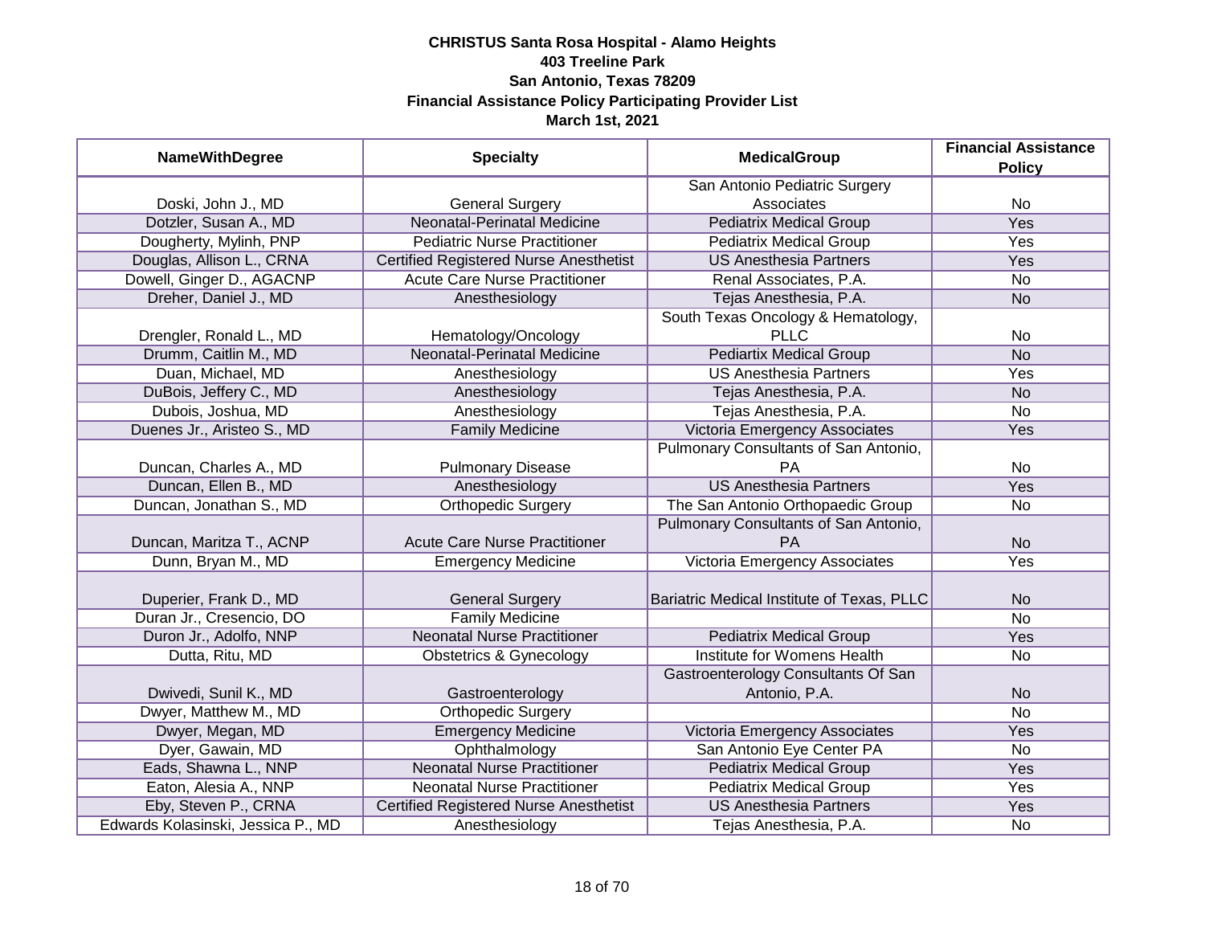**CHRISTUS Santa Rosa Hospital - Alamo Heights**
**403 Treeline Park**
**San Antonio, Texas 78209**
**Financial Assistance Policy Participating Provider List**
**March 1st, 2021**

| NameWithDegree | Specialty | MedicalGroup | Financial Assistance Policy |
|---|---|---|---|
| Doski, John J., MD | General Surgery | San Antonio Pediatric Surgery Associates | No |
| Dotzler, Susan A., MD | Neonatal-Perinatal Medicine | Pediatrix Medical Group | Yes |
| Dougherty, Mylinh, PNP | Pediatric Nurse Practitioner | Pediatrix Medical Group | Yes |
| Douglas, Allison L., CRNA | Certified Registered Nurse Anesthetist | US Anesthesia Partners | Yes |
| Dowell, Ginger D., AGACNP | Acute Care Nurse Practitioner | Renal Associates, P.A. | No |
| Dreher, Daniel J., MD | Anesthesiology | Tejas Anesthesia, P.A. | No |
| Drengler, Ronald L., MD | Hematology/Oncology | South Texas Oncology & Hematology, PLLC | No |
| Drumm, Caitlin M., MD | Neonatal-Perinatal Medicine | Pediartix Medical Group | No |
| Duan, Michael, MD | Anesthesiology | US Anesthesia Partners | Yes |
| DuBois, Jeffery C., MD | Anesthesiology | Tejas Anesthesia, P.A. | No |
| Dubois, Joshua, MD | Anesthesiology | Tejas Anesthesia, P.A. | No |
| Duenes Jr., Aristeo S., MD | Family Medicine | Victoria Emergency Associates | Yes |
| Duncan, Charles A., MD | Pulmonary Disease | Pulmonary Consultants of San Antonio, PA | No |
| Duncan, Ellen B., MD | Anesthesiology | US Anesthesia Partners | Yes |
| Duncan, Jonathan S., MD | Orthopedic Surgery | The San Antonio Orthopaedic Group | No |
| Duncan, Maritza T., ACNP | Acute Care Nurse Practitioner | Pulmonary Consultants of San Antonio, PA | No |
| Dunn, Bryan M., MD | Emergency Medicine | Victoria Emergency Associates | Yes |
| Duperier, Frank D., MD | General Surgery | Bariatric Medical Institute of Texas, PLLC | No |
| Duran Jr., Cresencio, DO | Family Medicine | | No |
| Duron Jr., Adolfo, NNP | Neonatal Nurse Practitioner | Pediatrix Medical Group | Yes |
| Dutta, Ritu, MD | Obstetrics & Gynecology | Institute for Womens Health | No |
| Dwivedi, Sunil K., MD | Gastroenterology | Gastroenterology Consultants Of San Antonio, P.A. | No |
| Dwyer, Matthew M., MD | Orthopedic Surgery | | No |
| Dwyer, Megan, MD | Emergency Medicine | Victoria Emergency Associates | Yes |
| Dyer, Gawain, MD | Ophthalmology | San Antonio Eye Center PA | No |
| Eads, Shawna L., NNP | Neonatal Nurse Practitioner | Pediatrix Medical Group | Yes |
| Eaton, Alesia A., NNP | Neonatal Nurse Practitioner | Pediatrix Medical Group | Yes |
| Eby, Steven P., CRNA | Certified Registered Nurse Anesthetist | US Anesthesia Partners | Yes |
| Edwards Kolasinski, Jessica P., MD | Anesthesiology | Tejas Anesthesia, P.A. | No |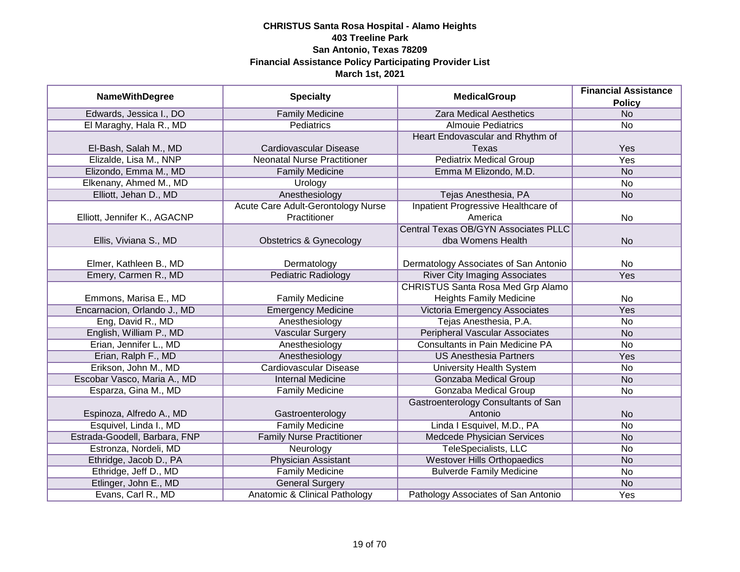**CHRISTUS Santa Rosa Hospital - Alamo Heights**
**403 Treeline Park**
**San Antonio, Texas 78209**
**Financial Assistance Policy Participating Provider List**
**March 1st, 2021**

| NameWithDegree | Specialty | MedicalGroup | Financial Assistance Policy |
|---|---|---|---|
| Edwards, Jessica I., DO | Family Medicine | Zara Medical Aesthetics | No |
| El Maraghy, Hala R., MD | Pediatrics | Almouie Pediatrics | No |
| El-Bash, Salah M., MD | Cardiovascular Disease | Heart Endovascular and Rhythm of Texas | Yes |
| Elizalde, Lisa M., NNP | Neonatal Nurse Practitioner | Pediatrix Medical Group | Yes |
| Elizondo, Emma M., MD | Family Medicine | Emma M Elizondo, M.D. | No |
| Elkenany, Ahmed M., MD | Urology | | No |
| Elliott, Jehan D., MD | Anesthesiology | Tejas Anesthesia, PA | No |
| Elliott, Jennifer K., AGACNP | Acute Care Adult-Gerontology Nurse Practitioner | Inpatient Progressive Healthcare of America | No |
| Ellis, Viviana S., MD | Obstetrics & Gynecology | Central Texas OB/GYN Associates PLLC dba Womens Health | No |
| Elmer, Kathleen B., MD | Dermatology | Dermatology Associates of San Antonio | No |
| Emery, Carmen R., MD | Pediatric Radiology | River City Imaging Associates | Yes |
| Emmons, Marisa E., MD | Family Medicine | CHRISTUS Santa Rosa Med Grp Alamo Heights Family Medicine | No |
| Encarnacion, Orlando J., MD | Emergency Medicine | Victoria Emergency Associates | Yes |
| Eng, David R., MD | Anesthesiology | Tejas Anesthesia, P.A. | No |
| English, William P., MD | Vascular Surgery | Peripheral Vascular Associates | No |
| Erian, Jennifer L., MD | Anesthesiology | Consultants in Pain Medicine PA | No |
| Erian, Ralph F., MD | Anesthesiology | US Anesthesia Partners | Yes |
| Erikson, John M., MD | Cardiovascular Disease | University Health System | No |
| Escobar Vasco, Maria A., MD | Internal Medicine | Gonzaba Medical Group | No |
| Esparza, Gina M., MD | Family Medicine | Gonzaba Medical Group | No |
| Espinoza, Alfredo A., MD | Gastroenterology | Gastroenterology Consultants of San Antonio | No |
| Esquivel, Linda I., MD | Family Medicine | Linda I Esquivel, M.D., PA | No |
| Estrada-Goodell, Barbara, FNP | Family Nurse Practitioner | Medcede Physician Services | No |
| Estronza, Nordeli, MD | Neurology | TeleSpecialists, LLC | No |
| Ethridge, Jacob D., PA | Physician Assistant | Westover Hills Orthopaedics | No |
| Ethridge, Jeff D., MD | Family Medicine | Bulverde Family Medicine | No |
| Etlinger, John E., MD | General Surgery | | No |
| Evans, Carl R., MD | Anatomic & Clinical Pathology | Pathology Associates of San Antonio | Yes |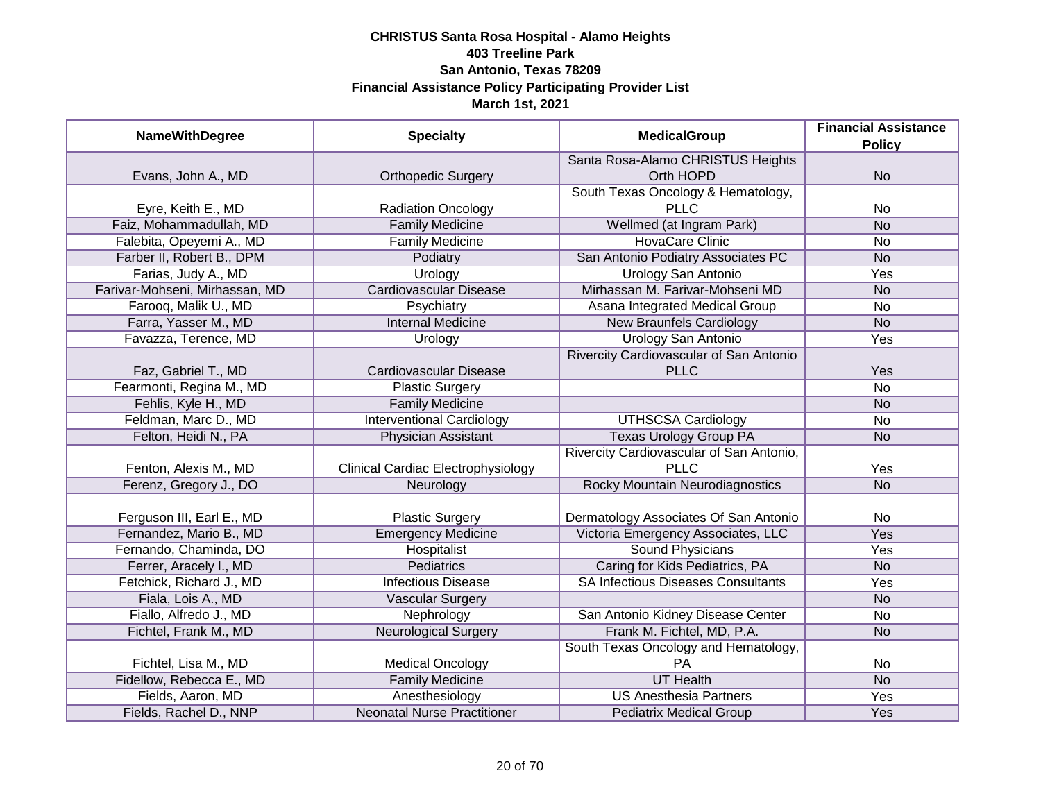**CHRISTUS Santa Rosa Hospital - Alamo Heights**
**403 Treeline Park**
**San Antonio, Texas 78209**
**Financial Assistance Policy Participating Provider List**
**March 1st, 2021**

| NameWithDegree | Specialty | MedicalGroup | Financial Assistance Policy |
|---|---|---|---|
| Evans, John A., MD | Orthopedic Surgery | Santa Rosa-Alamo CHRISTUS Heights Orth HOPD | No |
| Eyre, Keith E., MD | Radiation Oncology | South Texas Oncology & Hematology, PLLC | No |
| Faiz, Mohammadullah, MD | Family Medicine | Wellmed (at Ingram Park) | No |
| Falebita, Opeyemi A., MD | Family Medicine | HovaCare Clinic | No |
| Farber II, Robert B., DPM | Podiatry | San Antonio Podiatry Associates PC | No |
| Farias, Judy A., MD | Urology | Urology San Antonio | Yes |
| Farivar-Mohseni, Mirhassan, MD | Cardiovascular Disease | Mirhassan M. Farivar-Mohseni MD | No |
| Farooq, Malik U., MD | Psychiatry | Asana Integrated Medical Group | No |
| Farra, Yasser M., MD | Internal Medicine | New Braunfels Cardiology | No |
| Favazza, Terence, MD | Urology | Urology San Antonio | Yes |
| Faz, Gabriel T., MD | Cardiovascular Disease | Rivercity Cardiovascular of San Antonio PLLC | Yes |
| Fearmonti, Regina M., MD | Plastic Surgery | | No |
| Fehlis, Kyle H., MD | Family Medicine | | No |
| Feldman, Marc D., MD | Interventional Cardiology | UTHSCSA Cardiology | No |
| Felton, Heidi N., PA | Physician Assistant | Texas Urology Group PA | No |
| Fenton, Alexis M., MD | Clinical Cardiac Electrophysiology | Rivercity Cardiovascular of San Antonio, PLLC | Yes |
| Ferenz, Gregory J., DO | Neurology | Rocky Mountain Neurodiagnostics | No |
| Ferguson III, Earl E., MD | Plastic Surgery | Dermatology Associates Of San Antonio | No |
| Fernandez, Mario B., MD | Emergency Medicine | Victoria Emergency Associates, LLC | Yes |
| Fernando, Chaminda, DO | Hospitalist | Sound Physicians | Yes |
| Ferrer, Aracely I., MD | Pediatrics | Caring for Kids Pediatrics, PA | No |
| Fetchick, Richard J., MD | Infectious Disease | SA Infectious Diseases Consultants | Yes |
| Fiala, Lois A., MD | Vascular Surgery | | No |
| Fiallo, Alfredo J., MD | Nephrology | San Antonio Kidney Disease Center | No |
| Fichtel, Frank M., MD | Neurological Surgery | Frank M. Fichtel, MD, P.A. | No |
| Fichtel, Lisa M., MD | Medical Oncology | South Texas Oncology and Hematology, PA | No |
| Fidellow, Rebecca E., MD | Family Medicine | UT Health | No |
| Fields, Aaron, MD | Anesthesiology | US Anesthesia Partners | Yes |
| Fields, Rachel D., NNP | Neonatal Nurse Practitioner | Pediatrix Medical Group | Yes |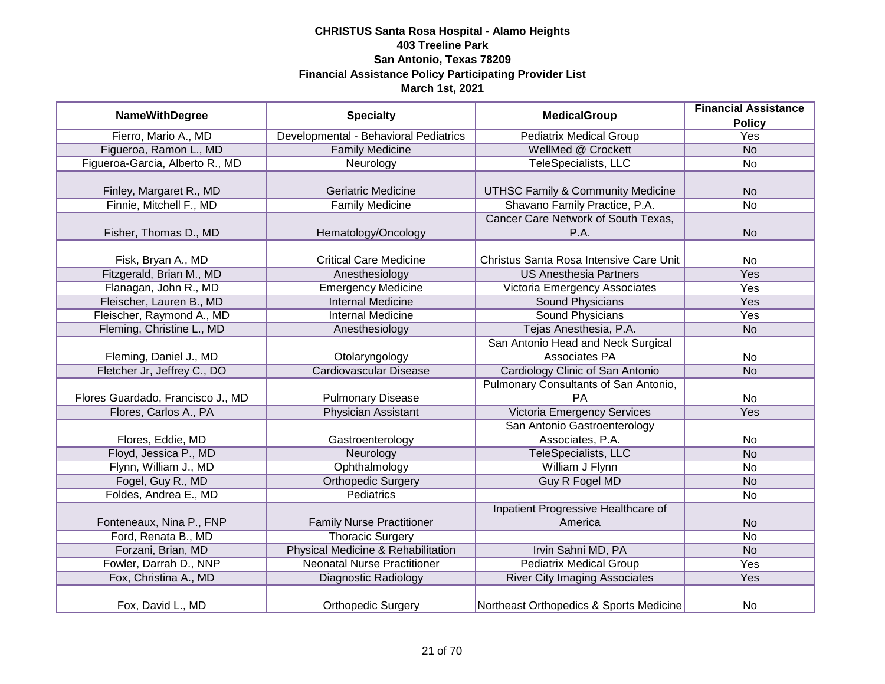**CHRISTUS Santa Rosa Hospital - Alamo Heights**
**403 Treeline Park**
**San Antonio, Texas 78209**
**Financial Assistance Policy Participating Provider List**
**March 1st, 2021**

| NameWithDegree | Specialty | MedicalGroup | Financial Assistance Policy |
|---|---|---|---|
| Fierro, Mario A., MD | Developmental - Behavioral Pediatrics | Pediatrix Medical Group | Yes |
| Figueroa, Ramon L., MD | Family Medicine | WellMed @ Crockett | No |
| Figueroa-Garcia, Alberto R., MD | Neurology | TeleSpecialists, LLC | No |
| Finley, Margaret R., MD | Geriatric Medicine | UTHSC Family & Community Medicine | No |
| Finnie, Mitchell F., MD | Family Medicine | Shavano Family Practice, P.A. | No |
| Fisher, Thomas D., MD | Hematology/Oncology | Cancer Care Network of South Texas, P.A. | No |
| Fisk, Bryan A., MD | Critical Care Medicine | Christus Santa Rosa Intensive Care Unit | No |
| Fitzgerald, Brian M., MD | Anesthesiology | US Anesthesia Partners | Yes |
| Flanagan, John R., MD | Emergency Medicine | Victoria Emergency Associates | Yes |
| Fleischer, Lauren B., MD | Internal Medicine | Sound Physicians | Yes |
| Fleischer, Raymond A., MD | Internal Medicine | Sound Physicians | Yes |
| Fleming, Christine L., MD | Anesthesiology | Tejas Anesthesia, P.A. | No |
| Fleming, Daniel J., MD | Otolaryngology | San Antonio Head and Neck Surgical Associates PA | No |
| Fletcher Jr, Jeffrey C., DO | Cardiovascular Disease | Cardiology Clinic of San Antonio | No |
| Flores Guardado, Francisco J., MD | Pulmonary Disease | Pulmonary Consultants of San Antonio, PA | No |
| Flores, Carlos A., PA | Physician Assistant | Victoria Emergency Services | Yes |
| Flores, Eddie, MD | Gastroenterology | San Antonio Gastroenterology Associates, P.A. | No |
| Floyd, Jessica P., MD | Neurology | TeleSpecialists, LLC | No |
| Flynn, William J., MD | Ophthalmology | William J Flynn | No |
| Fogel, Guy R., MD | Orthopedic Surgery | Guy R Fogel MD | No |
| Foldes, Andrea E., MD | Pediatrics | | No |
| Fonteneaux, Nina P., FNP | Family Nurse Practitioner | Inpatient Progressive Healthcare of America | No |
| Ford, Renata B., MD | Thoracic Surgery | | No |
| Forzani, Brian, MD | Physical Medicine & Rehabilitation | Irvin Sahni MD, PA | No |
| Fowler, Darrah D., NNP | Neonatal Nurse Practitioner | Pediatrix Medical Group | Yes |
| Fox, Christina A., MD | Diagnostic Radiology | River City Imaging Associates | Yes |
| Fox, David L., MD | Orthopedic Surgery | Northeast Orthopedics & Sports Medicine | No |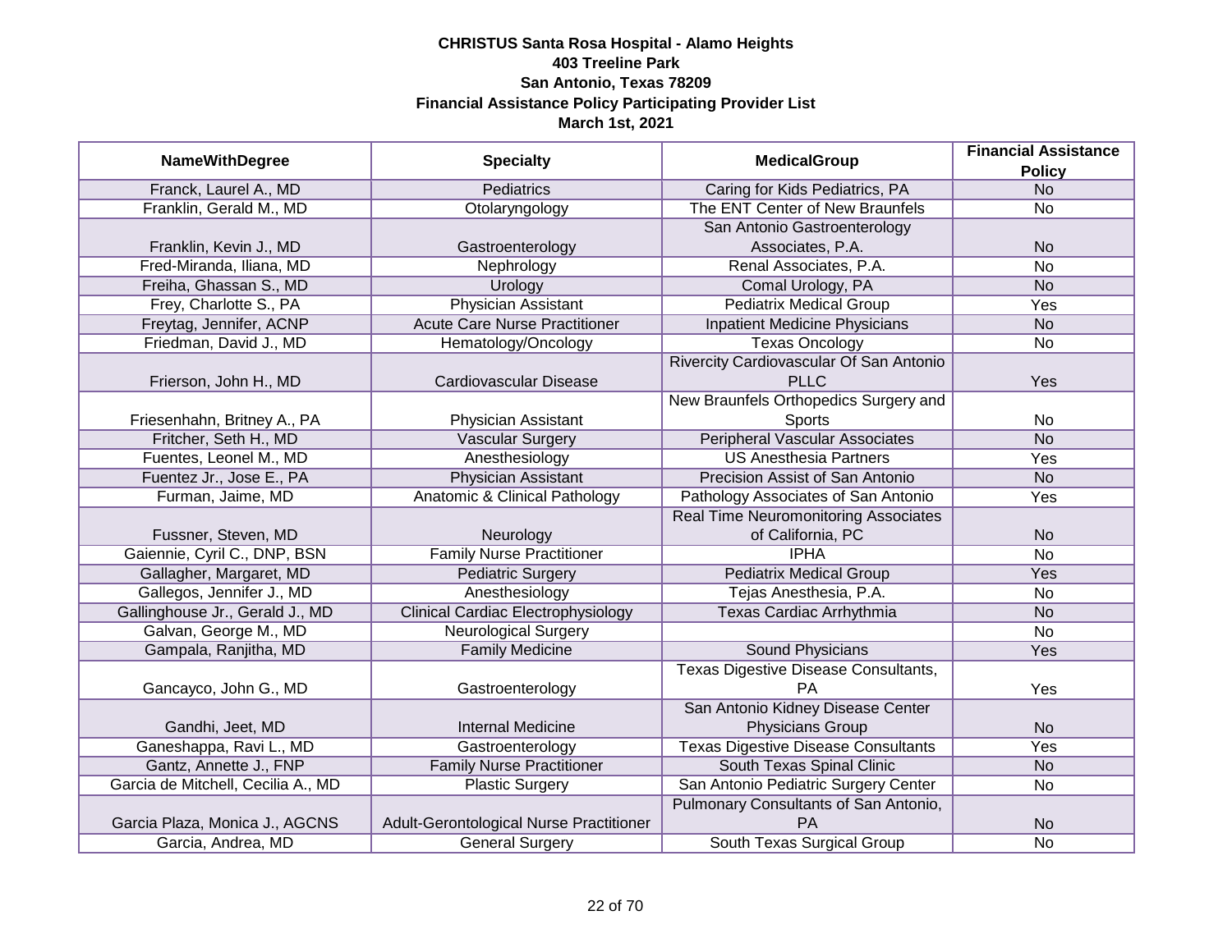**CHRISTUS Santa Rosa Hospital - Alamo Heights**
**403 Treeline Park**
**San Antonio, Texas 78209**
**Financial Assistance Policy Participating Provider List**
**March 1st, 2021**

| NameWithDegree | Specialty | MedicalGroup | Financial Assistance Policy |
|---|---|---|---|
| Franck, Laurel A., MD | Pediatrics | Caring for Kids Pediatrics, PA | No |
| Franklin, Gerald M., MD | Otolaryngology | The ENT Center of New Braunfels | No |
| Franklin, Kevin J., MD | Gastroenterology | San Antonio Gastroenterology Associates, P.A. | No |
| Fred-Miranda, Iliana, MD | Nephrology | Renal Associates, P.A. | No |
| Freiha, Ghassan S., MD | Urology | Comal Urology, PA | No |
| Frey, Charlotte S., PA | Physician Assistant | Pediatrix Medical Group | Yes |
| Freytag, Jennifer, ACNP | Acute Care Nurse Practitioner | Inpatient Medicine Physicians | No |
| Friedman, David J., MD | Hematology/Oncology | Texas Oncology | No |
| Frierson, John H., MD | Cardiovascular Disease | Rivercity Cardiovascular Of San Antonio PLLC | Yes |
| Friesenhahn, Britney A., PA | Physician Assistant | New Braunfels Orthopedics Surgery and Sports | No |
| Fritcher, Seth H., MD | Vascular Surgery | Peripheral Vascular Associates | No |
| Fuentes, Leonel M., MD | Anesthesiology | US Anesthesia Partners | Yes |
| Fuentez Jr., Jose E., PA | Physician Assistant | Precision Assist of San Antonio | No |
| Furman, Jaime, MD | Anatomic & Clinical Pathology | Pathology Associates of San Antonio | Yes |
| Fussner, Steven, MD | Neurology | Real Time Neuromonitoring Associates of California, PC | No |
| Gaiennie, Cyril C., DNP, BSN | Family Nurse Practitioner | IPHA | No |
| Gallagher, Margaret, MD | Pediatric Surgery | Pediatrix Medical Group | Yes |
| Gallegos, Jennifer J., MD | Anesthesiology | Tejas Anesthesia, P.A. | No |
| Gallinghouse Jr., Gerald J., MD | Clinical Cardiac Electrophysiology | Texas Cardiac Arrhythmia | No |
| Galvan, George M., MD | Neurological Surgery | | No |
| Gampala, Ranjitha, MD | Family Medicine | Sound Physicians | Yes |
| Gancayco, John G., MD | Gastroenterology | Texas Digestive Disease Consultants, PA | Yes |
| Gandhi, Jeet, MD | Internal Medicine | San Antonio Kidney Disease Center Physicians Group | No |
| Ganeshappa, Ravi L., MD | Gastroenterology | Texas Digestive Disease Consultants | Yes |
| Gantz, Annette J., FNP | Family Nurse Practitioner | South Texas Spinal Clinic | No |
| Garcia de Mitchell, Cecilia A., MD | Plastic Surgery | San Antonio Pediatric Surgery Center | No |
| Garcia Plaza, Monica J., AGCNS | Adult-Gerontological Nurse Practitioner | Pulmonary Consultants of San Antonio, PA | No |
| Garcia, Andrea, MD | General Surgery | South Texas Surgical Group | No |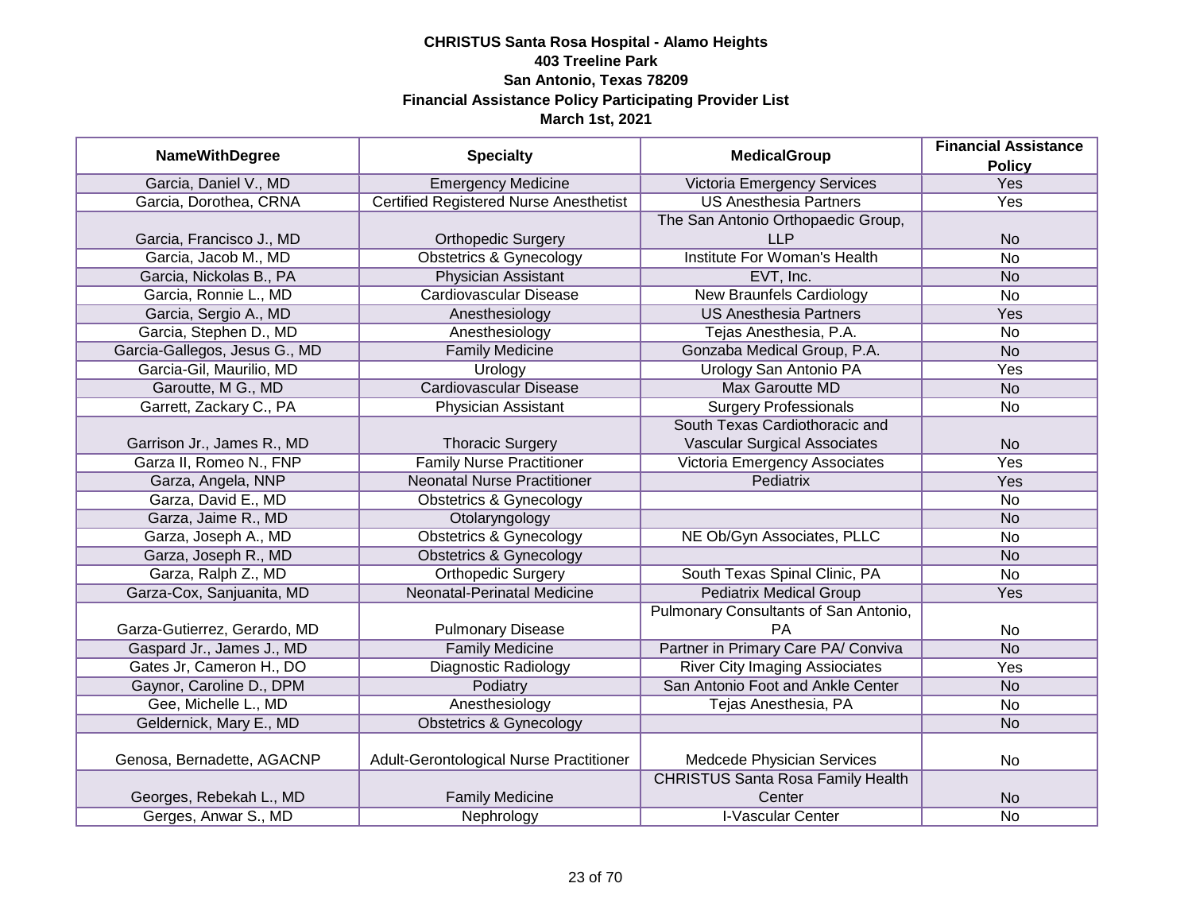**CHRISTUS Santa Rosa Hospital - Alamo Heights**
**403 Treeline Park**
**San Antonio, Texas 78209**
**Financial Assistance Policy Participating Provider List**
**March 1st, 2021**

| NameWithDegree | Specialty | MedicalGroup | Financial Assistance Policy |
|---|---|---|---|
| Garcia, Daniel V., MD | Emergency Medicine | Victoria Emergency Services | Yes |
| Garcia, Dorothea, CRNA | Certified Registered Nurse Anesthetist | US Anesthesia Partners | Yes |
| Garcia, Francisco J., MD | Orthopedic Surgery | The San Antonio Orthopaedic Group, LLP | No |
| Garcia, Jacob M., MD | Obstetrics & Gynecology | Institute For Woman's Health | No |
| Garcia, Nickolas B., PA | Physician Assistant | EVT, Inc. | No |
| Garcia, Ronnie L., MD | Cardiovascular Disease | New Braunfels Cardiology | No |
| Garcia, Sergio A., MD | Anesthesiology | US Anesthesia Partners | Yes |
| Garcia, Stephen D., MD | Anesthesiology | Tejas Anesthesia, P.A. | No |
| Garcia-Gallegos, Jesus G., MD | Family Medicine | Gonzaba Medical Group, P.A. | No |
| Garcia-Gil, Maurilio, MD | Urology | Urology San Antonio PA | Yes |
| Garoutte, M G., MD | Cardiovascular Disease | Max Garoutte MD | No |
| Garrett, Zackary C., PA | Physician Assistant | Surgery Professionals | No |
| Garrison Jr., James R., MD | Thoracic Surgery | South Texas Cardiothoracic and Vascular Surgical Associates | No |
| Garza II, Romeo N., FNP | Family Nurse Practitioner | Victoria Emergency Associates | Yes |
| Garza, Angela, NNP | Neonatal Nurse Practitioner | Pediatrix | Yes |
| Garza, David E., MD | Obstetrics & Gynecology | | No |
| Garza, Jaime R., MD | Otolaryngology | | No |
| Garza, Joseph A., MD | Obstetrics & Gynecology | NE Ob/Gyn Associates, PLLC | No |
| Garza, Joseph R., MD | Obstetrics & Gynecology | | No |
| Garza, Ralph Z., MD | Orthopedic Surgery | South Texas Spinal Clinic, PA | No |
| Garza-Cox, Sanjuanita, MD | Neonatal-Perinatal Medicine | Pediatrix Medical Group | Yes |
| Garza-Gutierrez, Gerardo, MD | Pulmonary Disease | Pulmonary Consultants of San Antonio, PA | No |
| Gaspard Jr., James J., MD | Family Medicine | Partner in Primary Care PA/ Conviva | No |
| Gates Jr, Cameron H., DO | Diagnostic Radiology | River City Imaging Assiociates | Yes |
| Gaynor, Caroline D., DPM | Podiatry | San Antonio Foot and Ankle Center | No |
| Gee, Michelle L., MD | Anesthesiology | Tejas Anesthesia, PA | No |
| Geldernick, Mary E., MD | Obstetrics & Gynecology | | No |
| Genosa, Bernadette, AGACNP | Adult-Gerontological Nurse Practitioner | Medcede Physician Services | No |
| Georges, Rebekah L., MD | Family Medicine | CHRISTUS Santa Rosa Family Health Center | No |
| Gerges, Anwar S., MD | Nephrology | I-Vascular Center | No |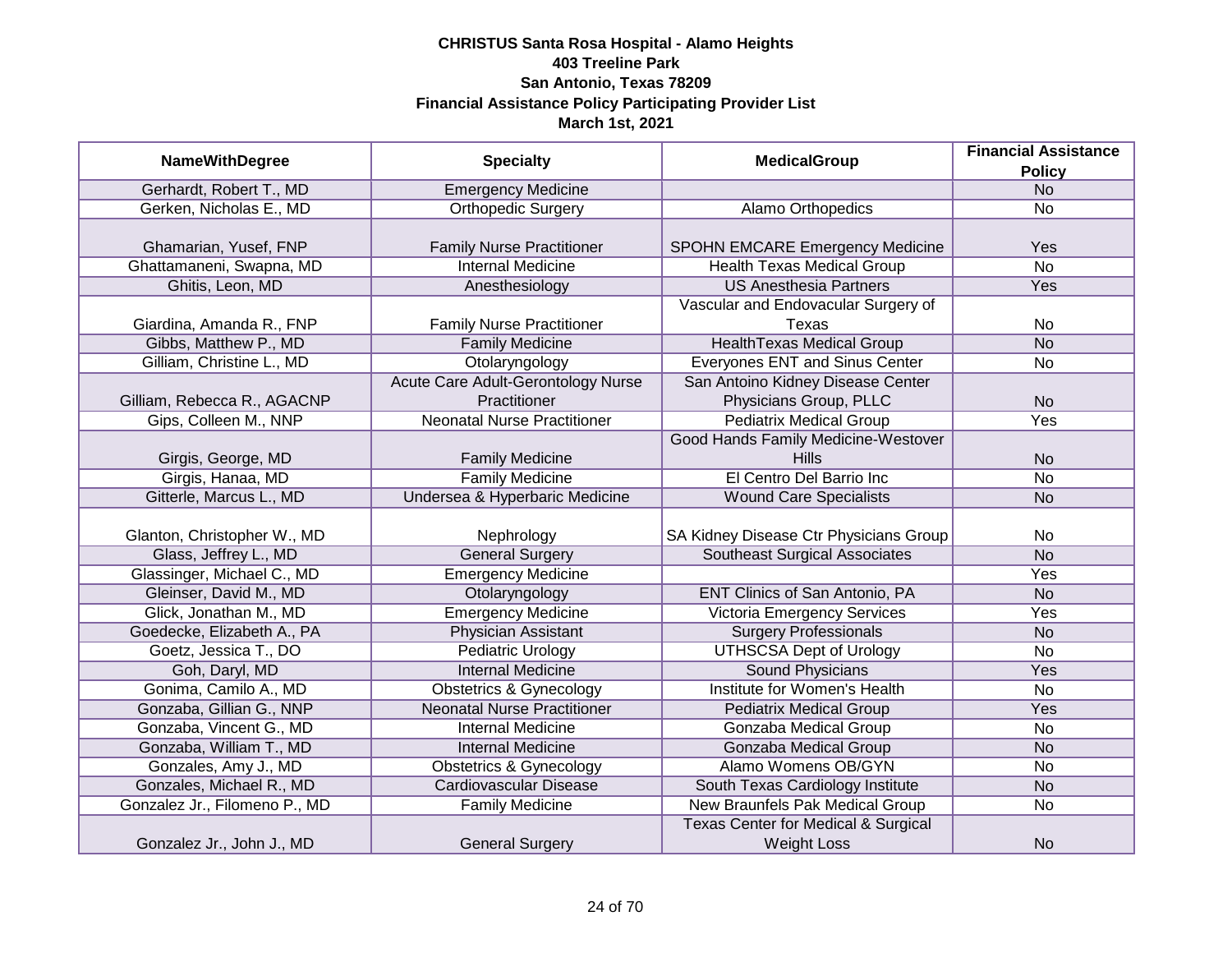**CHRISTUS Santa Rosa Hospital - Alamo Heights**
**403 Treeline Park**
**San Antonio, Texas 78209**
**Financial Assistance Policy Participating Provider List**
**March 1st, 2021**

| NameWithDegree | Specialty | MedicalGroup | Financial Assistance Policy |
|---|---|---|---|
| Gerhardt, Robert T., MD | Emergency Medicine | | No |
| Gerken, Nicholas E., MD | Orthopedic Surgery | Alamo Orthopedics | No |
| Ghamarian, Yusef, FNP | Family Nurse Practitioner | SPOHN EMCARE Emergency Medicine | Yes |
| Ghattamaneni, Swapna, MD | Internal Medicine | Health Texas Medical Group | No |
| Ghitis, Leon, MD | Anesthesiology | US Anesthesia Partners | Yes |
| Giardina, Amanda R., FNP | Family Nurse Practitioner | Vascular and Endovacular Surgery of Texas | No |
| Gibbs, Matthew P., MD | Family Medicine | HealthTexas Medical Group | No |
| Gilliam, Christine L., MD | Otolaryngology | Everyones ENT and Sinus Center | No |
| Gilliam, Rebecca R., AGACNP | Acute Care Adult-Gerontology Nurse Practitioner | San Antoino Kidney Disease Center Physicians Group, PLLC | No |
| Gips, Colleen M., NNP | Neonatal Nurse Practitioner | Pediatrix Medical Group | Yes |
| Girgis, George, MD | Family Medicine | Good Hands Family Medicine-Westover Hills | No |
| Girgis, Hanaa, MD | Family Medicine | El Centro Del Barrio Inc | No |
| Gitterle, Marcus L., MD | Undersea & Hyperbaric Medicine | Wound Care Specialists | No |
| Glanton, Christopher W., MD | Nephrology | SA Kidney Disease Ctr Physicians Group | No |
| Glass, Jeffrey L., MD | General Surgery | Southeast Surgical Associates | No |
| Glassinger, Michael C., MD | Emergency Medicine | | Yes |
| Gleinser, David M., MD | Otolaryngology | ENT Clinics of San Antonio, PA | No |
| Glick, Jonathan M., MD | Emergency Medicine | Victoria Emergency Services | Yes |
| Goedecke, Elizabeth A., PA | Physician Assistant | Surgery Professionals | No |
| Goetz, Jessica T., DO | Pediatric Urology | UTHSCSA Dept of Urology | No |
| Goh, Daryl, MD | Internal Medicine | Sound Physicians | Yes |
| Gonima, Camilo A., MD | Obstetrics & Gynecology | Institute for Women's Health | No |
| Gonzaba, Gillian G., NNP | Neonatal Nurse Practitioner | Pediatrix Medical Group | Yes |
| Gonzaba, Vincent G., MD | Internal Medicine | Gonzaba Medical Group | No |
| Gonzaba, William T., MD | Internal Medicine | Gonzaba Medical Group | No |
| Gonzales, Amy J., MD | Obstetrics & Gynecology | Alamo Womens OB/GYN | No |
| Gonzales, Michael R., MD | Cardiovascular Disease | South Texas Cardiology Institute | No |
| Gonzalez Jr., Filomeno P., MD | Family Medicine | New Braunfels Pak Medical Group | No |
| Gonzalez Jr., John J., MD | General Surgery | Texas Center for Medical & Surgical Weight Loss | No |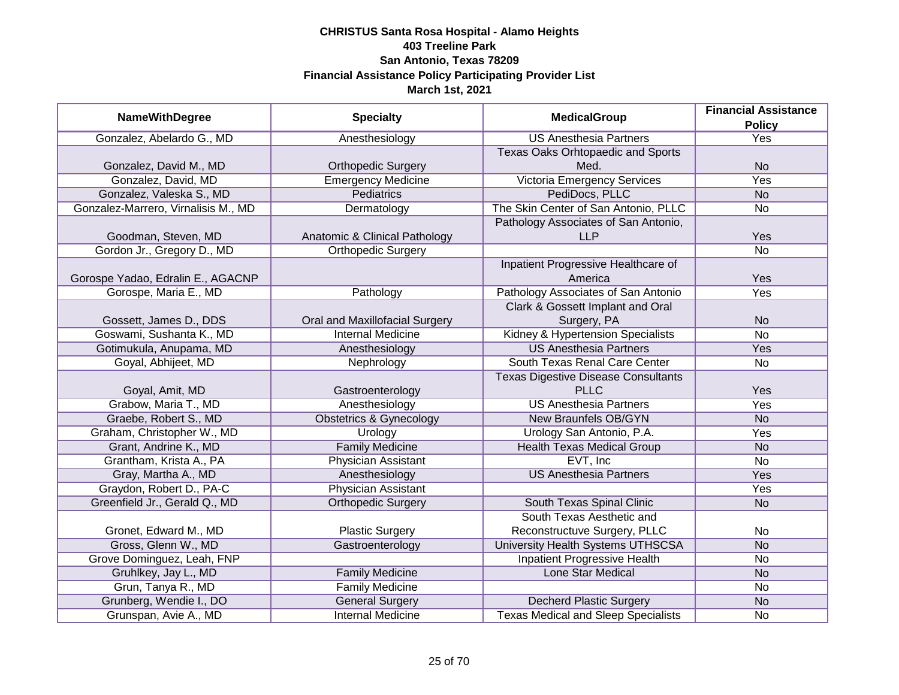**CHRISTUS Santa Rosa Hospital - Alamo Heights**
**403 Treeline Park**
**San Antonio, Texas 78209**
**Financial Assistance Policy Participating Provider List**
**March 1st, 2021**

| NameWithDegree | Specialty | MedicalGroup | Financial Assistance Policy |
|---|---|---|---|
| Gonzalez, Abelardo G., MD | Anesthesiology | US Anesthesia Partners | Yes |
| Gonzalez, David M., MD | Orthopedic Surgery | Texas Oaks Orhtopaedic and Sports Med. | No |
| Gonzalez, David, MD | Emergency Medicine | Victoria Emergency Services | Yes |
| Gonzalez, Valeska S., MD | Pediatrics | PediDocs, PLLC | No |
| Gonzalez-Marrero, Virnalisis M., MD | Dermatology | The Skin Center of San Antonio, PLLC | No |
| Goodman, Steven, MD | Anatomic & Clinical Pathology | Pathology Associates of San Antonio, LLP | Yes |
| Gordon Jr., Gregory D., MD | Orthopedic Surgery | | No |
| Gorospe Yadao, Edralin E., AGACNP | | Inpatient Progressive Healthcare of America | Yes |
| Gorospe, Maria E., MD | Pathology | Pathology Associates of San Antonio | Yes |
| Gossett, James D., DDS | Oral and Maxillofacial Surgery | Clark & Gossett Implant and Oral Surgery, PA | No |
| Goswami, Sushanta K., MD | Internal Medicine | Kidney & Hypertension Specialists | No |
| Gotimukula, Anupama, MD | Anesthesiology | US Anesthesia Partners | Yes |
| Goyal, Abhijeet, MD | Nephrology | South Texas Renal Care Center | No |
| Goyal, Amit, MD | Gastroenterology | Texas Digestive Disease Consultants PLLC | Yes |
| Grabow, Maria T., MD | Anesthesiology | US Anesthesia Partners | Yes |
| Graebe, Robert S., MD | Obstetrics & Gynecology | New Braunfels OB/GYN | No |
| Graham, Christopher W., MD | Urology | Urology San Antonio, P.A. | Yes |
| Grant, Andrine K., MD | Family Medicine | Health Texas Medical Group | No |
| Grantham, Krista A., PA | Physician Assistant | EVT, Inc | No |
| Gray, Martha A., MD | Anesthesiology | US Anesthesia Partners | Yes |
| Graydon, Robert D., PA-C | Physician Assistant | | Yes |
| Greenfield Jr., Gerald Q., MD | Orthopedic Surgery | South Texas Spinal Clinic | No |
| Gronet, Edward M., MD | Plastic Surgery | South Texas Aesthetic and Reconstructuve Surgery, PLLC | No |
| Gross, Glenn W., MD | Gastroenterology | University Health Systems UTHSCSA | No |
| Grove Dominguez, Leah, FNP | | Inpatient Progressive Health | No |
| Gruhlkey, Jay L., MD | Family Medicine | Lone Star Medical | No |
| Grun, Tanya R., MD | Family Medicine | | No |
| Grunberg, Wendie I., DO | General Surgery | Decherd Plastic Surgery | No |
| Grunspan, Avie A., MD | Internal Medicine | Texas Medical and Sleep Specialists | No |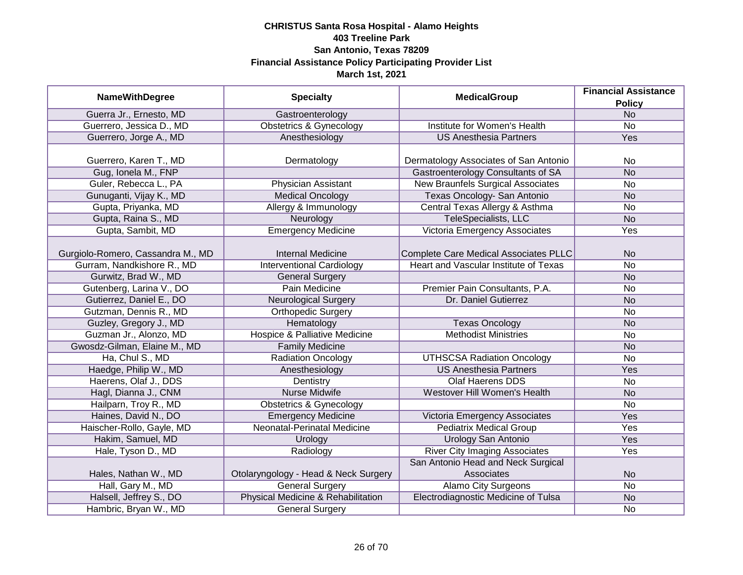# CHRISTUS Santa Rosa Hospital - Alamo Heights
## 403 Treeline Park
## San Antonio, Texas 78209
## Financial Assistance Policy Participating Provider List
## March 1st, 2021

| NameWithDegree | Specialty | MedicalGroup | Financial Assistance Policy |
|---|---|---|---|
| Guerra Jr., Ernesto, MD | Gastroenterology | | No |
| Guerrero, Jessica D., MD | Obstetrics & Gynecology | Institute for Women's Health | No |
| Guerrero, Jorge A., MD | Anesthesiology | US Anesthesia Partners | Yes |
| Guerrero, Karen T., MD | Dermatology | Dermatology Associates of San Antonio | No |
| Gug, Ionela M., FNP | | Gastroenterology Consultants of SA | No |
| Guler, Rebecca L., PA | Physician Assistant | New Braunfels Surgical Associates | No |
| Gunuganti, Vijay K., MD | Medical Oncology | Texas Oncology- San Antonio | No |
| Gupta, Priyanka, MD | Allergy & Immunology | Central Texas Allergy & Asthma | No |
| Gupta, Raina S., MD | Neurology | TeleSpecialists, LLC | No |
| Gupta, Sambit, MD | Emergency Medicine | Victoria Emergency Associates | Yes |
| Gurgiolo-Romero, Cassandra M., MD | Internal Medicine | Complete Care Medical Associates PLLC | No |
| Gurram, Nandkishore R., MD | Interventional Cardiology | Heart and Vascular Institute of Texas | No |
| Gurwitz, Brad W., MD | General Surgery | | No |
| Gutenberg, Larina V., DO | Pain Medicine | Premier Pain Consultants, P.A. | No |
| Gutierrez, Daniel E., DO | Neurological Surgery | Dr. Daniel Gutierrez | No |
| Gutzman, Dennis R., MD | Orthopedic Surgery | | No |
| Guzley, Gregory J., MD | Hematology | Texas Oncology | No |
| Guzman Jr., Alonzo, MD | Hospice & Palliative Medicine | Methodist Ministries | No |
| Gwosdz-Gilman, Elaine M., MD | Family Medicine | | No |
| Ha, Chul S., MD | Radiation Oncology | UTHSCSA Radiation Oncology | No |
| Haedge, Philip W., MD | Anesthesiology | US Anesthesia Partners | Yes |
| Haerens, Olaf J., DDS | Dentistry | Olaf Haerens DDS | No |
| Hagl, Dianna J., CNM | Nurse Midwife | Westover Hill Women's Health | No |
| Hailparn, Troy R., MD | Obstetrics & Gynecology | | No |
| Haines, David N., DO | Emergency Medicine | Victoria Emergency Associates | Yes |
| Haischer-Rollo, Gayle, MD | Neonatal-Perinatal Medicine | Pediatrix Medical Group | Yes |
| Hakim, Samuel, MD | Urology | Urology San Antonio | Yes |
| Hale, Tyson D., MD | Radiology | River City Imaging Associates | Yes |
| Hales, Nathan W., MD | Otolaryngology - Head & Neck Surgery | San Antonio Head and Neck Surgical Associates | No |
| Hall, Gary M., MD | General Surgery | Alamo City Surgeons | No |
| Halsell, Jeffrey S., DO | Physical Medicine & Rehabilitation | Electrodiagnostic Medicine of Tulsa | No |
| Hambric, Bryan W., MD | General Surgery | | No |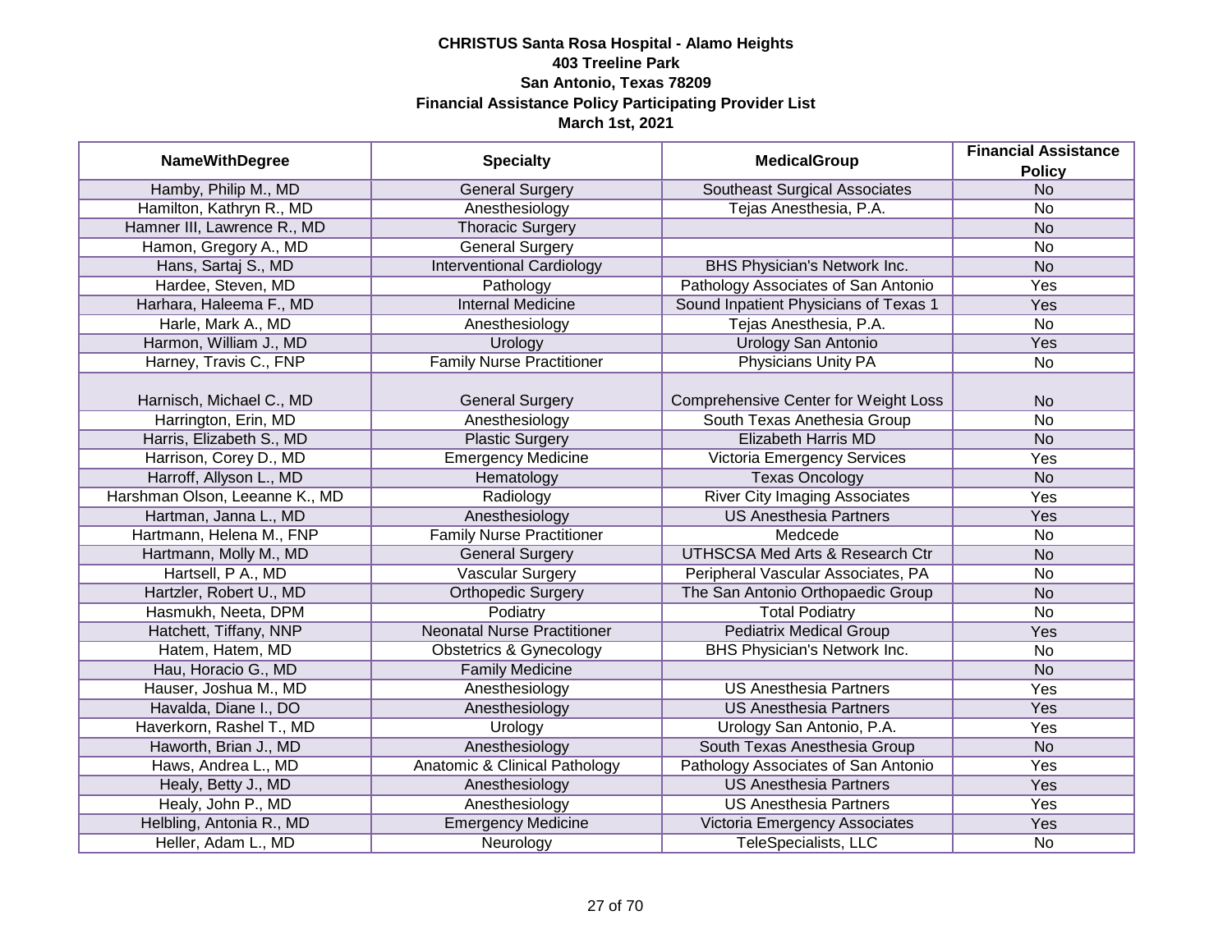**CHRISTUS Santa Rosa Hospital - Alamo Heights**
**403 Treeline Park**
**San Antonio, Texas 78209**
**Financial Assistance Policy Participating Provider List**
**March 1st, 2021**

| NameWithDegree | Specialty | MedicalGroup | Financial Assistance Policy |
|---|---|---|---|
| Hamby, Philip M., MD | General Surgery | Southeast Surgical Associates | No |
| Hamilton, Kathryn R., MD | Anesthesiology | Tejas Anesthesia, P.A. | No |
| Hamner III, Lawrence R., MD | Thoracic Surgery | | No |
| Hamon, Gregory A., MD | General Surgery | | No |
| Hans, Sartaj S., MD | Interventional Cardiology | BHS Physician's Network Inc. | No |
| Hardee, Steven, MD | Pathology | Pathology Associates of San Antonio | Yes |
| Harhara, Haleema F., MD | Internal Medicine | Sound Inpatient Physicians of Texas 1 | Yes |
| Harle, Mark A., MD | Anesthesiology | Tejas Anesthesia, P.A. | No |
| Harmon, William J., MD | Urology | Urology San Antonio | Yes |
| Harney, Travis C., FNP | Family Nurse Practitioner | Physicians Unity PA | No |
| Harnisch, Michael C., MD | General Surgery | Comprehensive Center for Weight Loss | No |
| Harrington, Erin, MD | Anesthesiology | South Texas Anethesia Group | No |
| Harris, Elizabeth S., MD | Plastic Surgery | Elizabeth Harris MD | No |
| Harrison, Corey D., MD | Emergency Medicine | Victoria Emergency Services | Yes |
| Harroff, Allyson L., MD | Hematology | Texas Oncology | No |
| Harshman Olson, Leeanne K., MD | Radiology | River City Imaging Associates | Yes |
| Hartman, Janna L., MD | Anesthesiology | US Anesthesia Partners | Yes |
| Hartmann, Helena M., FNP | Family Nurse Practitioner | Medcede | No |
| Hartmann, Molly M., MD | General Surgery | UTHSCSA Med Arts & Research Ctr | No |
| Hartsell, P A., MD | Vascular Surgery | Peripheral Vascular Associates, PA | No |
| Hartzler, Robert U., MD | Orthopedic Surgery | The San Antonio Orthopaedic Group | No |
| Hasmukh, Neeta, DPM | Podiatry | Total Podiatry | No |
| Hatchett, Tiffany, NNP | Neonatal Nurse Practitioner | Pediatrix Medical Group | Yes |
| Hatem, Hatem, MD | Obstetrics & Gynecology | BHS Physician's Network Inc. | No |
| Hau, Horacio G., MD | Family Medicine | | No |
| Hauser, Joshua M., MD | Anesthesiology | US Anesthesia Partners | Yes |
| Havalda, Diane I., DO | Anesthesiology | US Anesthesia Partners | Yes |
| Haverkorn, Rashel T., MD | Urology | Urology San Antonio, P.A. | Yes |
| Haworth, Brian J., MD | Anesthesiology | South Texas Anesthesia Group | No |
| Haws, Andrea L., MD | Anatomic & Clinical Pathology | Pathology Associates of San Antonio | Yes |
| Healy, Betty J., MD | Anesthesiology | US Anesthesia Partners | Yes |
| Healy, John P., MD | Anesthesiology | US Anesthesia Partners | Yes |
| Helbling, Antonia R., MD | Emergency Medicine | Victoria Emergency Associates | Yes |
| Heller, Adam L., MD | Neurology | TeleSpecialists, LLC | No |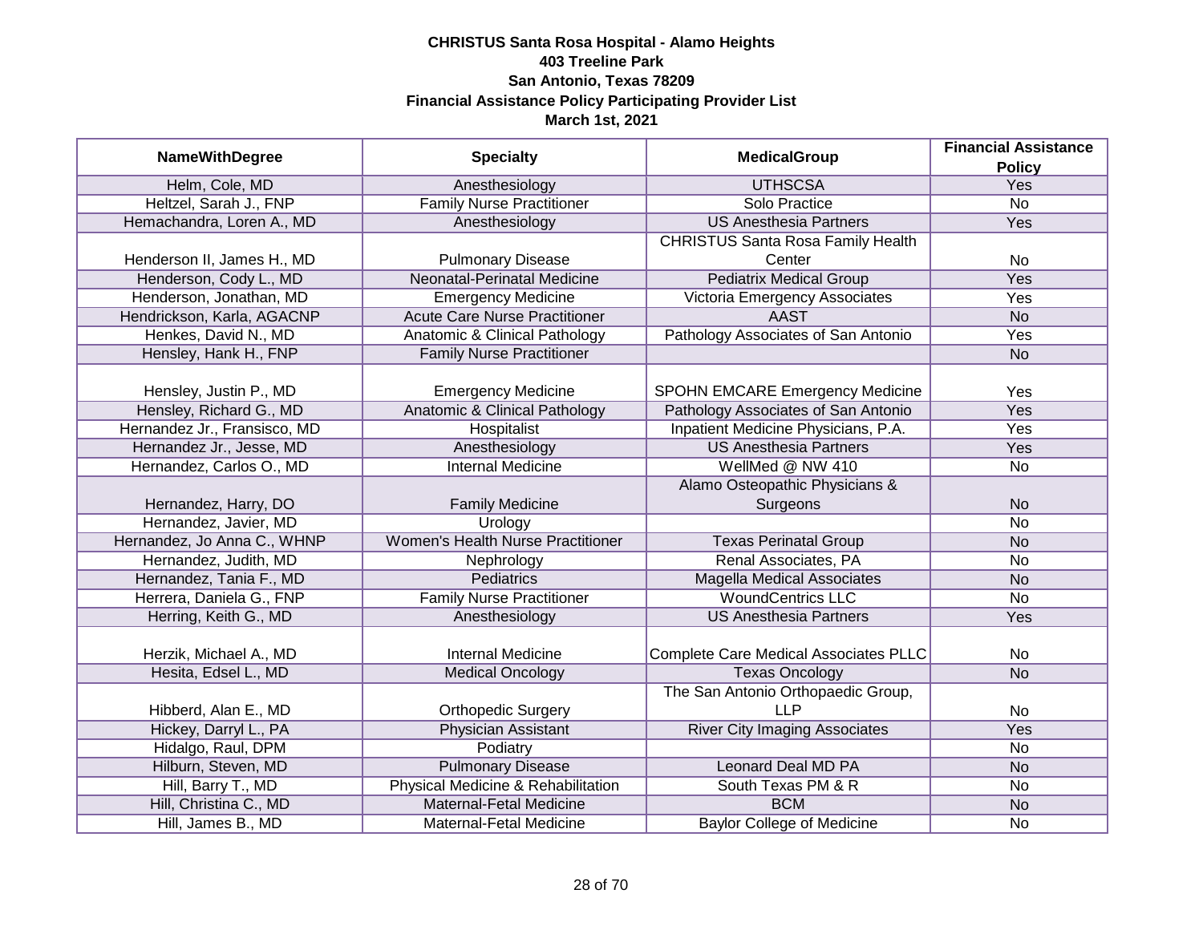**CHRISTUS Santa Rosa Hospital - Alamo Heights**
**403 Treeline Park**
**San Antonio, Texas 78209**
**Financial Assistance Policy Participating Provider List**
**March 1st, 2021**

| NameWithDegree | Specialty | MedicalGroup | Financial Assistance Policy |
|---|---|---|---|
| Helm, Cole, MD | Anesthesiology | UTHSCSA | Yes |
| Heltzel, Sarah J., FNP | Family Nurse Practitioner | Solo Practice | No |
| Hemachandra, Loren A., MD | Anesthesiology | US Anesthesia Partners | Yes |
| Henderson II, James H., MD | Pulmonary Disease | CHRISTUS Santa Rosa Family Health Center | No |
| Henderson, Cody L., MD | Neonatal-Perinatal Medicine | Pediatrix Medical Group | Yes |
| Henderson, Jonathan, MD | Emergency Medicine | Victoria Emergency Associates | Yes |
| Hendrickson, Karla, AGACNP | Acute Care Nurse Practitioner | AAST | No |
| Henkes, David N., MD | Anatomic & Clinical Pathology | Pathology Associates of San Antonio | Yes |
| Hensley, Hank H., FNP | Family Nurse Practitioner | | No |
| Hensley, Justin P., MD | Emergency Medicine | SPOHN EMCARE Emergency Medicine | Yes |
| Hensley, Richard G., MD | Anatomic & Clinical Pathology | Pathology Associates of San Antonio | Yes |
| Hernandez Jr., Fransisco, MD | Hospitalist | Inpatient Medicine Physicians, P.A. | Yes |
| Hernandez Jr., Jesse, MD | Anesthesiology | US Anesthesia Partners | Yes |
| Hernandez, Carlos O., MD | Internal Medicine | WellMed @ NW 410 | No |
| Hernandez, Harry, DO | Family Medicine | Alamo Osteopathic Physicians & Surgeons | No |
| Hernandez, Javier, MD | Urology | | No |
| Hernandez, Jo Anna C., WHNP | Women's Health Nurse Practitioner | Texas Perinatal Group | No |
| Hernandez, Judith, MD | Nephrology | Renal Associates, PA | No |
| Hernandez, Tania F., MD | Pediatrics | Magella Medical Associates | No |
| Herrera, Daniela G., FNP | Family Nurse Practitioner | WoundCentrics LLC | No |
| Herring, Keith G., MD | Anesthesiology | US Anesthesia Partners | Yes |
| Herzik, Michael A., MD | Internal Medicine | Complete Care Medical Associates PLLC | No |
| Hesita, Edsel L., MD | Medical Oncology | Texas Oncology | No |
| Hibberd, Alan E., MD | Orthopedic Surgery | The San Antonio Orthopaedic Group, LLP | No |
| Hickey, Darryl L., PA | Physician Assistant | River City Imaging Associates | Yes |
| Hidalgo, Raul, DPM | Podiatry | | No |
| Hilburn, Steven, MD | Pulmonary Disease | Leonard Deal MD PA | No |
| Hill, Barry T., MD | Physical Medicine & Rehabilitation | South Texas PM & R | No |
| Hill, Christina C., MD | Maternal-Fetal Medicine | BCM | No |
| Hill, James B., MD | Maternal-Fetal Medicine | Baylor College of Medicine | No |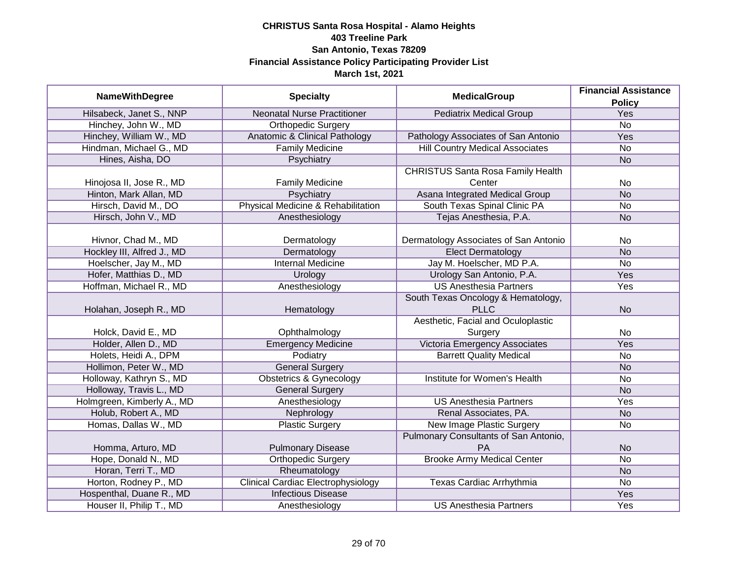**CHRISTUS Santa Rosa Hospital - Alamo Heights**
**403 Treeline Park**
**San Antonio, Texas 78209**
**Financial Assistance Policy Participating Provider List**
**March 1st, 2021**

| NameWithDegree | Specialty | MedicalGroup | Financial Assistance Policy |
|---|---|---|---|
| Hilsabeck, Janet S., NNP | Neonatal Nurse Practitioner | Pediatrix Medical Group | Yes |
| Hinchey, John W., MD | Orthopedic Surgery | | No |
| Hinchey, William W., MD | Anatomic & Clinical Pathology | Pathology Associates of San Antonio | Yes |
| Hindman, Michael G., MD | Family Medicine | Hill Country Medical Associates | No |
| Hines, Aisha, DO | Psychiatry | | No |
| Hinojosa II, Jose R., MD | Family Medicine | CHRISTUS Santa Rosa Family Health Center | No |
| Hinton, Mark Allan, MD | Psychiatry | Asana Integrated Medical Group | No |
| Hirsch, David M., DO | Physical Medicine & Rehabilitation | South Texas Spinal Clinic PA | No |
| Hirsch, John V., MD | Anesthesiology | Tejas Anesthesia, P.A. | No |
| Hivnor, Chad M., MD | Dermatology | Dermatology Associates of San Antonio | No |
| Hockley III, Alfred J., MD | Dermatology | Elect Dermatology | No |
| Hoelscher, Jay M., MD | Internal Medicine | Jay M. Hoelscher, MD P.A. | No |
| Hofer, Matthias D., MD | Urology | Urology San Antonio, P.A. | Yes |
| Hoffman, Michael R., MD | Anesthesiology | US Anesthesia Partners | Yes |
| Holahan, Joseph R., MD | Hematology | South Texas Oncology & Hematology, PLLC | No |
| Holck, David E., MD | Ophthalmology | Aesthetic, Facial and Oculoplastic Surgery | No |
| Holder, Allen D., MD | Emergency Medicine | Victoria Emergency Associates | Yes |
| Holets, Heidi A., DPM | Podiatry | Barrett Quality Medical | No |
| Hollimon, Peter W., MD | General Surgery | | No |
| Holloway, Kathryn S., MD | Obstetrics & Gynecology | Institute for Women's Health | No |
| Holloway, Travis L., MD | General Surgery | | No |
| Holmgreen, Kimberly A., MD | Anesthesiology | US Anesthesia Partners | Yes |
| Holub, Robert A., MD | Nephrology | Renal Associates, PA. | No |
| Homas, Dallas W., MD | Plastic Surgery | New Image Plastic Surgery | No |
| Homma, Arturo, MD | Pulmonary Disease | Pulmonary Consultants of San Antonio, PA | No |
| Hope, Donald N., MD | Orthopedic Surgery | Brooke Army Medical Center | No |
| Horan, Terri T., MD | Rheumatology | | No |
| Horton, Rodney P., MD | Clinical Cardiac Electrophysiology | Texas Cardiac Arrhythmia | No |
| Hospenthal, Duane R., MD | Infectious Disease | | Yes |
| Houser II, Philip T., MD | Anesthesiology | US Anesthesia Partners | Yes |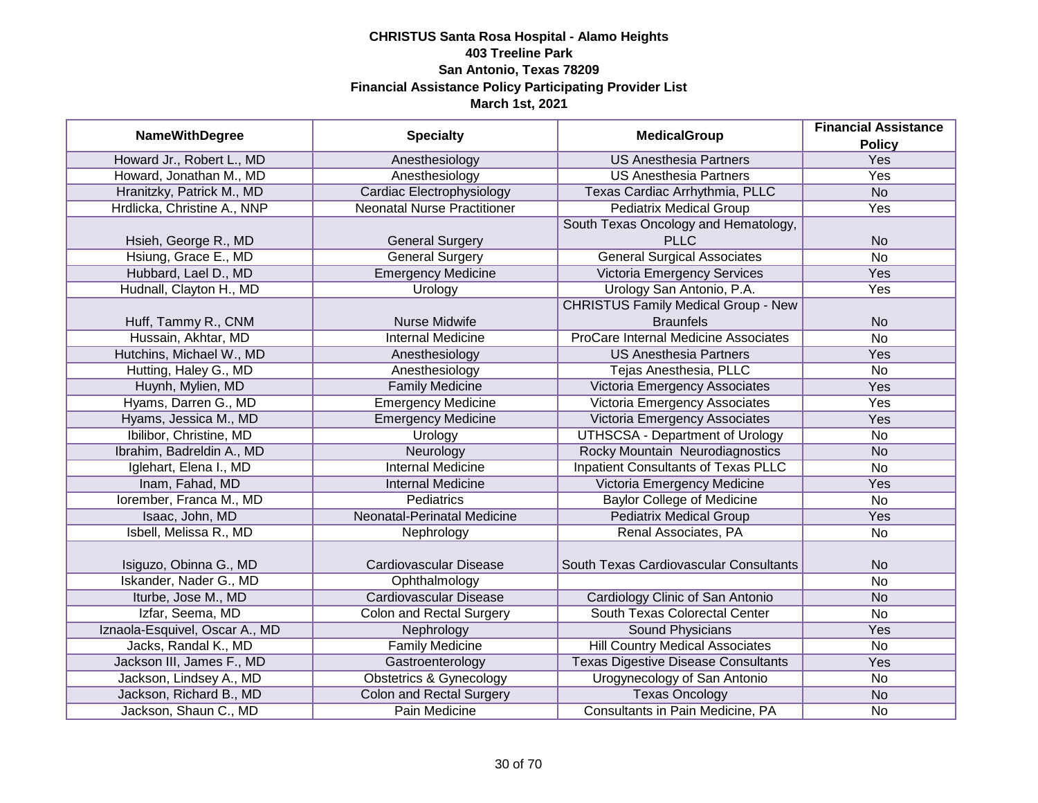**CHRISTUS Santa Rosa Hospital - Alamo Heights**
**403 Treeline Park**
**San Antonio, Texas 78209**
**Financial Assistance Policy Participating Provider List**
**March 1st, 2021**

| NameWithDegree | Specialty | MedicalGroup | Financial Assistance Policy |
|---|---|---|---|
| Howard Jr., Robert L., MD | Anesthesiology | US Anesthesia Partners | Yes |
| Howard, Jonathan M., MD | Anesthesiology | US Anesthesia Partners | Yes |
| Hranitzky, Patrick M., MD | Cardiac Electrophysiology | Texas Cardiac Arrhythmia, PLLC | No |
| Hrdlicka, Christine A., NNP | Neonatal Nurse Practitioner | Pediatrix Medical Group | Yes |
| Hsieh, George R., MD | General Surgery | South Texas Oncology and Hematology, PLLC | No |
| Hsiung, Grace E., MD | General Surgery | General Surgical Associates | No |
| Hubbard, Lael D., MD | Emergency Medicine | Victoria Emergency Services | Yes |
| Hudnall, Clayton H., MD | Urology | Urology San Antonio, P.A. | Yes |
| Huff, Tammy R., CNM | Nurse Midwife | CHRISTUS Family Medical Group - New Braunfels | No |
| Hussain, Akhtar, MD | Internal Medicine | ProCare Internal Medicine Associates | No |
| Hutchins, Michael W., MD | Anesthesiology | US Anesthesia Partners | Yes |
| Hutting, Haley G., MD | Anesthesiology | Tejas Anesthesia, PLLC | No |
| Huynh, Mylien, MD | Family Medicine | Victoria Emergency Associates | Yes |
| Hyams, Darren G., MD | Emergency Medicine | Victoria Emergency Associates | Yes |
| Hyams, Jessica M., MD | Emergency Medicine | Victoria Emergency Associates | Yes |
| Ibilibor, Christine, MD | Urology | UTHSCSA - Department of Urology | No |
| Ibrahim, Badreldin A., MD | Neurology | Rocky Mountain Neurodiagnostics | No |
| Iglehart, Elena I., MD | Internal Medicine | Inpatient Consultants of Texas PLLC | No |
| Inam, Fahad, MD | Internal Medicine | Victoria Emergency Medicine | Yes |
| Iorember, Franca M., MD | Pediatrics | Baylor College of Medicine | No |
| Isaac, John, MD | Neonatal-Perinatal Medicine | Pediatrix Medical Group | Yes |
| Isbell, Melissa R., MD | Nephrology | Renal Associates, PA | No |
| Isiguzo, Obinna G., MD | Cardiovascular Disease | South Texas Cardiovascular Consultants | No |
| Iskander, Nader G., MD | Ophthalmology | | No |
| Iturbe, Jose M., MD | Cardiovascular Disease | Cardiology Clinic of San Antonio | No |
| Izfar, Seema, MD | Colon and Rectal Surgery | South Texas Colorectal Center | No |
| Iznaola-Esquivel, Oscar A., MD | Nephrology | Sound Physicians | Yes |
| Jacks, Randal K., MD | Family Medicine | Hill Country Medical Associates | No |
| Jackson III, James F., MD | Gastroenterology | Texas Digestive Disease Consultants | Yes |
| Jackson, Lindsey A., MD | Obstetrics & Gynecology | Urogynecology of San Antonio | No |
| Jackson, Richard B., MD | Colon and Rectal Surgery | Texas Oncology | No |
| Jackson, Shaun C., MD | Pain Medicine | Consultants in Pain Medicine, PA | No |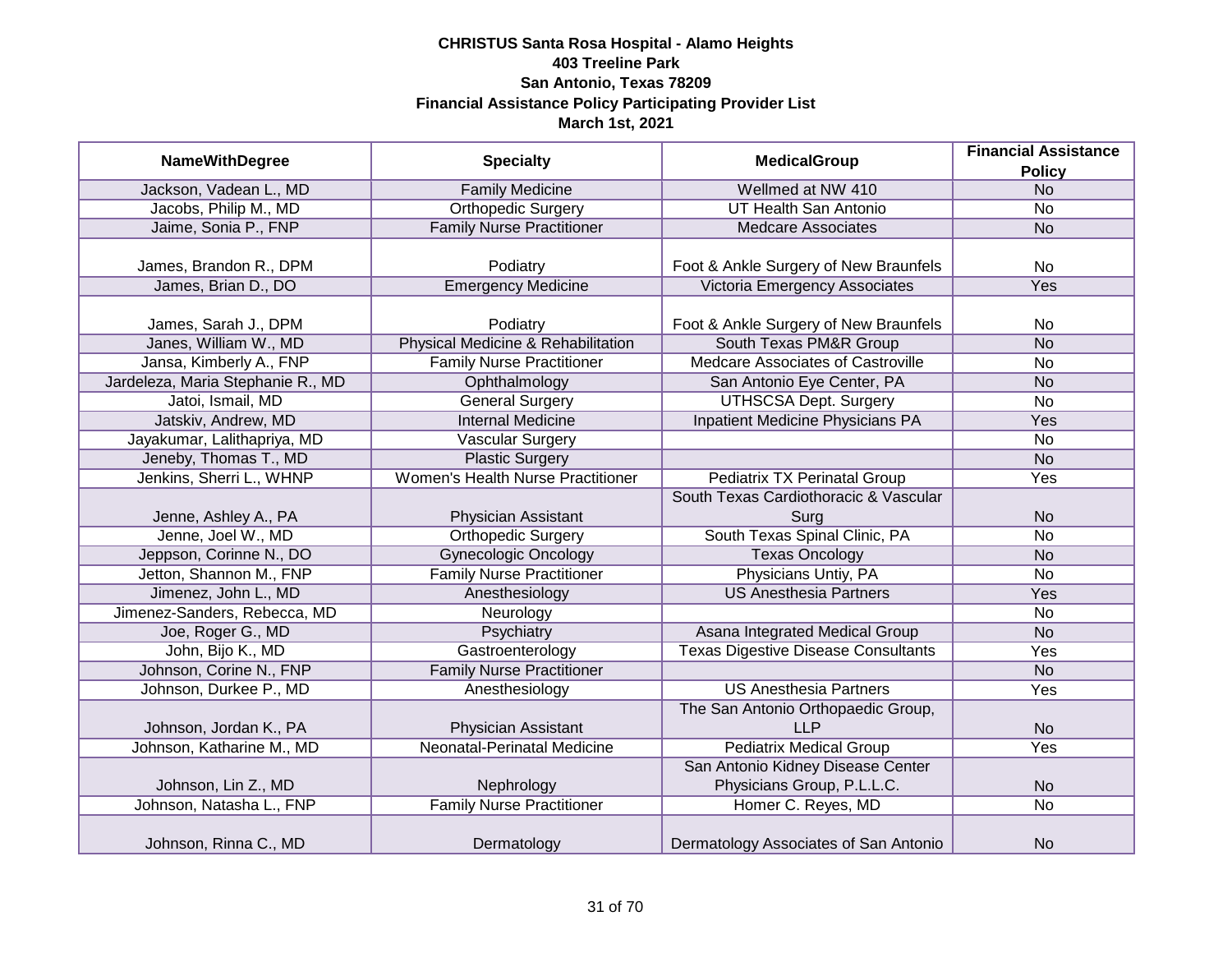**CHRISTUS Santa Rosa Hospital - Alamo Heights**
**403 Treeline Park**
**San Antonio, Texas 78209**
**Financial Assistance Policy Participating Provider List**
**March 1st, 2021**

| NameWithDegree | Specialty | MedicalGroup | Financial Assistance Policy |
|---|---|---|---|
| Jackson, Vadean L., MD | Family Medicine | Wellmed at NW 410 | No |
| Jacobs, Philip M., MD | Orthopedic Surgery | UT Health San Antonio | No |
| Jaime, Sonia P., FNP | Family Nurse Practitioner | Medcare Associates | No |
| James, Brandon R., DPM | Podiatry | Foot & Ankle Surgery of New Braunfels | No |
| James, Brian D., DO | Emergency Medicine | Victoria Emergency Associates | Yes |
| James, Sarah J., DPM | Podiatry | Foot & Ankle Surgery of New Braunfels | No |
| Janes, William W., MD | Physical Medicine & Rehabilitation | South Texas PM&R Group | No |
| Jansa, Kimberly A., FNP | Family Nurse Practitioner | Medcare Associates of Castroville | No |
| Jardeleza, Maria Stephanie R., MD | Ophthalmology | San Antonio Eye Center, PA | No |
| Jatoi, Ismail, MD | General Surgery | UTHSCSA Dept. Surgery | No |
| Jatskiv, Andrew, MD | Internal Medicine | Inpatient Medicine Physicians PA | Yes |
| Jayakumar, Lalithapriya, MD | Vascular Surgery | | No |
| Jeneby, Thomas T., MD | Plastic Surgery | | No |
| Jenkins, Sherri L., WHNP | Women's Health Nurse Practitioner | Pediatrix TX Perinatal Group | Yes |
| Jenne, Ashley A., PA | Physician Assistant | South Texas Cardiothoracic & Vascular Surg | No |
| Jenne, Joel W., MD | Orthopedic Surgery | South Texas Spinal Clinic, PA | No |
| Jeppson, Corinne N., DO | Gynecologic Oncology | Texas Oncology | No |
| Jetton, Shannon M., FNP | Family Nurse Practitioner | Physicians Untiy, PA | No |
| Jimenez, John L., MD | Anesthesiology | US Anesthesia Partners | Yes |
| Jimenez-Sanders, Rebecca, MD | Neurology | | No |
| Joe, Roger G., MD | Psychiatry | Asana Integrated Medical Group | No |
| John, Bijo K., MD | Gastroenterology | Texas Digestive Disease Consultants | Yes |
| Johnson, Corine N., FNP | Family Nurse Practitioner | | No |
| Johnson, Durkee P., MD | Anesthesiology | US Anesthesia Partners | Yes |
| Johnson, Jordan K., PA | Physician Assistant | The San Antonio Orthopaedic Group, LLP | No |
| Johnson, Katharine M., MD | Neonatal-Perinatal Medicine | Pediatrix Medical Group | Yes |
| Johnson, Lin Z., MD | Nephrology | San Antonio Kidney Disease Center Physicians Group, P.L.L.C. | No |
| Johnson, Natasha L., FNP | Family Nurse Practitioner | Homer C. Reyes, MD | No |
| Johnson, Rinna C., MD | Dermatology | Dermatology Associates of San Antonio | No |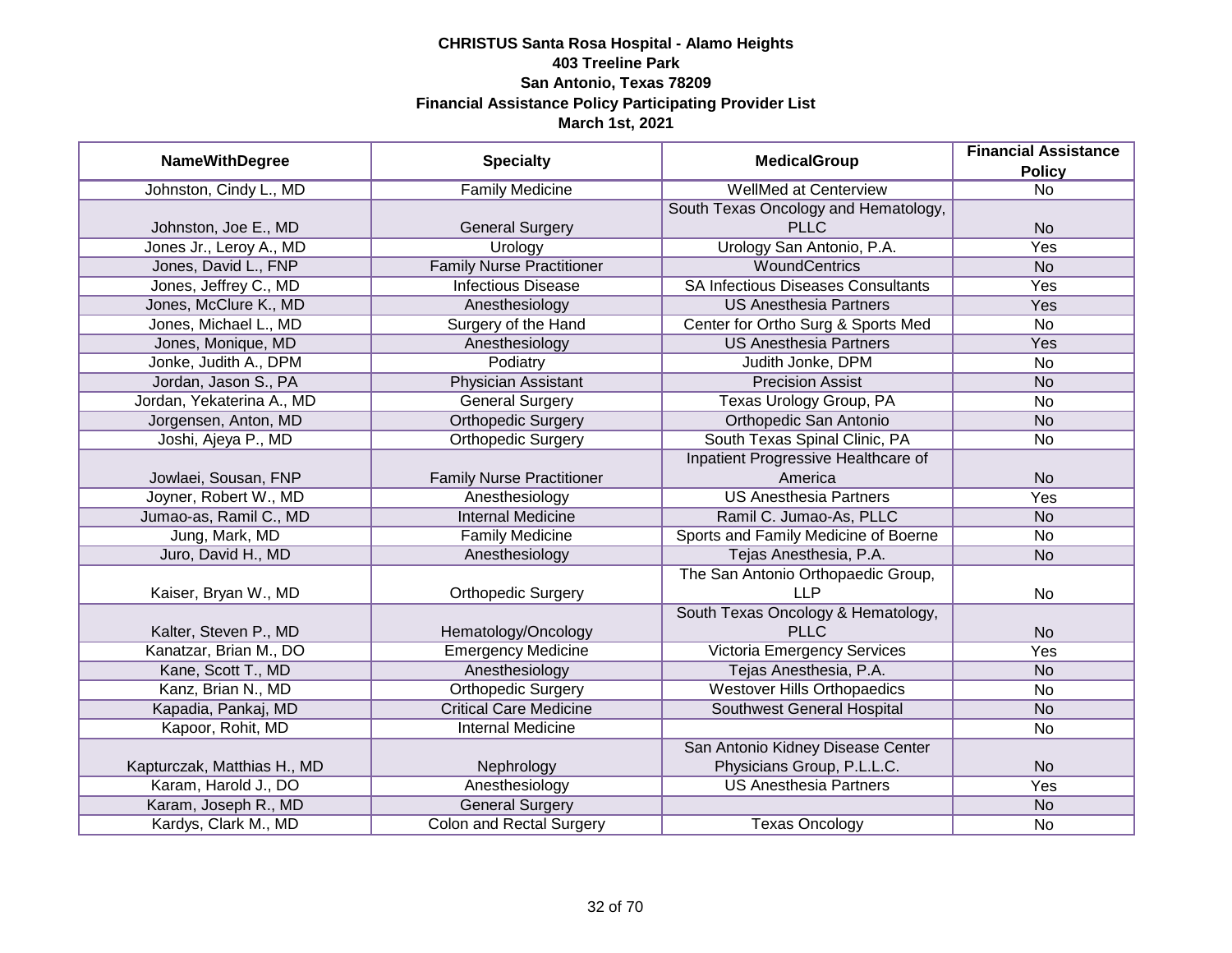**CHRISTUS Santa Rosa Hospital - Alamo Heights**
**403 Treeline Park**
**San Antonio, Texas 78209**
**Financial Assistance Policy Participating Provider List**
**March 1st, 2021**

| NameWithDegree | Specialty | MedicalGroup | Financial Assistance Policy |
|---|---|---|---|
| Johnston, Cindy L., MD | Family Medicine | WellMed at Centerview | No |
| Johnston, Joe E., MD | General Surgery | South Texas Oncology and Hematology, PLLC | No |
| Jones Jr., Leroy A., MD | Urology | Urology San Antonio, P.A. | Yes |
| Jones, David L., FNP | Family Nurse Practitioner | WoundCentrics | No |
| Jones, Jeffrey C., MD | Infectious Disease | SA Infectious Diseases Consultants | Yes |
| Jones, McClure K., MD | Anesthesiology | US Anesthesia Partners | Yes |
| Jones, Michael L., MD | Surgery of the Hand | Center for Ortho Surg & Sports Med | No |
| Jones, Monique, MD | Anesthesiology | US Anesthesia Partners | Yes |
| Jonke, Judith A., DPM | Podiatry | Judith Jonke, DPM | No |
| Jordan, Jason S., PA | Physician Assistant | Precision Assist | No |
| Jordan, Yekaterina A., MD | General Surgery | Texas Urology Group, PA | No |
| Jorgensen, Anton, MD | Orthopedic Surgery | Orthopedic San Antonio | No |
| Joshi, Ajeya P., MD | Orthopedic Surgery | South Texas Spinal Clinic, PA | No |
| Jowlaei, Sousan, FNP | Family Nurse Practitioner | Inpatient Progressive Healthcare of America | No |
| Joyner, Robert W., MD | Anesthesiology | US Anesthesia Partners | Yes |
| Jumao-as, Ramil C., MD | Internal Medicine | Ramil C. Jumao-As, PLLC | No |
| Jung, Mark, MD | Family Medicine | Sports and Family Medicine of Boerne | No |
| Juro, David H., MD | Anesthesiology | Tejas Anesthesia, P.A. | No |
| Kaiser, Bryan W., MD | Orthopedic Surgery | The San Antonio Orthopaedic Group, LLP | No |
| Kalter, Steven P., MD | Hematology/Oncology | South Texas Oncology & Hematology, PLLC | No |
| Kanatzar, Brian M., DO | Emergency Medicine | Victoria Emergency Services | Yes |
| Kane, Scott T., MD | Anesthesiology | Tejas Anesthesia, P.A. | No |
| Kanz, Brian N., MD | Orthopedic Surgery | Westover Hills Orthopaedics | No |
| Kapadia, Pankaj, MD | Critical Care Medicine | Southwest General Hospital | No |
| Kapoor, Rohit, MD | Internal Medicine | | No |
| Kapturczak, Matthias H., MD | Nephrology | San Antonio Kidney Disease Center Physicians Group, P.L.L.C. | No |
| Karam, Harold J., DO | Anesthesiology | US Anesthesia Partners | Yes |
| Karam, Joseph R., MD | General Surgery | | No |
| Kardys, Clark M., MD | Colon and Rectal Surgery | Texas Oncology | No |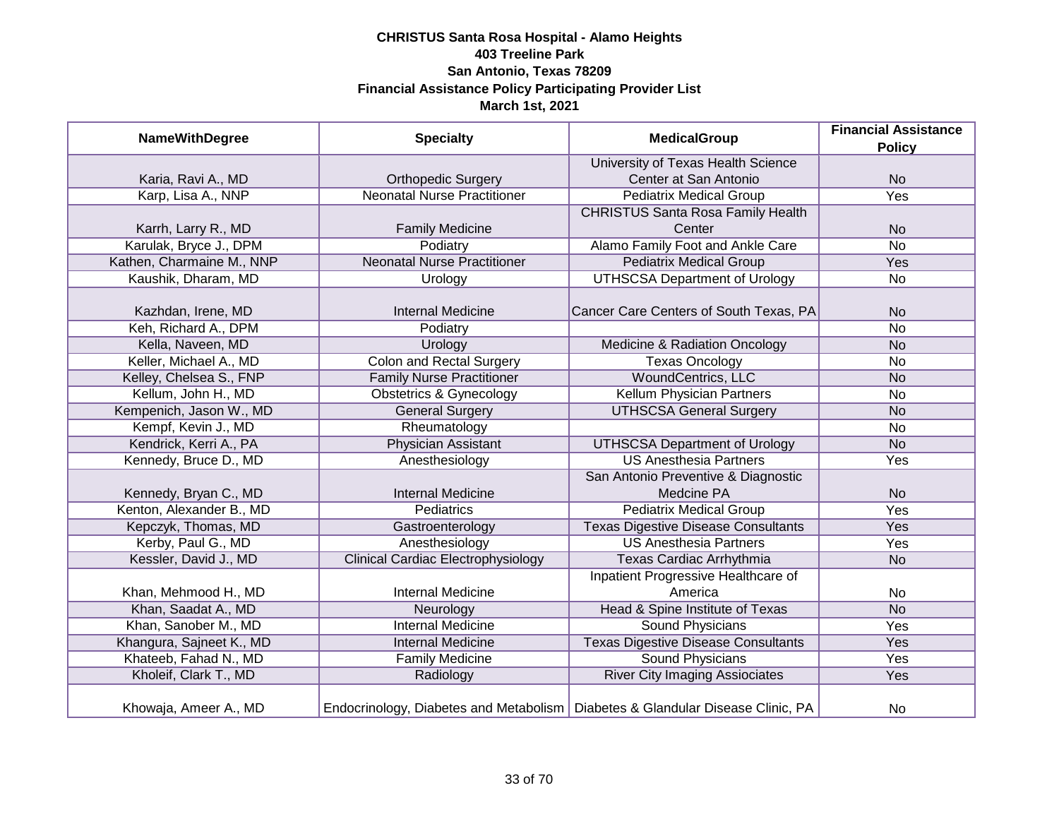**CHRISTUS Santa Rosa Hospital - Alamo Heights**
**403 Treeline Park**
**San Antonio, Texas 78209**
**Financial Assistance Policy Participating Provider List**
**March 1st, 2021**

| NameWithDegree | Specialty | MedicalGroup | Financial Assistance Policy |
|---|---|---|---|
| Karia, Ravi A., MD | Orthopedic Surgery | University of Texas Health Science Center at San Antonio | No |
| Karp, Lisa A., NNP | Neonatal Nurse Practitioner | Pediatrix Medical Group | Yes |
| Karrh, Larry R., MD | Family Medicine | CHRISTUS Santa Rosa Family Health Center | No |
| Karulak, Bryce J., DPM | Podiatry | Alamo Family Foot and Ankle Care | No |
| Kathen, Charmaine M., NNP | Neonatal Nurse Practitioner | Pediatrix Medical Group | Yes |
| Kaushik, Dharam, MD | Urology | UTHSCSA Department of Urology | No |
| Kazhdan, Irene, MD | Internal Medicine | Cancer Care Centers of South Texas, PA | No |
| Keh, Richard A., DPM | Podiatry | | No |
| Kella, Naveen, MD | Urology | Medicine & Radiation Oncology | No |
| Keller, Michael A., MD | Colon and Rectal Surgery | Texas Oncology | No |
| Kelley, Chelsea S., FNP | Family Nurse Practitioner | WoundCentrics, LLC | No |
| Kellum, John H., MD | Obstetrics & Gynecology | Kellum Physician Partners | No |
| Kempenich, Jason W., MD | General Surgery | UTHSCSA General Surgery | No |
| Kempf, Kevin J., MD | Rheumatology | | No |
| Kendrick, Kerri A., PA | Physician Assistant | UTHSCSA Department of Urology | No |
| Kennedy, Bruce D., MD | Anesthesiology | US Anesthesia Partners | Yes |
| Kennedy, Bryan C., MD | Internal Medicine | San Antonio Preventive & Diagnostic Medcine PA | No |
| Kenton, Alexander B., MD | Pediatrics | Pediatrix Medical Group | Yes |
| Kepczyk, Thomas, MD | Gastroenterology | Texas Digestive Disease Consultants | Yes |
| Kerby, Paul G., MD | Anesthesiology | US Anesthesia Partners | Yes |
| Kessler, David J., MD | Clinical Cardiac Electrophysiology | Texas Cardiac Arrhythmia | No |
| Khan, Mehmood H., MD | Internal Medicine | Inpatient Progressive Healthcare of America | No |
| Khan, Saadat A., MD | Neurology | Head & Spine Institute of Texas | No |
| Khan, Sanober M., MD | Internal Medicine | Sound Physicians | Yes |
| Khangura, Sajneet K., MD | Internal Medicine | Texas Digestive Disease Consultants | Yes |
| Khateeb, Fahad N., MD | Family Medicine | Sound Physicians | Yes |
| Kholeif, Clark T., MD | Radiology | River City Imaging Assiociates | Yes |
| Khowaja, Ameer A., MD | Endocrinology, Diabetes and Metabolism | Diabetes & Glandular Disease Clinic, PA | No |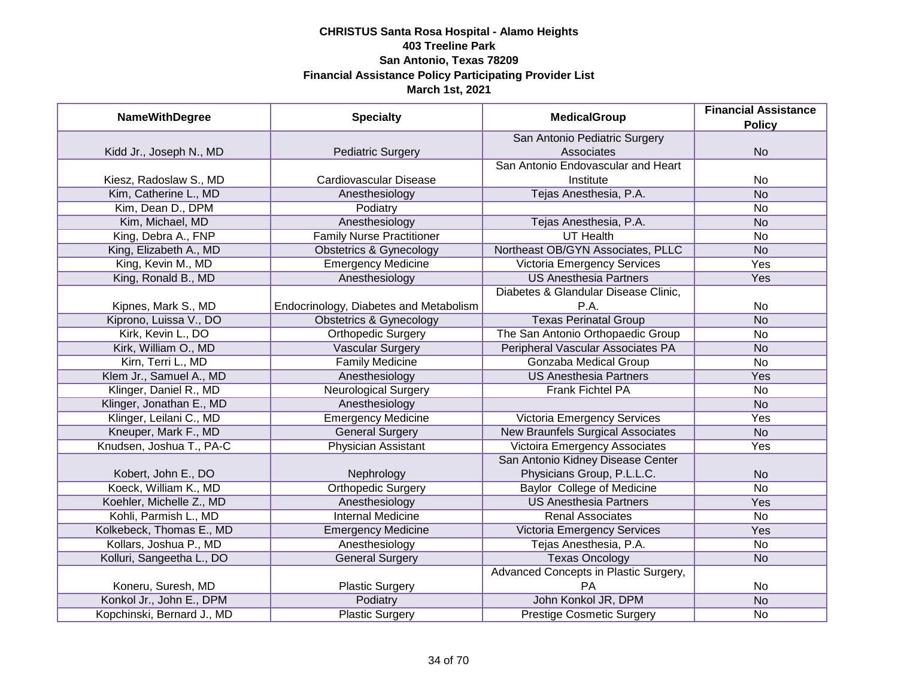**CHRISTUS Santa Rosa Hospital - Alamo Heights**
**403 Treeline Park**
**San Antonio, Texas 78209**
**Financial Assistance Policy Participating Provider List**
**March 1st, 2021**

| NameWithDegree | Specialty | MedicalGroup | Financial Assistance Policy |
|---|---|---|---|
| Kidd Jr., Joseph N., MD | Pediatric Surgery | San Antonio Pediatric Surgery Associates | No |
| Kiesz, Radoslaw S., MD | Cardiovascular Disease | San Antonio Endovascular and Heart Institute | No |
| Kim, Catherine L., MD | Anesthesiology | Tejas Anesthesia, P.A. | No |
| Kim, Dean D., DPM | Podiatry | | No |
| Kim, Michael, MD | Anesthesiology | Tejas Anesthesia, P.A. | No |
| King, Debra A., FNP | Family Nurse Practitioner | UT Health | No |
| King, Elizabeth A., MD | Obstetrics & Gynecology | Northeast OB/GYN Associates, PLLC | No |
| King, Kevin M., MD | Emergency Medicine | Victoria Emergency Services | Yes |
| King, Ronald B., MD | Anesthesiology | US Anesthesia Partners | Yes |
| Kipnes, Mark S., MD | Endocrinology, Diabetes and Metabolism | Diabetes & Glandular Disease Clinic, P.A. | No |
| Kiprono, Luissa V., DO | Obstetrics & Gynecology | Texas Perinatal Group | No |
| Kirk, Kevin L., DO | Orthopedic Surgery | The San Antonio Orthopaedic Group | No |
| Kirk, William O., MD | Vascular Surgery | Peripheral Vascular Associates PA | No |
| Kirn, Terri L., MD | Family Medicine | Gonzaba Medical Group | No |
| Klem Jr., Samuel A., MD | Anesthesiology | US Anesthesia Partners | Yes |
| Klinger, Daniel R., MD | Neurological Surgery | Frank Fichtel PA | No |
| Klinger, Jonathan E., MD | Anesthesiology | | No |
| Klinger, Leilani C., MD | Emergency Medicine | Victoria Emergency Services | Yes |
| Kneuper, Mark F., MD | General Surgery | New Braunfels Surgical Associates | No |
| Knudsen, Joshua T., PA-C | Physician Assistant | Victoira Emergency Associates | Yes |
| Kobert, John E., DO | Nephrology | San Antonio Kidney Disease Center Physicians Group, P.L.L.C. | No |
| Koeck, William K., MD | Orthopedic Surgery | Baylor College of Medicine | No |
| Koehler, Michelle Z., MD | Anesthesiology | US Anesthesia Partners | Yes |
| Kohli, Parmish L., MD | Internal Medicine | Renal Associates | No |
| Kolkebeck, Thomas E., MD | Emergency Medicine | Victoria Emergency Services | Yes |
| Kollars, Joshua P., MD | Anesthesiology | Tejas Anesthesia, P.A. | No |
| Kolluri, Sangeetha L., DO | General Surgery | Texas Oncology | No |
| Koneru, Suresh, MD | Plastic Surgery | Advanced Concepts in Plastic Surgery, PA | No |
| Konkol Jr., John E., DPM | Podiatry | John Konkol JR, DPM | No |
| Kopchinski, Bernard J., MD | Plastic Surgery | Prestige Cosmetic Surgery | No |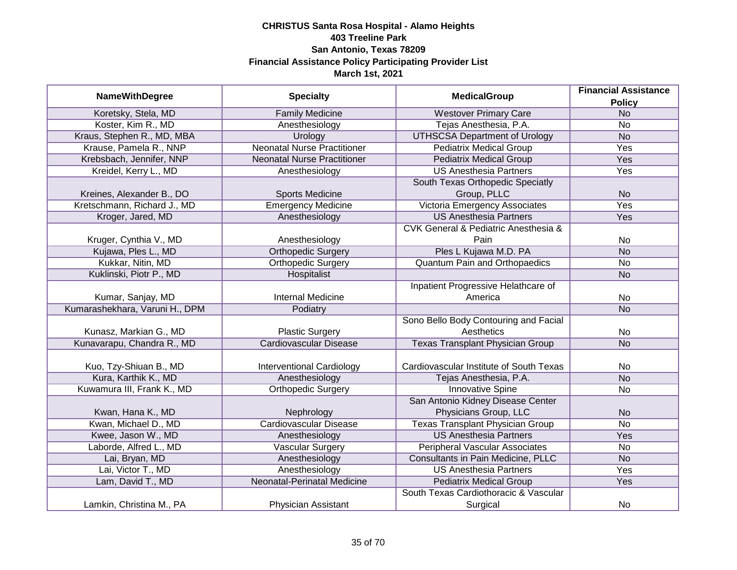**CHRISTUS Santa Rosa Hospital - Alamo Heights**
**403 Treeline Park**
**San Antonio, Texas 78209**
**Financial Assistance Policy Participating Provider List**
**March 1st, 2021**

| NameWithDegree | Specialty | MedicalGroup | Financial Assistance Policy |
|---|---|---|---|
| Koretsky, Stela, MD | Family Medicine | Westover Primary Care | No |
| Koster, Kim R., MD | Anesthesiology | Tejas Anesthesia, P.A. | No |
| Kraus, Stephen R., MD, MBA | Urology | UTHSCSA Department of Urology | No |
| Krause, Pamela R., NNP | Neonatal Nurse Practitioner | Pediatrix Medical Group | Yes |
| Krebsbach, Jennifer, NNP | Neonatal Nurse Practitioner | Pediatrix Medical Group | Yes |
| Kreidel, Kerry L., MD | Anesthesiology | US Anesthesia Partners | Yes |
| Kreines, Alexander B., DO | Sports Medicine | South Texas Orthopedic Specialty Group, PLLC | No |
| Kretschmann, Richard J., MD | Emergency Medicine | Victoria Emergency Associates | Yes |
| Kroger, Jared, MD | Anesthesiology | US Anesthesia Partners | Yes |
| Kruger, Cynthia V., MD | Anesthesiology | CVK General & Pediatric Anesthesia & Pain | No |
| Kujawa, Ples L., MD | Orthopedic Surgery | Ples L Kujawa M.D. PA | No |
| Kukkar, Nitin, MD | Orthopedic Surgery | Quantum Pain and Orthopaedics | No |
| Kuklinski, Piotr P., MD | Hospitalist | | No |
| Kumar, Sanjay, MD | Internal Medicine | Inpatient Progressive Helathcare of America | No |
| Kumarashekhara, Varuni H., DPM | Podiatry | | No |
| Kunasz, Markian G., MD | Plastic Surgery | Sono Bello Body Contouring and Facial Aesthetics | No |
| Kunavarapu, Chandra R., MD | Cardiovascular Disease | Texas Transplant Physician Group | No |
| Kuo, Tzy-Shiuan B., MD | Interventional Cardiology | Cardiovascular Institute of South Texas | No |
| Kura, Karthik K., MD | Anesthesiology | Tejas Anesthesia, P.A. | No |
| Kuwamura III, Frank K., MD | Orthopedic Surgery | Innovative Spine | No |
| Kwan, Hana K., MD | Nephrology | San Antonio Kidney Disease Center Physicians Group, LLC | No |
| Kwan, Michael D., MD | Cardiovascular Disease | Texas Transplant Physician Group | No |
| Kwee, Jason W., MD | Anesthesiology | US Anesthesia Partners | Yes |
| Laborde, Alfred L., MD | Vascular Surgery | Peripheral Vascular Associates | No |
| Lai, Bryan, MD | Anesthesiology | Consultants in Pain Medicine, PLLC | No |
| Lai, Victor T., MD | Anesthesiology | US Anesthesia Partners | Yes |
| Lam, David T., MD | Neonatal-Perinatal Medicine | Pediatrix Medical Group | Yes |
| Lamkin, Christina M., PA | Physician Assistant | South Texas Cardiothoracic & Vascular Surgical | No |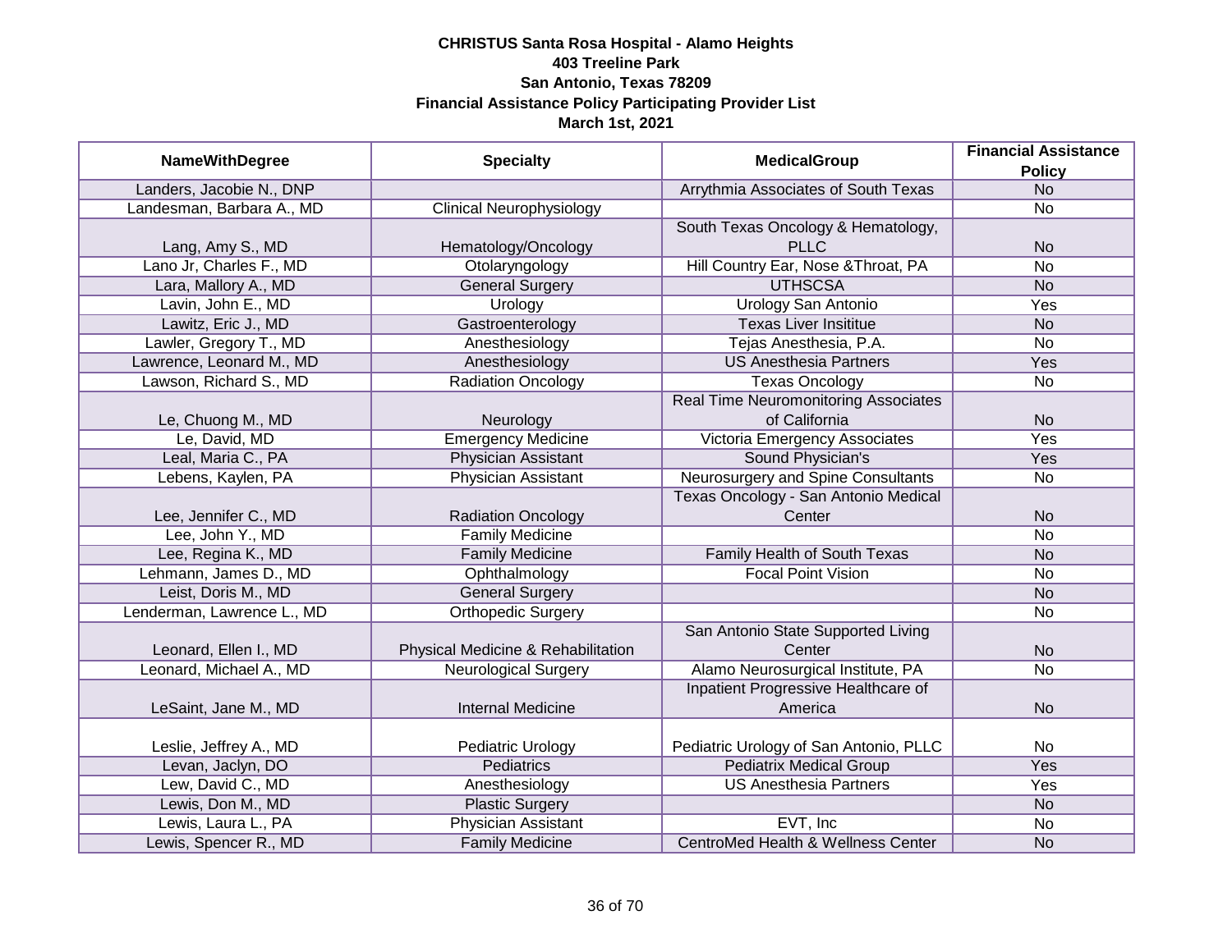**CHRISTUS Santa Rosa Hospital - Alamo Heights**
**403 Treeline Park**
**San Antonio, Texas 78209**
**Financial Assistance Policy Participating Provider List**
**March 1st, 2021**

| NameWithDegree | Specialty | MedicalGroup | Financial Assistance Policy |
|---|---|---|---|
| Landers, Jacobie N., DNP | | Arrythmia Associates of South Texas | No |
| Landesman, Barbara A., MD | Clinical Neurophysiology | | No |
| Lang, Amy S., MD | Hematology/Oncology | South Texas Oncology & Hematology, PLLC | No |
| Lano Jr, Charles F., MD | Otolaryngology | Hill Country Ear, Nose &Throat, PA | No |
| Lara, Mallory A., MD | General Surgery | UTHSCSA | No |
| Lavin, John E., MD | Urology | Urology San Antonio | Yes |
| Lawitz, Eric J., MD | Gastroenterology | Texas Liver Insititue | No |
| Lawler, Gregory T., MD | Anesthesiology | Tejas Anesthesia, P.A. | No |
| Lawrence, Leonard M., MD | Anesthesiology | US Anesthesia Partners | Yes |
| Lawson, Richard S., MD | Radiation Oncology | Texas Oncology | No |
| Le, Chuong M., MD | Neurology | Real Time Neuromonitoring Associates of California | No |
| Le, David, MD | Emergency Medicine | Victoria Emergency Associates | Yes |
| Leal, Maria C., PA | Physician Assistant | Sound Physician's | Yes |
| Lebens, Kaylen, PA | Physician Assistant | Neurosurgery and Spine Consultants | No |
| Lee, Jennifer C., MD | Radiation Oncology | Texas Oncology - San Antonio Medical Center | No |
| Lee, John Y., MD | Family Medicine | | No |
| Lee, Regina K., MD | Family Medicine | Family Health of South Texas | No |
| Lehmann, James D., MD | Ophthalmology | Focal Point Vision | No |
| Leist, Doris M., MD | General Surgery | | No |
| Lenderman, Lawrence L., MD | Orthopedic Surgery | | No |
| Leonard, Ellen I., MD | Physical Medicine & Rehabilitation | San Antonio State Supported Living Center | No |
| Leonard, Michael A., MD | Neurological Surgery | Alamo Neurosurgical Institute, PA | No |
| LeSaint, Jane M., MD | Internal Medicine | Inpatient Progressive Healthcare of America | No |
| Leslie, Jeffrey A., MD | Pediatric Urology | Pediatric Urology of San Antonio, PLLC | No |
| Levan, Jaclyn, DO | Pediatrics | Pediatrix Medical Group | Yes |
| Lew, David C., MD | Anesthesiology | US Anesthesia Partners | Yes |
| Lewis, Don M., MD | Plastic Surgery | | No |
| Lewis, Laura L., PA | Physician Assistant | EVT, Inc | No |
| Lewis, Spencer R., MD | Family Medicine | CentroMed Health & Wellness Center | No |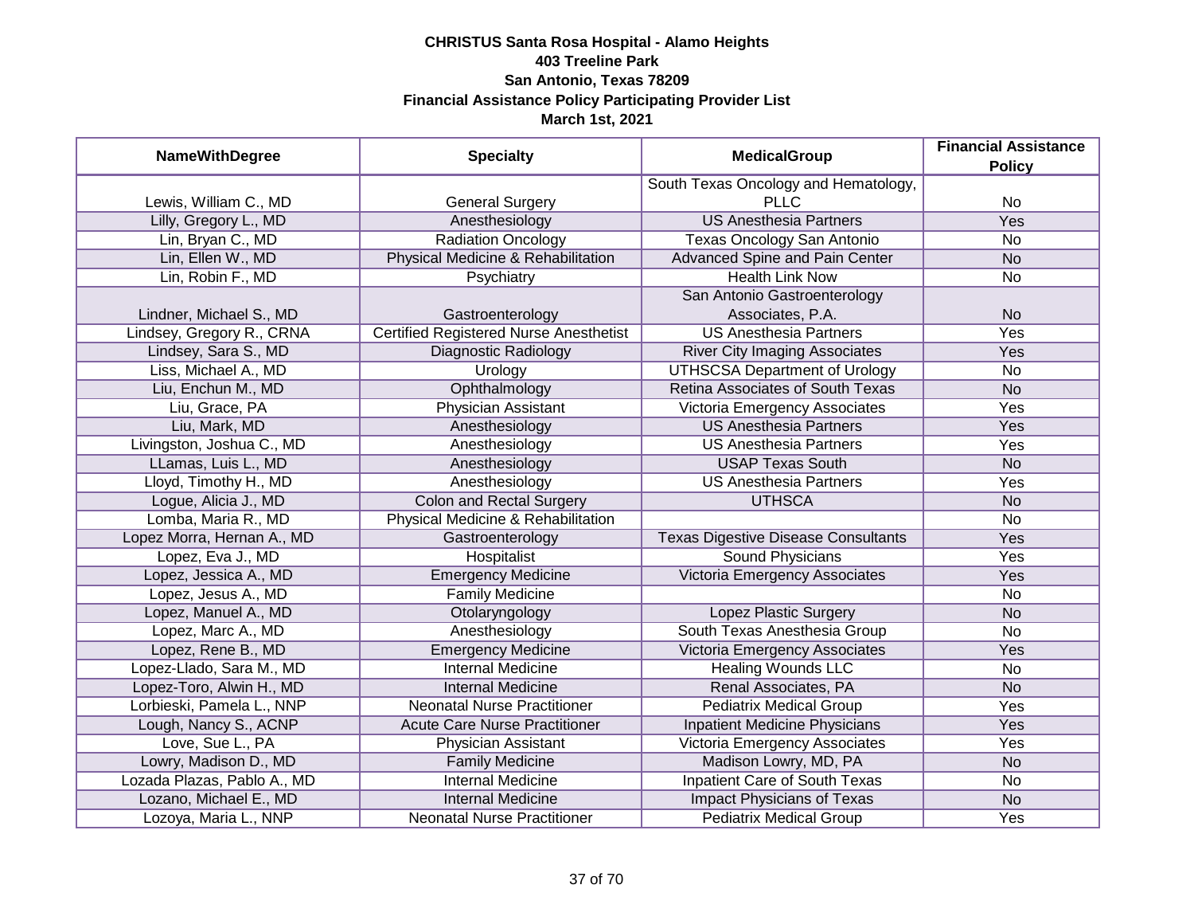**CHRISTUS Santa Rosa Hospital - Alamo Heights**
**403 Treeline Park**
**San Antonio, Texas 78209**
**Financial Assistance Policy Participating Provider List**
**March 1st, 2021**

| NameWithDegree | Specialty | MedicalGroup | Financial Assistance Policy |
|---|---|---|---|
| Lewis, William C., MD | General Surgery | South Texas Oncology and Hematology, PLLC | No |
| Lilly, Gregory L., MD | Anesthesiology | US Anesthesia Partners | Yes |
| Lin, Bryan C., MD | Radiation Oncology | Texas Oncology San Antonio | No |
| Lin, Ellen W., MD | Physical Medicine & Rehabilitation | Advanced Spine and Pain Center | No |
| Lin, Robin F., MD | Psychiatry | Health Link Now | No |
| Lindner, Michael S., MD | Gastroenterology | San Antonio Gastroenterology Associates, P.A. | No |
| Lindsey, Gregory R., CRNA | Certified Registered Nurse Anesthetist | US Anesthesia Partners | Yes |
| Lindsey, Sara S., MD | Diagnostic Radiology | River City Imaging Associates | Yes |
| Liss, Michael A., MD | Urology | UTHSCSA Department of Urology | No |
| Liu, Enchun M., MD | Ophthalmology | Retina Associates of South Texas | No |
| Liu, Grace, PA | Physician Assistant | Victoria Emergency Associates | Yes |
| Liu, Mark, MD | Anesthesiology | US Anesthesia Partners | Yes |
| Livingston, Joshua C., MD | Anesthesiology | US Anesthesia Partners | Yes |
| LLamas, Luis L., MD | Anesthesiology | USAP Texas South | No |
| Lloyd, Timothy H., MD | Anesthesiology | US Anesthesia Partners | Yes |
| Logue, Alicia J., MD | Colon and Rectal Surgery | UTHSCA | No |
| Lomba, Maria R., MD | Physical Medicine & Rehabilitation | | No |
| Lopez Morra, Hernan A., MD | Gastroenterology | Texas Digestive Disease Consultants | Yes |
| Lopez, Eva J., MD | Hospitalist | Sound Physicians | Yes |
| Lopez, Jessica A., MD | Emergency Medicine | Victoria Emergency Associates | Yes |
| Lopez, Jesus A., MD | Family Medicine | | No |
| Lopez, Manuel A., MD | Otolaryngology | Lopez Plastic Surgery | No |
| Lopez, Marc A., MD | Anesthesiology | South Texas Anesthesia Group | No |
| Lopez, Rene B., MD | Emergency Medicine | Victoria Emergency Associates | Yes |
| Lopez-Llado, Sara M., MD | Internal Medicine | Healing Wounds LLC | No |
| Lopez-Toro, Alwin H., MD | Internal Medicine | Renal Associates, PA | No |
| Lorbieski, Pamela L., NNP | Neonatal Nurse Practitioner | Pediatrix Medical Group | Yes |
| Lough, Nancy S., ACNP | Acute Care Nurse Practitioner | Inpatient Medicine Physicians | Yes |
| Love, Sue L., PA | Physician Assistant | Victoria Emergency Associates | Yes |
| Lowry, Madison D., MD | Family Medicine | Madison Lowry, MD, PA | No |
| Lozada Plazas, Pablo A., MD | Internal Medicine | Inpatient Care of South Texas | No |
| Lozano, Michael E., MD | Internal Medicine | Impact Physicians of Texas | No |
| Lozoya, Maria L., NNP | Neonatal Nurse Practitioner | Pediatrix Medical Group | Yes |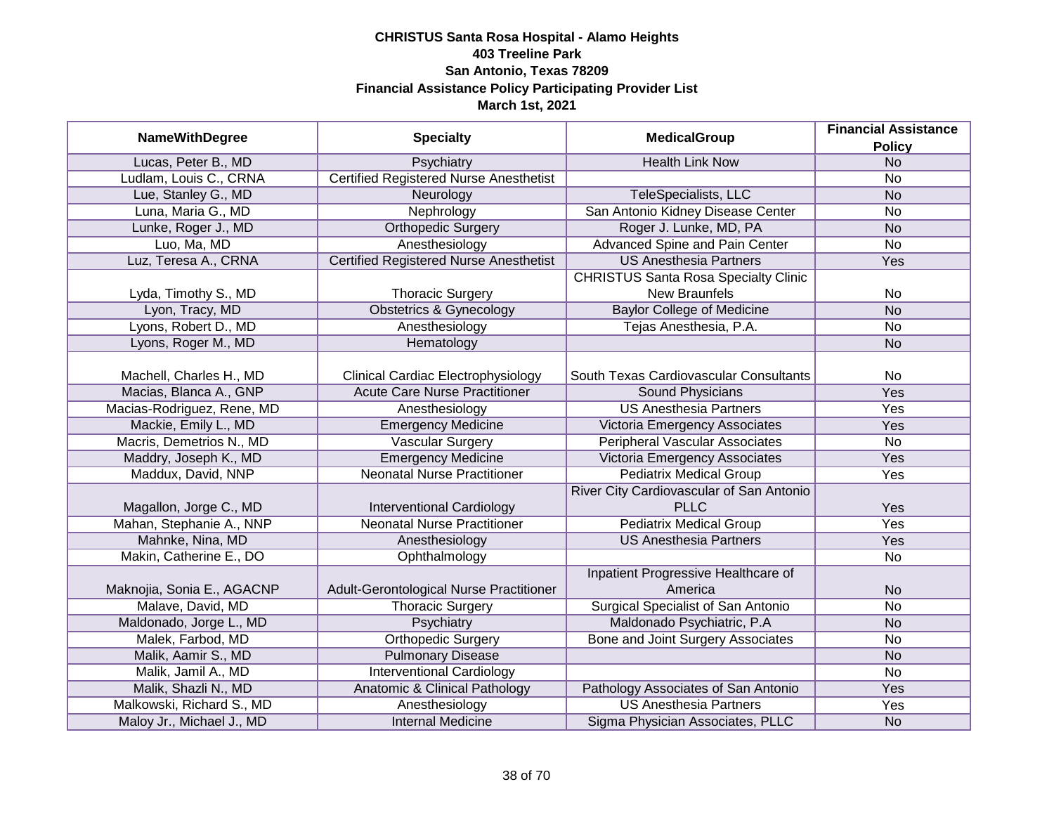# CHRISTUS Santa Rosa Hospital - Alamo Heights
## 403 Treeline Park
## San Antonio, Texas 78209
## Financial Assistance Policy Participating Provider List
## March 1st, 2021

| NameWithDegree | Specialty | MedicalGroup | Financial Assistance Policy |
|---|---|---|---|
| Lucas, Peter B., MD | Psychiatry | Health Link Now | No |
| Ludlam, Louis C., CRNA | Certified Registered Nurse Anesthetist | | No |
| Lue, Stanley G., MD | Neurology | TeleSpecialists, LLC | No |
| Luna, Maria G., MD | Nephrology | San Antonio Kidney Disease Center | No |
| Lunke, Roger J., MD | Orthopedic Surgery | Roger J. Lunke, MD, PA | No |
| Luo, Ma, MD | Anesthesiology | Advanced Spine and Pain Center | No |
| Luz, Teresa A., CRNA | Certified Registered Nurse Anesthetist | US Anesthesia Partners | Yes |
| Lyda, Timothy S., MD | Thoracic Surgery | CHRISTUS Santa Rosa Specialty Clinic New Braunfels | No |
| Lyon, Tracy, MD | Obstetrics & Gynecology | Baylor College of Medicine | No |
| Lyons, Robert D., MD | Anesthesiology | Tejas Anesthesia, P.A. | No |
| Lyons, Roger M., MD | Hematology | | No |
| Machell, Charles H., MD | Clinical Cardiac Electrophysiology | South Texas Cardiovascular Consultants | No |
| Macias, Blanca A., GNP | Acute Care Nurse Practitioner | Sound Physicians | Yes |
| Macias-Rodriguez, Rene, MD | Anesthesiology | US Anesthesia Partners | Yes |
| Mackie, Emily L., MD | Emergency Medicine | Victoria Emergency Associates | Yes |
| Macris, Demetrios N., MD | Vascular Surgery | Peripheral Vascular Associates | No |
| Maddry, Joseph K., MD | Emergency Medicine | Victoria Emergency Associates | Yes |
| Maddux, David, NNP | Neonatal Nurse Practitioner | Pediatrix Medical Group | Yes |
| Magallon, Jorge C., MD | Interventional Cardiology | River City Cardiovascular of San Antonio PLLC | Yes |
| Mahan, Stephanie A., NNP | Neonatal Nurse Practitioner | Pediatrix Medical Group | Yes |
| Mahnke, Nina, MD | Anesthesiology | US Anesthesia Partners | Yes |
| Makin, Catherine E., DO | Ophthalmology | | No |
| Maknojia, Sonia E., AGACNP | Adult-Gerontological Nurse Practitioner | Inpatient Progressive Healthcare of America | No |
| Malave, David, MD | Thoracic Surgery | Surgical Specialist of San Antonio | No |
| Maldonado, Jorge L., MD | Psychiatry | Maldonado Psychiatric, P.A | No |
| Malek, Farbod, MD | Orthopedic Surgery | Bone and Joint Surgery Associates | No |
| Malik, Aamir S., MD | Pulmonary Disease | | No |
| Malik, Jamil A., MD | Interventional Cardiology | | No |
| Malik, Shazli N., MD | Anatomic & Clinical Pathology | Pathology Associates of San Antonio | Yes |
| Malkowski, Richard S., MD | Anesthesiology | US Anesthesia Partners | Yes |
| Maloy Jr., Michael J., MD | Internal Medicine | Sigma Physician Associates, PLLC | No |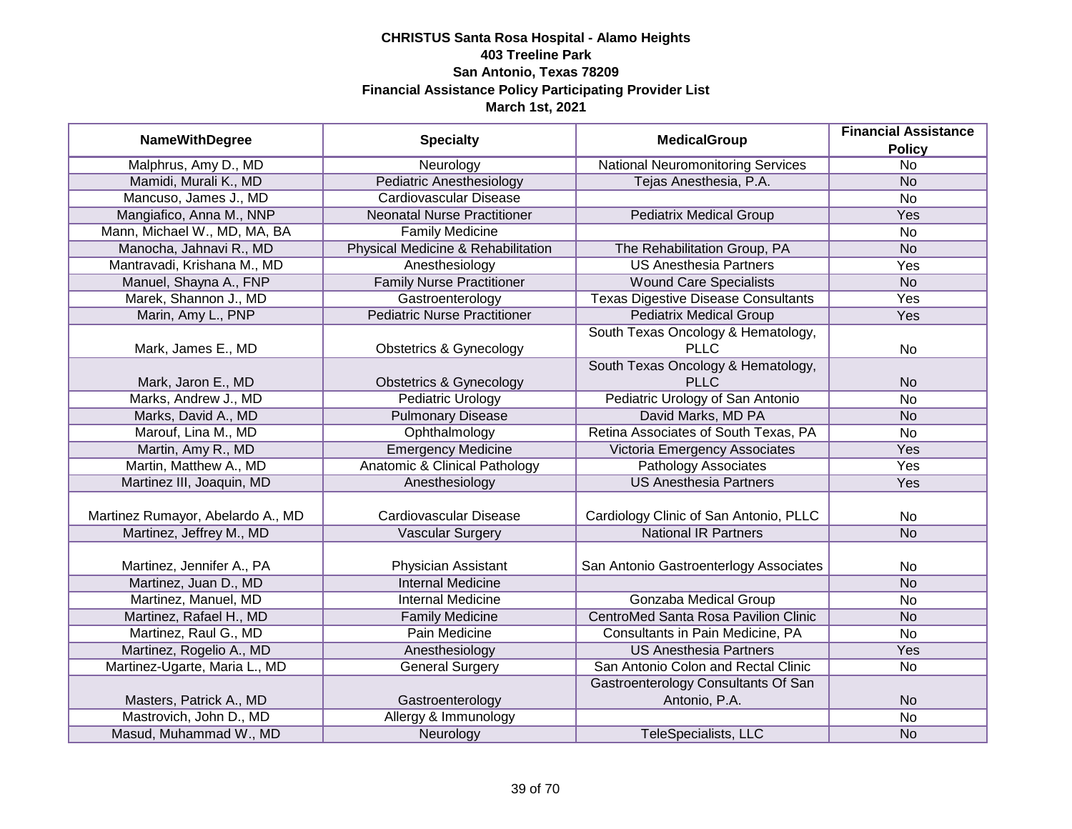**CHRISTUS Santa Rosa Hospital - Alamo Heights**
**403 Treeline Park**
**San Antonio, Texas 78209**
**Financial Assistance Policy Participating Provider List**
**March 1st, 2021**

| NameWithDegree | Specialty | MedicalGroup | Financial Assistance Policy |
|---|---|---|---|
| Malphrus, Amy D., MD | Neurology | National Neuromonitoring Services | No |
| Mamidi, Murali K., MD | Pediatric Anesthesiology | Tejas Anesthesia, P.A. | No |
| Mancuso, James J., MD | Cardiovascular Disease | | No |
| Mangiafico, Anna M., NNP | Neonatal Nurse Practitioner | Pediatrix Medical Group | Yes |
| Mann, Michael W., MD, MA, BA | Family Medicine | | No |
| Manocha, Jahnavi R., MD | Physical Medicine & Rehabilitation | The Rehabilitation Group, PA | No |
| Mantravadi, Krishana M., MD | Anesthesiology | US Anesthesia Partners | Yes |
| Manuel, Shayna A., FNP | Family Nurse Practitioner | Wound Care Specialists | No |
| Marek, Shannon J., MD | Gastroenterology | Texas Digestive Disease Consultants | Yes |
| Marin, Amy L., PNP | Pediatric Nurse Practitioner | Pediatrix Medical Group | Yes |
| Mark, James E., MD | Obstetrics & Gynecology | South Texas Oncology & Hematology, PLLC | No |
| Mark, Jaron E., MD | Obstetrics & Gynecology | South Texas Oncology & Hematology, PLLC | No |
| Marks, Andrew J., MD | Pediatric Urology | Pediatric Urology of San Antonio | No |
| Marks, David A., MD | Pulmonary Disease | David Marks, MD PA | No |
| Marouf, Lina M., MD | Ophthalmology | Retina Associates of South Texas, PA | No |
| Martin, Amy R., MD | Emergency Medicine | Victoria Emergency Associates | Yes |
| Martin, Matthew A., MD | Anatomic & Clinical Pathology | Pathology Associates | Yes |
| Martinez III, Joaquin, MD | Anesthesiology | US Anesthesia Partners | Yes |
| Martinez Rumayor, Abelardo A., MD | Cardiovascular Disease | Cardiology Clinic of San Antonio, PLLC | No |
| Martinez, Jeffrey M., MD | Vascular Surgery | National IR Partners | No |
| Martinez, Jennifer A., PA | Physician Assistant | San Antonio Gastroenterlogy Associates | No |
| Martinez, Juan D., MD | Internal Medicine | | No |
| Martinez, Manuel, MD | Internal Medicine | Gonzaba Medical Group | No |
| Martinez, Rafael H., MD | Family Medicine | CentroMed Santa Rosa Pavilion Clinic | No |
| Martinez, Raul G., MD | Pain Medicine | Consultants in Pain Medicine, PA | No |
| Martinez, Rogelio A., MD | Anesthesiology | US Anesthesia Partners | Yes |
| Martinez-Ugarte, Maria L., MD | General Surgery | San Antonio Colon and Rectal Clinic | No |
| Masters, Patrick A., MD | Gastroenterology | Gastroenterology Consultants Of San Antonio, P.A. | No |
| Mastrovich, John D., MD | Allergy & Immunology | | No |
| Masud, Muhammad W., MD | Neurology | TeleSpecialists, LLC | No |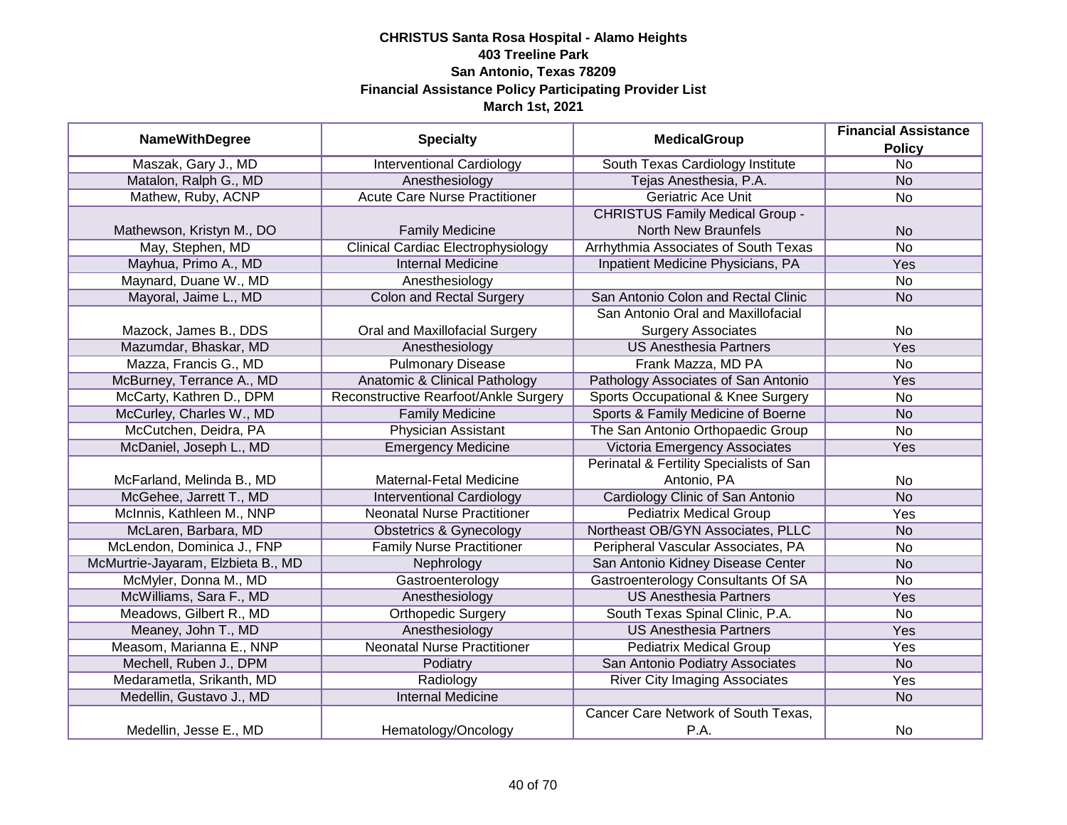**CHRISTUS Santa Rosa Hospital - Alamo Heights**
**403 Treeline Park**
**San Antonio, Texas 78209**
**Financial Assistance Policy Participating Provider List**
**March 1st, 2021**

| NameWithDegree | Specialty | MedicalGroup | Financial Assistance Policy |
|---|---|---|---|
| Maszak, Gary J., MD | Interventional Cardiology | South Texas Cardiology Institute | No |
| Matalon, Ralph G., MD | Anesthesiology | Tejas Anesthesia, P.A. | No |
| Mathew, Ruby, ACNP | Acute Care Nurse Practitioner | Geriatric Ace Unit | No |
| Mathewson, Kristyn M., DO | Family Medicine | CHRISTUS Family Medical Group - North New Braunfels | No |
| May, Stephen, MD | Clinical Cardiac Electrophysiology | Arrhythmia Associates of South Texas | No |
| Mayhua, Primo A., MD | Internal Medicine | Inpatient Medicine Physicians, PA | Yes |
| Maynard, Duane W., MD | Anesthesiology | | No |
| Mayoral, Jaime L., MD | Colon and Rectal Surgery | San Antonio Colon and Rectal Clinic | No |
| Mazock, James B., DDS | Oral and Maxillofacial Surgery | San Antonio Oral and Maxillofacial Surgery Associates | No |
| Mazumdar, Bhaskar, MD | Anesthesiology | US Anesthesia Partners | Yes |
| Mazza, Francis G., MD | Pulmonary Disease | Frank Mazza, MD PA | No |
| McBurney, Terrance A., MD | Anatomic & Clinical Pathology | Pathology Associates of San Antonio | Yes |
| McCarty, Kathren D., DPM | Reconstructive Rearfoot/Ankle Surgery | Sports Occupational & Knee Surgery | No |
| McCurley, Charles W., MD | Family Medicine | Sports & Family Medicine of Boerne | No |
| McCutchen, Deidra, PA | Physician Assistant | The San Antonio Orthopaedic Group | No |
| McDaniel, Joseph L., MD | Emergency Medicine | Victoria Emergency Associates | Yes |
| McFarland, Melinda B., MD | Maternal-Fetal Medicine | Perinatal & Fertility Specialists of San Antonio, PA | No |
| McGehee, Jarrett T., MD | Interventional Cardiology | Cardiology Clinic of San Antonio | No |
| McInnis, Kathleen M., NNP | Neonatal Nurse Practitioner | Pediatrix Medical Group | Yes |
| McLaren, Barbara, MD | Obstetrics & Gynecology | Northeast OB/GYN Associates, PLLC | No |
| McLendon, Dominica J., FNP | Family Nurse Practitioner | Peripheral Vascular Associates, PA | No |
| McMurtrie-Jayaram, Elzbieta B., MD | Nephrology | San Antonio Kidney Disease Center | No |
| McMyler, Donna M., MD | Gastroenterology | Gastroenterology Consultants Of SA | No |
| McWilliams, Sara F., MD | Anesthesiology | US Anesthesia Partners | Yes |
| Meadows, Gilbert R., MD | Orthopedic Surgery | South Texas Spinal Clinic, P.A. | No |
| Meaney, John T., MD | Anesthesiology | US Anesthesia Partners | Yes |
| Measom, Marianna E., NNP | Neonatal Nurse Practitioner | Pediatrix Medical Group | Yes |
| Mechell, Ruben J., DPM | Podiatry | San Antonio Podiatry Associates | No |
| Medarametla, Srikanth, MD | Radiology | River City Imaging Associates | Yes |
| Medellin, Gustavo J., MD | Internal Medicine | | No |
| Medellin, Jesse E., MD | Hematology/Oncology | Cancer Care Network of South Texas, P.A. | No |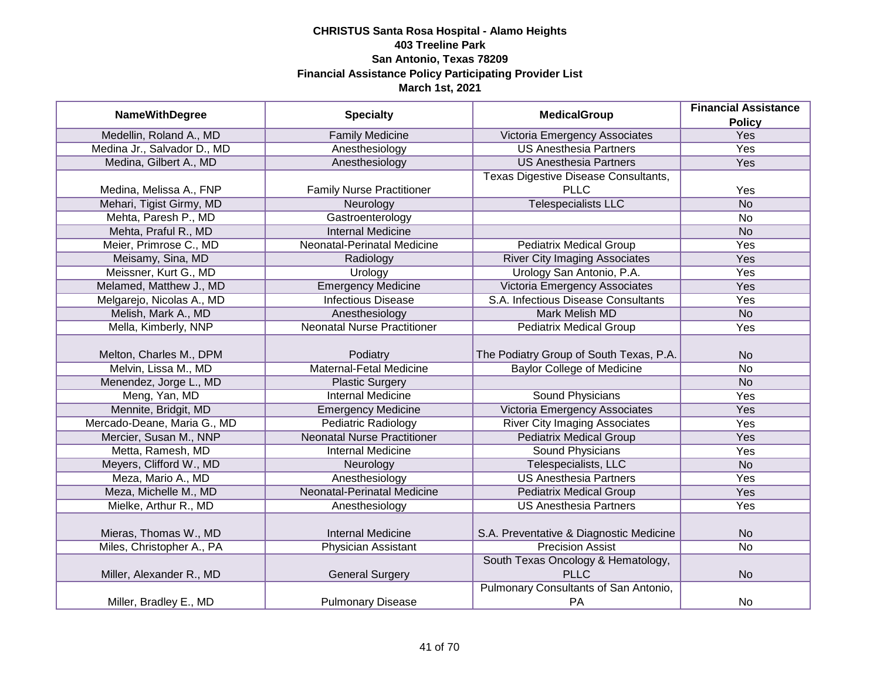**CHRISTUS Santa Rosa Hospital - Alamo Heights**
**403 Treeline Park**
**San Antonio, Texas 78209**
**Financial Assistance Policy Participating Provider List**
**March 1st, 2021**

| NameWithDegree | Specialty | MedicalGroup | Financial Assistance Policy |
|---|---|---|---|
| Medellin, Roland A., MD | Family Medicine | Victoria Emergency Associates | Yes |
| Medina Jr., Salvador D., MD | Anesthesiology | US Anesthesia Partners | Yes |
| Medina, Gilbert A., MD | Anesthesiology | US Anesthesia Partners | Yes |
| Medina, Melissa A., FNP | Family Nurse Practitioner | Texas Digestive Disease Consultants, PLLC | Yes |
| Mehari, Tigist Girmy, MD | Neurology | Telespecialists LLC | No |
| Mehta, Paresh P., MD | Gastroenterology | | No |
| Mehta, Praful R., MD | Internal Medicine | | No |
| Meier, Primrose C., MD | Neonatal-Perinatal Medicine | Pediatrix Medical Group | Yes |
| Meisamy, Sina, MD | Radiology | River City Imaging Associates | Yes |
| Meissner, Kurt G., MD | Urology | Urology San Antonio, P.A. | Yes |
| Melamed, Matthew J., MD | Emergency Medicine | Victoria Emergency Associates | Yes |
| Melgarejo, Nicolas A., MD | Infectious Disease | S.A. Infectious Disease Consultants | Yes |
| Melish, Mark A., MD | Anesthesiology | Mark Melish MD | No |
| Mella, Kimberly, NNP | Neonatal Nurse Practitioner | Pediatrix Medical Group | Yes |
| Melton, Charles M., DPM | Podiatry | The Podiatry Group of South Texas, P.A. | No |
| Melvin, Lissa M., MD | Maternal-Fetal Medicine | Baylor College of Medicine | No |
| Menendez, Jorge L., MD | Plastic Surgery | | No |
| Meng, Yan, MD | Internal Medicine | Sound Physicians | Yes |
| Mennite, Bridgit, MD | Emergency Medicine | Victoria Emergency Associates | Yes |
| Mercado-Deane, Maria G., MD | Pediatric Radiology | River City Imaging Associates | Yes |
| Mercier, Susan M., NNP | Neonatal Nurse Practitioner | Pediatrix Medical Group | Yes |
| Metta, Ramesh, MD | Internal Medicine | Sound Physicians | Yes |
| Meyers, Clifford W., MD | Neurology | Telespecialists, LLC | No |
| Meza, Mario A., MD | Anesthesiology | US Anesthesia Partners | Yes |
| Meza, Michelle M., MD | Neonatal-Perinatal Medicine | Pediatrix Medical Group | Yes |
| Mielke, Arthur R., MD | Anesthesiology | US Anesthesia Partners | Yes |
| Mieras, Thomas W., MD | Internal Medicine | S.A. Preventative & Diagnostic Medicine | No |
| Miles, Christopher A., PA | Physician Assistant | Precision Assist | No |
| Miller, Alexander R., MD | General Surgery | South Texas Oncology & Hematology, PLLC | No |
| Miller, Bradley E., MD | Pulmonary Disease | Pulmonary Consultants of San Antonio, PA | No |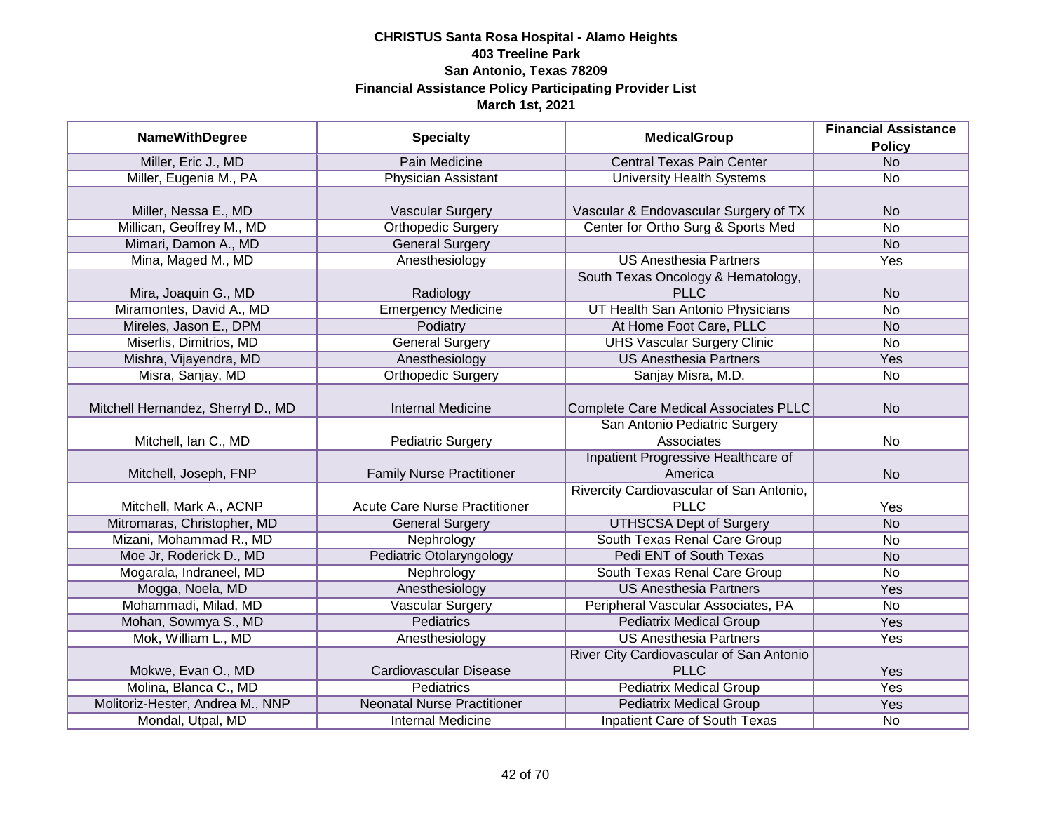**CHRISTUS Santa Rosa Hospital - Alamo Heights**
**403 Treeline Park**
**San Antonio, Texas 78209**
**Financial Assistance Policy Participating Provider List**
**March 1st, 2021**

| NameWithDegree | Specialty | MedicalGroup | Financial Assistance Policy |
|---|---|---|---|
| Miller, Eric J., MD | Pain Medicine | Central Texas Pain Center | No |
| Miller, Eugenia M., PA | Physician Assistant | University Health Systems | No |
| Miller, Nessa E., MD | Vascular Surgery | Vascular & Endovascular Surgery of TX | No |
| Millican, Geoffrey M., MD | Orthopedic Surgery | Center for Ortho Surg & Sports Med | No |
| Mimari, Damon A., MD | General Surgery | | No |
| Mina, Maged M., MD | Anesthesiology | US Anesthesia Partners | Yes |
| Mira, Joaquin G., MD | Radiology | South Texas Oncology & Hematology, PLLC | No |
| Miramontes, David A., MD | Emergency Medicine | UT Health San Antonio Physicians | No |
| Mireles, Jason E., DPM | Podiatry | At Home Foot Care, PLLC | No |
| Miserlis, Dimitrios, MD | General Surgery | UHS Vascular Surgery Clinic | No |
| Mishra, Vijayendra, MD | Anesthesiology | US Anesthesia Partners | Yes |
| Misra, Sanjay, MD | Orthopedic Surgery | Sanjay Misra, M.D. | No |
| Mitchell Hernandez, Sherryl D., MD | Internal Medicine | Complete Care Medical Associates PLLC | No |
| Mitchell, Ian C., MD | Pediatric Surgery | San Antonio Pediatric Surgery Associates | No |
| Mitchell, Joseph, FNP | Family Nurse Practitioner | Inpatient Progressive Healthcare of America | No |
| Mitchell, Mark A., ACNP | Acute Care Nurse Practitioner | Rivercity Cardiovascular of San Antonio, PLLC | Yes |
| Mitromaras, Christopher, MD | General Surgery | UTHSCSA Dept of Surgery | No |
| Mizani, Mohammad R., MD | Nephrology | South Texas Renal Care Group | No |
| Moe Jr, Roderick D., MD | Pediatric Otolaryngology | Pedi ENT of South Texas | No |
| Mogarala, Indraneel, MD | Nephrology | South Texas Renal Care Group | No |
| Mogga, Noela, MD | Anesthesiology | US Anesthesia Partners | Yes |
| Mohammadi, Milad, MD | Vascular Surgery | Peripheral Vascular Associates, PA | No |
| Mohan, Sowmya S., MD | Pediatrics | Pediatrix Medical Group | Yes |
| Mok, William L., MD | Anesthesiology | US Anesthesia Partners | Yes |
| Mokwe, Evan O., MD | Cardiovascular Disease | River City Cardiovascular of San Antonio PLLC | Yes |
| Molina, Blanca C., MD | Pediatrics | Pediatrix Medical Group | Yes |
| Molitoriz-Hester, Andrea M., NNP | Neonatal Nurse Practitioner | Pediatrix Medical Group | Yes |
| Mondal, Utpal, MD | Internal Medicine | Inpatient Care of South Texas | No |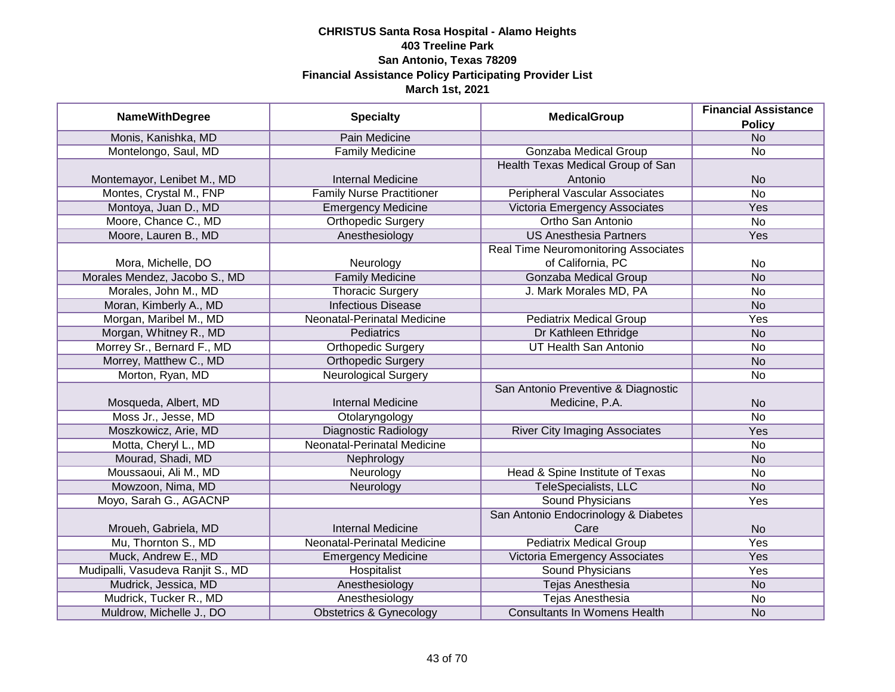# CHRISTUS Santa Rosa Hospital - Alamo Heights
## 403 Treeline Park
## San Antonio, Texas 78209
## Financial Assistance Policy Participating Provider List
## March 1st, 2021

| NameWithDegree | Specialty | MedicalGroup | Financial Assistance Policy |
|---|---|---|---|
| Monis, Kanishka, MD | Pain Medicine | | No |
| Montelongo, Saul, MD | Family Medicine | Gonzaba Medical Group | No |
| Montemayor, Lenibet M., MD | Internal Medicine | Health Texas Medical Group of San Antonio | No |
| Montes, Crystal M., FNP | Family Nurse Practitioner | Peripheral Vascular Associates | No |
| Montoya, Juan D., MD | Emergency Medicine | Victoria Emergency Associates | Yes |
| Moore, Chance C., MD | Orthopedic Surgery | Ortho San Antonio | No |
| Moore, Lauren B., MD | Anesthesiology | US Anesthesia Partners | Yes |
| Mora, Michelle, DO | Neurology | Real Time Neuromonitoring Associates of California, PC | No |
| Morales Mendez, Jacobo S., MD | Family Medicine | Gonzaba Medical Group | No |
| Morales, John M., MD | Thoracic Surgery | J. Mark Morales MD, PA | No |
| Moran, Kimberly A., MD | Infectious Disease | | No |
| Morgan, Maribel M., MD | Neonatal-Perinatal Medicine | Pediatrix Medical Group | Yes |
| Morgan, Whitney R., MD | Pediatrics | Dr Kathleen Ethridge | No |
| Morrey Sr., Bernard F., MD | Orthopedic Surgery | UT Health San Antonio | No |
| Morrey, Matthew C., MD | Orthopedic Surgery | | No |
| Morton, Ryan, MD | Neurological Surgery | | No |
| Mosqueda, Albert, MD | Internal Medicine | San Antonio Preventive & Diagnostic Medicine, P.A. | No |
| Moss Jr., Jesse, MD | Otolaryngology | | No |
| Moszkowicz, Arie, MD | Diagnostic Radiology | River City Imaging Associates | Yes |
| Motta, Cheryl L., MD | Neonatal-Perinatal Medicine | | No |
| Mourad, Shadi, MD | Nephrology | | No |
| Moussaoui, Ali M., MD | Neurology | Head & Spine Institute of Texas | No |
| Mowzoon, Nima, MD | Neurology | TeleSpecialists, LLC | No |
| Moyo, Sarah G., AGACNP | | Sound Physicians | Yes |
| Mroueh, Gabriela, MD | Internal Medicine | San Antonio Endocrinology & Diabetes Care | No |
| Mu, Thornton S., MD | Neonatal-Perinatal Medicine | Pediatrix Medical Group | Yes |
| Muck, Andrew E., MD | Emergency Medicine | Victoria Emergency Associates | Yes |
| Mudipalli, Vasudeva Ranjit S., MD | Hospitalist | Sound Physicians | Yes |
| Mudrick, Jessica, MD | Anesthesiology | Tejas Anesthesia | No |
| Mudrick, Tucker R., MD | Anesthesiology | Tejas Anesthesia | No |
| Muldrow, Michelle J., DO | Obstetrics & Gynecology | Consultants In Womens Health | No |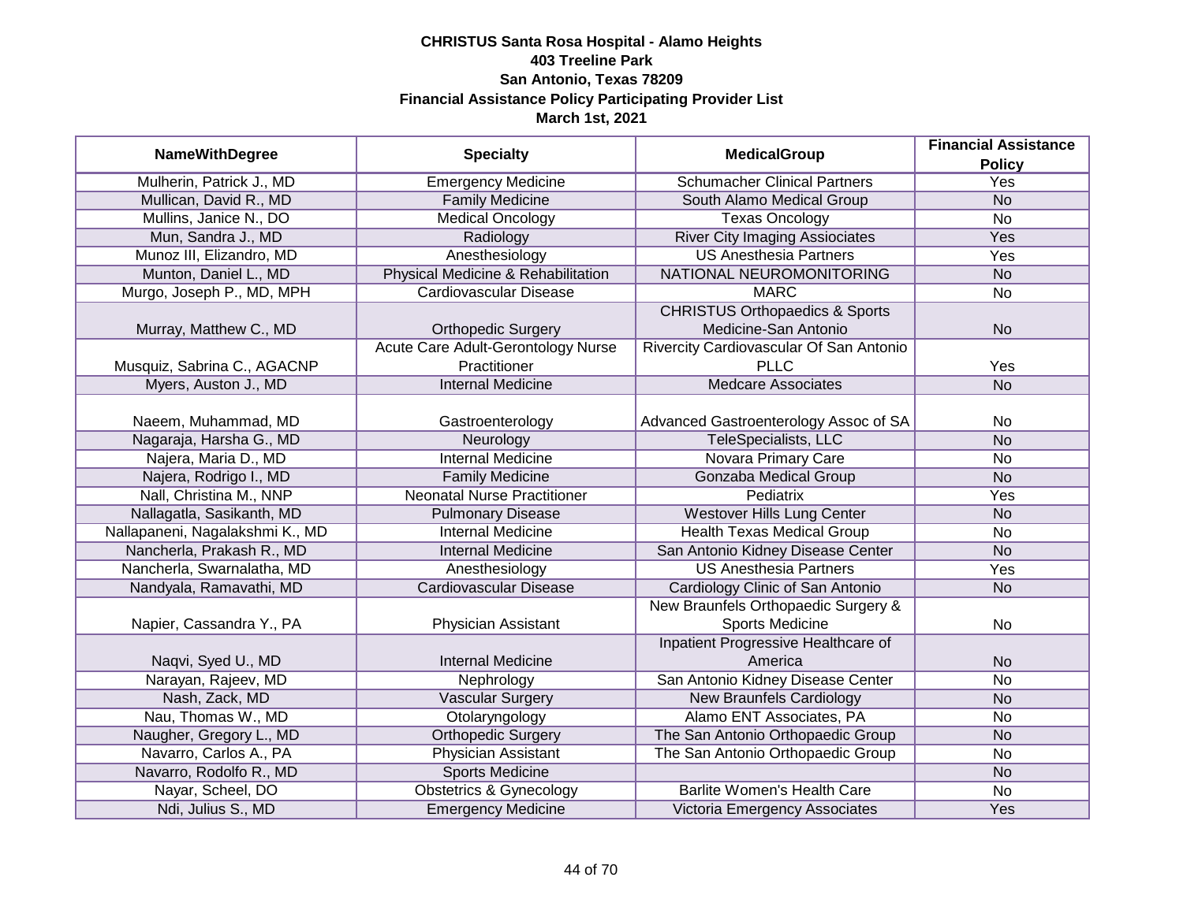**CHRISTUS Santa Rosa Hospital - Alamo Heights**
**403 Treeline Park**
**San Antonio, Texas 78209**
**Financial Assistance Policy Participating Provider List**
**March 1st, 2021**

| NameWithDegree | Specialty | MedicalGroup | Financial Assistance Policy |
|---|---|---|---|
| Mulherin, Patrick J., MD | Emergency Medicine | Schumacher Clinical Partners | Yes |
| Mullican, David R., MD | Family Medicine | South Alamo Medical Group | No |
| Mullins, Janice N., DO | Medical Oncology | Texas Oncology | No |
| Mun, Sandra J., MD | Radiology | River City Imaging Assiociates | Yes |
| Munoz III, Elizandro, MD | Anesthesiology | US Anesthesia Partners | Yes |
| Munton, Daniel L., MD | Physical Medicine & Rehabilitation | NATIONAL NEUROMONITORING | No |
| Murgo, Joseph P., MD, MPH | Cardiovascular Disease | MARC | No |
| Murray, Matthew C., MD | Orthopedic Surgery | CHRISTUS Orthopaedics & Sports Medicine-San Antonio | No |
| Musquiz, Sabrina C., AGACNP | Acute Care Adult-Gerontology Nurse Practitioner | Rivercity Cardiovascular Of San Antonio PLLC | Yes |
| Myers, Auston J., MD | Internal Medicine | Medcare Associates | No |
| Naeem, Muhammad, MD | Gastroenterology | Advanced Gastroenterology Assoc of SA | No |
| Nagaraja, Harsha G., MD | Neurology | TeleSpecialists, LLC | No |
| Najera, Maria D., MD | Internal Medicine | Novara Primary Care | No |
| Najera, Rodrigo I., MD | Family Medicine | Gonzaba Medical Group | No |
| Nall, Christina M., NNP | Neonatal Nurse Practitioner | Pediatrix | Yes |
| Nallagatla, Sasikanth, MD | Pulmonary Disease | Westover Hills Lung Center | No |
| Nallapaneni, Nagalakshmi K., MD | Internal Medicine | Health Texas Medical Group | No |
| Nancherla, Prakash R., MD | Internal Medicine | San Antonio Kidney Disease Center | No |
| Nancherla, Swarnalatha, MD | Anesthesiology | US Anesthesia Partners | Yes |
| Nandyala, Ramavathi, MD | Cardiovascular Disease | Cardiology Clinic of San Antonio | No |
| Napier, Cassandra Y., PA | Physician Assistant | New Braunfels Orthopaedic Surgery & Sports Medicine | No |
| Naqvi, Syed U., MD | Internal Medicine | Inpatient Progressive Healthcare of America | No |
| Narayan, Rajeev, MD | Nephrology | San Antonio Kidney Disease Center | No |
| Nash, Zack, MD | Vascular Surgery | New Braunfels Cardiology | No |
| Nau, Thomas W., MD | Otolaryngology | Alamo ENT Associates, PA | No |
| Naugher, Gregory L., MD | Orthopedic Surgery | The San Antonio Orthopaedic Group | No |
| Navarro, Carlos A., PA | Physician Assistant | The San Antonio Orthopaedic Group | No |
| Navarro, Rodolfo R., MD | Sports Medicine | | No |
| Nayar, Scheel, DO | Obstetrics & Gynecology | Barlite Women's Health Care | No |
| Ndi, Julius S., MD | Emergency Medicine | Victoria Emergency Associates | Yes |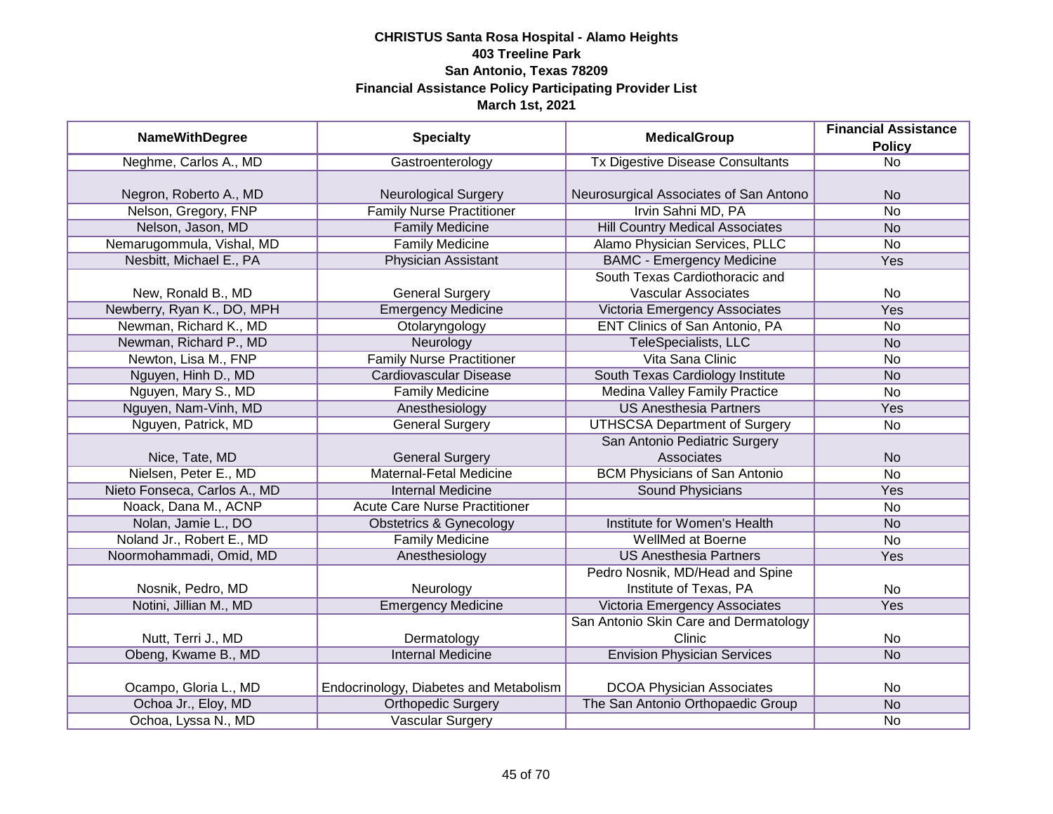**CHRISTUS Santa Rosa Hospital - Alamo Heights**
**403 Treeline Park**
**San Antonio, Texas 78209**
**Financial Assistance Policy Participating Provider List**
**March 1st, 2021**

| NameWithDegree | Specialty | MedicalGroup | Financial Assistance Policy |
|---|---|---|---|
| Neghme, Carlos A., MD | Gastroenterology | Tx Digestive Disease Consultants | No |
| Negron, Roberto A., MD | Neurological Surgery | Neurosurgical Associates of San Antono | No |
| Nelson, Gregory, FNP | Family Nurse Practitioner | Irvin Sahni MD, PA | No |
| Nelson, Jason, MD | Family Medicine | Hill Country Medical Associates | No |
| Nemarugommula, Vishal, MD | Family Medicine | Alamo Physician Services, PLLC | No |
| Nesbitt, Michael E., PA | Physician Assistant | BAMC - Emergency Medicine | Yes |
| New, Ronald B., MD | General Surgery | South Texas Cardiothoracic and Vascular Associates | No |
| Newberry, Ryan K., DO, MPH | Emergency Medicine | Victoria Emergency Associates | Yes |
| Newman, Richard K., MD | Otolaryngology | ENT Clinics of San Antonio, PA | No |
| Newman, Richard P., MD | Neurology | TeleSpecialists, LLC | No |
| Newton, Lisa M., FNP | Family Nurse Practitioner | Vita Sana Clinic | No |
| Nguyen, Hinh D., MD | Cardiovascular Disease | South Texas Cardiology Institute | No |
| Nguyen, Mary S., MD | Family Medicine | Medina Valley Family Practice | No |
| Nguyen, Nam-Vinh, MD | Anesthesiology | US Anesthesia Partners | Yes |
| Nguyen, Patrick, MD | General Surgery | UTHSCSA Department of Surgery | No |
| Nice, Tate, MD | General Surgery | San Antonio Pediatric Surgery Associates | No |
| Nielsen, Peter E., MD | Maternal-Fetal Medicine | BCM Physicians of San Antonio | No |
| Nieto Fonseca, Carlos A., MD | Internal Medicine | Sound Physicians | Yes |
| Noack, Dana M., ACNP | Acute Care Nurse Practitioner | | No |
| Nolan, Jamie L., DO | Obstetrics & Gynecology | Institute for Women's Health | No |
| Noland Jr., Robert E., MD | Family Medicine | WellMed at Boerne | No |
| Noormohammadi, Omid, MD | Anesthesiology | US Anesthesia Partners | Yes |
| Nosnik, Pedro, MD | Neurology | Pedro Nosnik, MD/Head and Spine Institute of Texas, PA | No |
| Notini, Jillian M., MD | Emergency Medicine | Victoria Emergency Associates | Yes |
| Nutt, Terri J., MD | Dermatology | San Antonio Skin Care and Dermatology Clinic | No |
| Obeng, Kwame B., MD | Internal Medicine | Envision Physician Services | No |
| Ocampo, Gloria L., MD | Endocrinology, Diabetes and Metabolism | DCOA Physician Associates | No |
| Ochoa Jr., Eloy, MD | Orthopedic Surgery | The San Antonio Orthopaedic Group | No |
| Ochoa, Lyssa N., MD | Vascular Surgery | | No |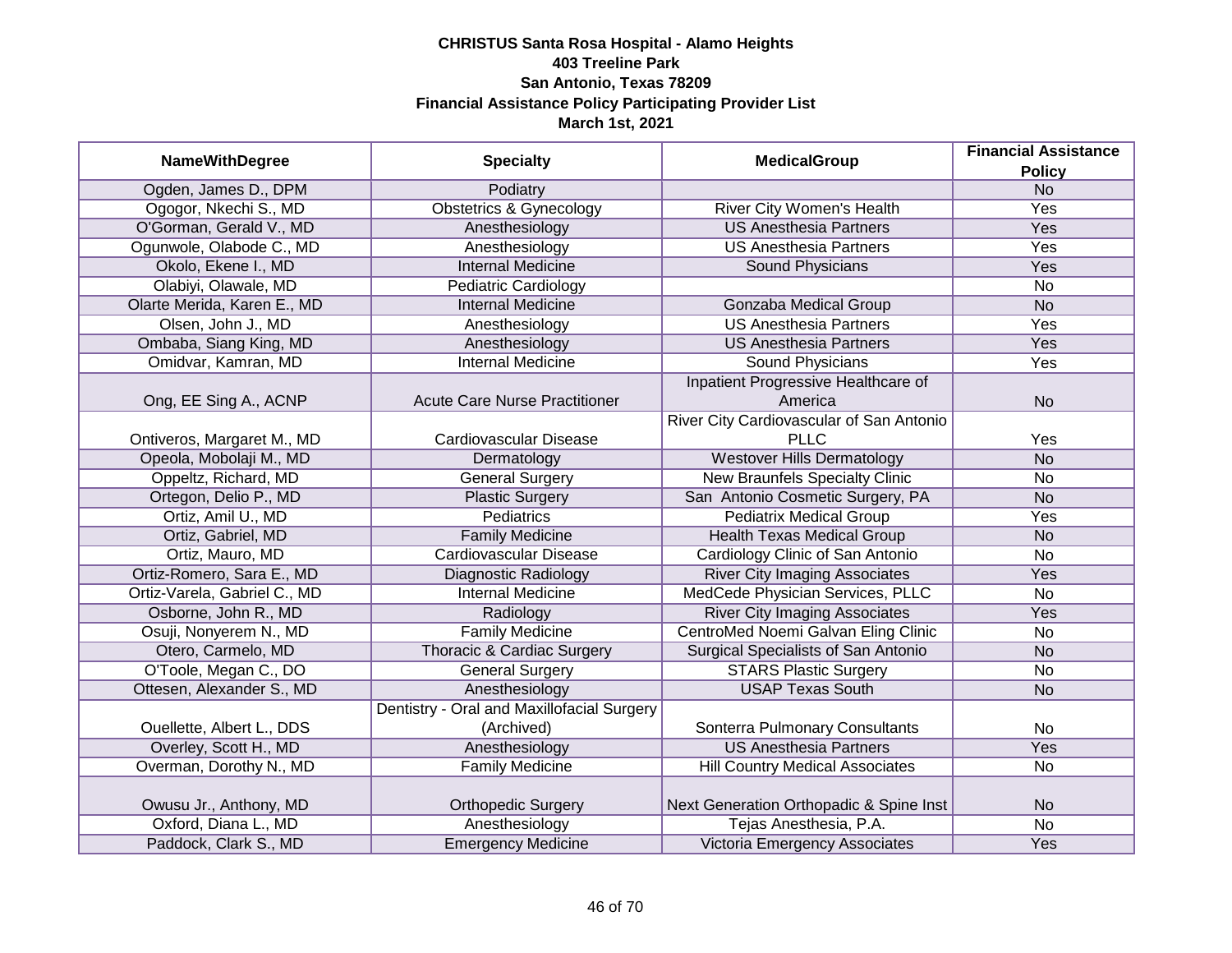**CHRISTUS Santa Rosa Hospital - Alamo Heights**
**403 Treeline Park**
**San Antonio, Texas 78209**
**Financial Assistance Policy Participating Provider List**
**March 1st, 2021**

| NameWithDegree | Specialty | MedicalGroup | Financial Assistance Policy |
|---|---|---|---|
| Ogden, James D., DPM | Podiatry | | No |
| Ogogor, Nkechi S., MD | Obstetrics & Gynecology | River City Women's Health | Yes |
| O'Gorman, Gerald V., MD | Anesthesiology | US Anesthesia Partners | Yes |
| Ogunwole, Olabode C., MD | Anesthesiology | US Anesthesia Partners | Yes |
| Okolo, Ekene I., MD | Internal Medicine | Sound Physicians | Yes |
| Olabiyi, Olawale, MD | Pediatric Cardiology | | No |
| Olarte Merida, Karen E., MD | Internal Medicine | Gonzaba Medical Group | No |
| Olsen, John J., MD | Anesthesiology | US Anesthesia Partners | Yes |
| Ombaba, Siang King, MD | Anesthesiology | US Anesthesia Partners | Yes |
| Omidvar, Kamran, MD | Internal Medicine | Sound Physicians | Yes |
| Ong, EE Sing A., ACNP | Acute Care Nurse Practitioner | Inpatient Progressive Healthcare of America | No |
| Ontiveros, Margaret M., MD | Cardiovascular Disease | River City Cardiovascular of San Antonio PLLC | Yes |
| Opeola, Mobolaji M., MD | Dermatology | Westover Hills Dermatology | No |
| Oppeltz, Richard, MD | General Surgery | New Braunfels Specialty Clinic | No |
| Ortegon, Delio P., MD | Plastic Surgery | San Antonio Cosmetic Surgery, PA | No |
| Ortiz, Amil U., MD | Pediatrics | Pediatrix Medical Group | Yes |
| Ortiz, Gabriel, MD | Family Medicine | Health Texas Medical Group | No |
| Ortiz, Mauro, MD | Cardiovascular Disease | Cardiology Clinic of San Antonio | No |
| Ortiz-Romero, Sara E., MD | Diagnostic Radiology | River City Imaging Associates | Yes |
| Ortiz-Varela, Gabriel C., MD | Internal Medicine | MedCede Physician Services, PLLC | No |
| Osborne, John R., MD | Radiology | River City Imaging Associates | Yes |
| Osuji, Nonyerem N., MD | Family Medicine | CentroMed Noemi Galvan Eling Clinic | No |
| Otero, Carmelo, MD | Thoracic & Cardiac Surgery | Surgical Specialists of San Antonio | No |
| O'Toole, Megan C., DO | General Surgery | STARS Plastic Surgery | No |
| Ottesen, Alexander S., MD | Anesthesiology | USAP Texas South | No |
| Ouellette, Albert L., DDS | Dentistry - Oral and Maxillofacial Surgery (Archived) | Sonterra Pulmonary Consultants | No |
| Overley, Scott H., MD | Anesthesiology | US Anesthesia Partners | Yes |
| Overman, Dorothy N., MD | Family Medicine | Hill Country Medical Associates | No |
| Owusu Jr., Anthony, MD | Orthopedic Surgery | Next Generation Orthopadic & Spine Inst | No |
| Oxford, Diana L., MD | Anesthesiology | Tejas Anesthesia, P.A. | No |
| Paddock, Clark S., MD | Emergency Medicine | Victoria Emergency Associates | Yes |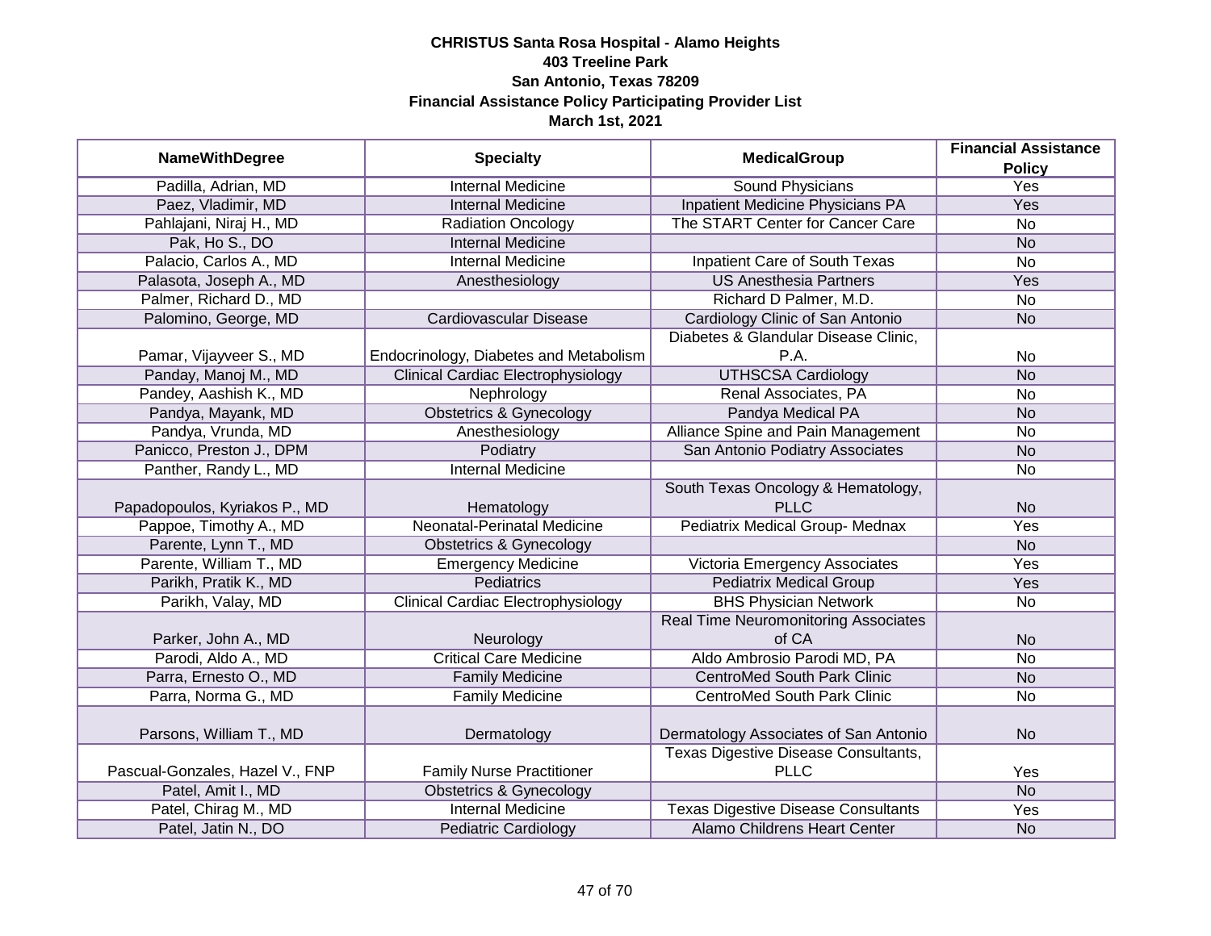**CHRISTUS Santa Rosa Hospital - Alamo Heights**
**403 Treeline Park**
**San Antonio, Texas 78209**
**Financial Assistance Policy Participating Provider List**
**March 1st, 2021**

| NameWithDegree | Specialty | MedicalGroup | Financial Assistance Policy |
|---|---|---|---|
| Padilla, Adrian, MD | Internal Medicine | Sound Physicians | Yes |
| Paez, Vladimir, MD | Internal Medicine | Inpatient Medicine Physicians PA | Yes |
| Pahlajani, Niraj H., MD | Radiation Oncology | The START Center for Cancer Care | No |
| Pak, Ho S., DO | Internal Medicine | | No |
| Palacio, Carlos A., MD | Internal Medicine | Inpatient Care of South Texas | No |
| Palasota, Joseph A., MD | Anesthesiology | US Anesthesia Partners | Yes |
| Palmer, Richard D., MD | | Richard D Palmer, M.D. | No |
| Palomino, George, MD | Cardiovascular Disease | Cardiology Clinic of San Antonio | No |
| Pamar, Vijayveer S., MD | Endocrinology, Diabetes and Metabolism | Diabetes & Glandular Disease Clinic, P.A. | No |
| Panday, Manoj M., MD | Clinical Cardiac Electrophysiology | UTHSCSA Cardiology | No |
| Pandey, Aashish K., MD | Nephrology | Renal Associates, PA | No |
| Pandya, Mayank, MD | Obstetrics & Gynecology | Pandya Medical PA | No |
| Pandya, Vrunda, MD | Anesthesiology | Alliance Spine and Pain Management | No |
| Panicco, Preston J., DPM | Podiatry | San Antonio Podiatry Associates | No |
| Panther, Randy L., MD | Internal Medicine | | No |
| Papadopoulos, Kyriakos P., MD | Hematology | South Texas Oncology & Hematology, PLLC | No |
| Pappoe, Timothy A., MD | Neonatal-Perinatal Medicine | Pediatrix Medical Group- Mednax | Yes |
| Parente, Lynn T., MD | Obstetrics & Gynecology | | No |
| Parente, William T., MD | Emergency Medicine | Victoria Emergency Associates | Yes |
| Parikh, Pratik K., MD | Pediatrics | Pediatrix Medical Group | Yes |
| Parikh, Valay, MD | Clinical Cardiac Electrophysiology | BHS Physician Network | No |
| Parker, John A., MD | Neurology | Real Time Neuromonitoring Associates of CA | No |
| Parodi, Aldo A., MD | Critical Care Medicine | Aldo Ambrosio Parodi MD, PA | No |
| Parra, Ernesto O., MD | Family Medicine | CentroMed South Park Clinic | No |
| Parra, Norma G., MD | Family Medicine | CentroMed South Park Clinic | No |
| Parsons, William T., MD | Dermatology | Dermatology Associates of San Antonio | No |
| Pascual-Gonzales, Hazel V., FNP | Family Nurse Practitioner | Texas Digestive Disease Consultants, PLLC | Yes |
| Patel, Amit I., MD | Obstetrics & Gynecology | | No |
| Patel, Chirag M., MD | Internal Medicine | Texas Digestive Disease Consultants | Yes |
| Patel, Jatin N., DO | Pediatric Cardiology | Alamo Childrens Heart Center | No |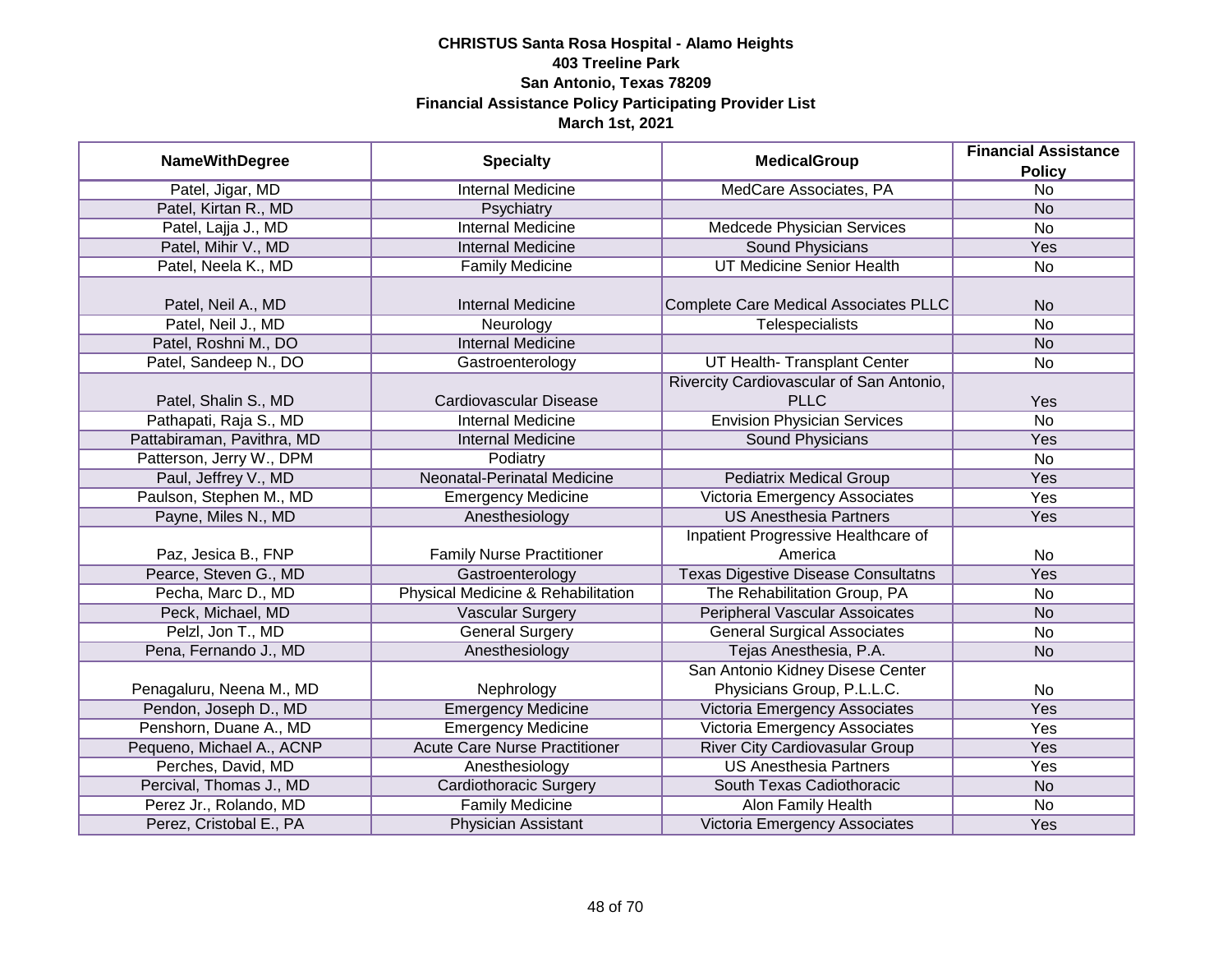**CHRISTUS Santa Rosa Hospital - Alamo Heights**
**403 Treeline Park**
**San Antonio, Texas 78209**
**Financial Assistance Policy Participating Provider List**
**March 1st, 2021**

| NameWithDegree | Specialty | MedicalGroup | Financial Assistance Policy |
|---|---|---|---|
| Patel, Jigar, MD | Internal Medicine | MedCare Associates, PA | No |
| Patel, Kirtan R., MD | Psychiatry | | No |
| Patel, Lajja J., MD | Internal Medicine | Medcede Physician Services | No |
| Patel, Mihir V., MD | Internal Medicine | Sound Physicians | Yes |
| Patel, Neela K., MD | Family Medicine | UT Medicine Senior Health | No |
| Patel, Neil A., MD | Internal Medicine | Complete Care Medical Associates PLLC | No |
| Patel, Neil J., MD | Neurology | Telespecialists | No |
| Patel, Roshni M., DO | Internal Medicine | | No |
| Patel, Sandeep N., DO | Gastroenterology | UT Health- Transplant Center | No |
| Patel, Shalin S., MD | Cardiovascular Disease | Rivercity Cardiovascular of San Antonio, PLLC | Yes |
| Pathapati, Raja S., MD | Internal Medicine | Envision Physician Services | No |
| Pattabiraman, Pavithra, MD | Internal Medicine | Sound Physicians | Yes |
| Patterson, Jerry W., DPM | Podiatry | | No |
| Paul, Jeffrey V., MD | Neonatal-Perinatal Medicine | Pediatrix Medical Group | Yes |
| Paulson, Stephen M., MD | Emergency Medicine | Victoria Emergency Associates | Yes |
| Payne, Miles N., MD | Anesthesiology | US Anesthesia Partners | Yes |
| Paz, Jesica B., FNP | Family Nurse Practitioner | Inpatient Progressive Healthcare of America | No |
| Pearce, Steven G., MD | Gastroenterology | Texas Digestive Disease Consultatns | Yes |
| Pecha, Marc D., MD | Physical Medicine & Rehabilitation | The Rehabilitation Group, PA | No |
| Peck, Michael, MD | Vascular Surgery | Peripheral Vascular Assoicates | No |
| Pelzl, Jon T., MD | General Surgery | General Surgical Associates | No |
| Pena, Fernando J., MD | Anesthesiology | Tejas Anesthesia, P.A. | No |
| Penagaluru, Neena M., MD | Nephrology | San Antonio Kidney Disese Center Physicians Group, P.L.L.C. | No |
| Pendon, Joseph D., MD | Emergency Medicine | Victoria Emergency Associates | Yes |
| Penshorn, Duane A., MD | Emergency Medicine | Victoria Emergency Associates | Yes |
| Pequeno, Michael A., ACNP | Acute Care Nurse Practitioner | River City Cardiovasular Group | Yes |
| Perches, David, MD | Anesthesiology | US Anesthesia Partners | Yes |
| Percival, Thomas J., MD | Cardiothoracic Surgery | South Texas Cadiothoracic | No |
| Perez Jr., Rolando, MD | Family Medicine | Alon Family Health | No |
| Perez, Cristobal E., PA | Physician Assistant | Victoria Emergency Associates | Yes |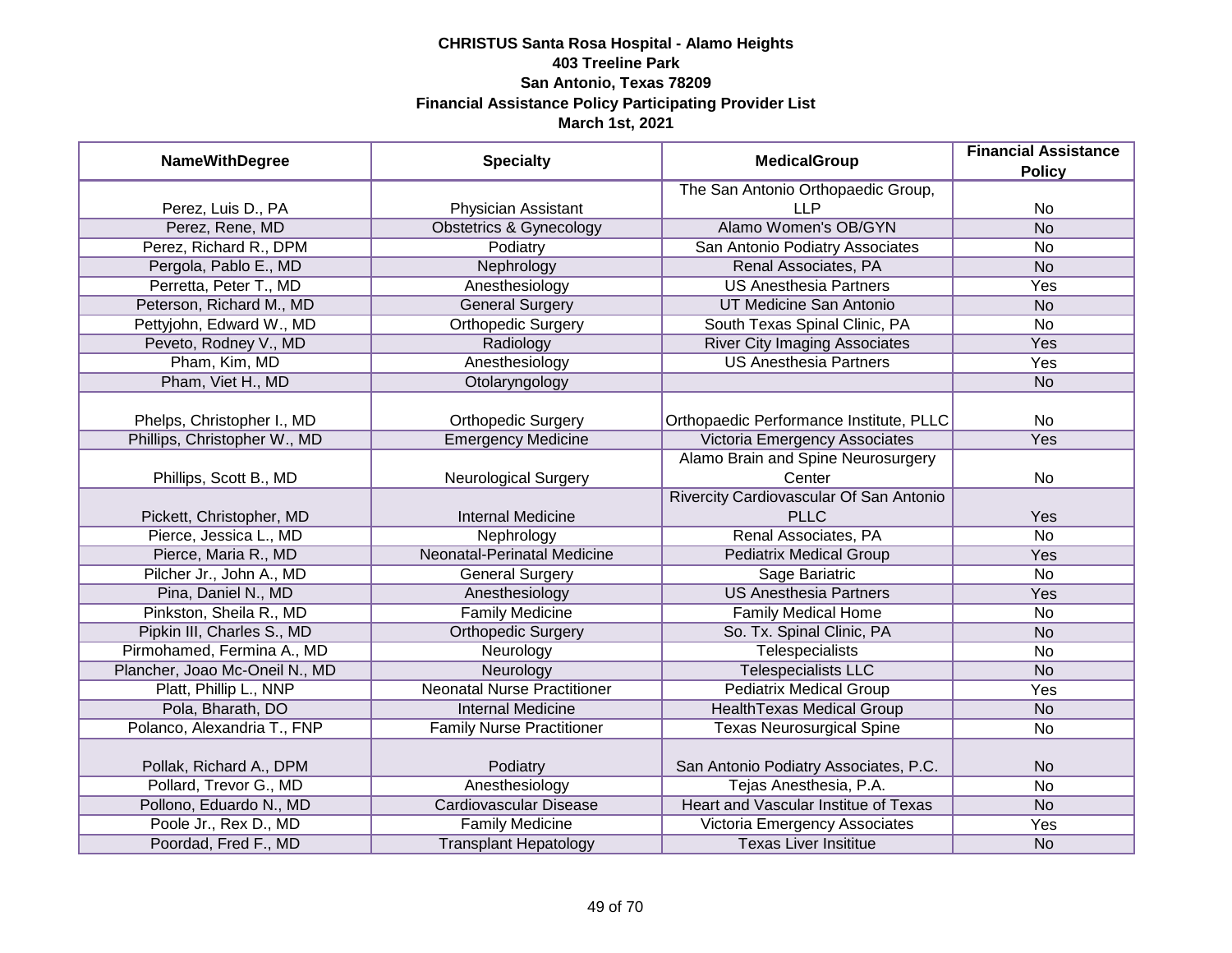**CHRISTUS Santa Rosa Hospital - Alamo Heights**
**403 Treeline Park**
**San Antonio, Texas 78209**
**Financial Assistance Policy Participating Provider List**
**March 1st, 2021**

| NameWithDegree | Specialty | MedicalGroup | Financial Assistance Policy |
|---|---|---|---|
| Perez, Luis D., PA | Physician Assistant | The San Antonio Orthopaedic Group, LLP | No |
| Perez, Rene, MD | Obstetrics & Gynecology | Alamo Women's OB/GYN | No |
| Perez, Richard R., DPM | Podiatry | San Antonio Podiatry Associates | No |
| Pergola, Pablo E., MD | Nephrology | Renal Associates, PA | No |
| Perretta, Peter T., MD | Anesthesiology | US Anesthesia Partners | Yes |
| Peterson, Richard M., MD | General Surgery | UT Medicine San Antonio | No |
| Pettyjohn, Edward W., MD | Orthopedic Surgery | South Texas Spinal Clinic, PA | No |
| Peveto, Rodney V., MD | Radiology | River City Imaging Associates | Yes |
| Pham, Kim, MD | Anesthesiology | US Anesthesia Partners | Yes |
| Pham, Viet H., MD | Otolaryngology | | No |
| Phelps, Christopher I., MD | Orthopedic Surgery | Orthopaedic Performance Institute, PLLC | No |
| Phillips, Christopher W., MD | Emergency Medicine | Victoria Emergency Associates | Yes |
| Phillips, Scott B., MD | Neurological Surgery | Alamo Brain and Spine Neurosurgery Center | No |
| Pickett, Christopher, MD | Internal Medicine | Rivercity Cardiovascular Of San Antonio PLLC | Yes |
| Pierce, Jessica L., MD | Nephrology | Renal Associates, PA | No |
| Pierce, Maria R., MD | Neonatal-Perinatal Medicine | Pediatrix Medical Group | Yes |
| Pilcher Jr., John A., MD | General Surgery | Sage Bariatric | No |
| Pina, Daniel N., MD | Anesthesiology | US Anesthesia Partners | Yes |
| Pinkston, Sheila R., MD | Family Medicine | Family Medical Home | No |
| Pipkin III, Charles S., MD | Orthopedic Surgery | So. Tx. Spinal Clinic, PA | No |
| Pirmohamed, Fermina A., MD | Neurology | Telespecialists | No |
| Plancher, Joao Mc-Oneil N., MD | Neurology | Telespecialists LLC | No |
| Platt, Phillip L., NNP | Neonatal Nurse Practitioner | Pediatrix Medical Group | Yes |
| Pola, Bharath, DO | Internal Medicine | HealthTexas Medical Group | No |
| Polanco, Alexandria T., FNP | Family Nurse Practitioner | Texas Neurosurgical Spine | No |
| Pollak, Richard A., DPM | Podiatry | San Antonio Podiatry Associates, P.C. | No |
| Pollard, Trevor G., MD | Anesthesiology | Tejas Anesthesia, P.A. | No |
| Pollono, Eduardo N., MD | Cardiovascular Disease | Heart and Vascular Institue of Texas | No |
| Poole Jr., Rex D., MD | Family Medicine | Victoria Emergency Associates | Yes |
| Poordad, Fred F., MD | Transplant Hepatology | Texas Liver Insititue | No |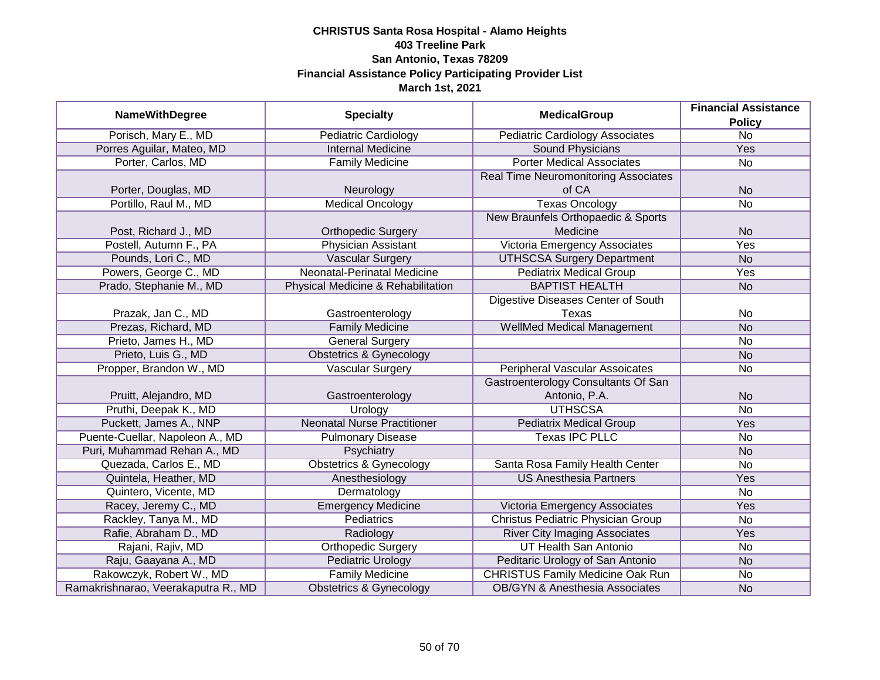**CHRISTUS Santa Rosa Hospital - Alamo Heights**
**403 Treeline Park**
**San Antonio, Texas 78209**
**Financial Assistance Policy Participating Provider List**
**March 1st, 2021**

| NameWithDegree | Specialty | MedicalGroup | Financial Assistance Policy |
|---|---|---|---|
| Porisch, Mary E., MD | Pediatric Cardiology | Pediatric Cardiology Associates | No |
| Porres Aguilar, Mateo, MD | Internal Medicine | Sound Physicians | Yes |
| Porter, Carlos, MD | Family Medicine | Porter Medical Associates | No |
| Porter, Douglas, MD | Neurology | Real Time Neuromonitoring Associates of CA | No |
| Portillo, Raul M., MD | Medical Oncology | Texas Oncology | No |
| Post, Richard J., MD | Orthopedic Surgery | New Braunfels Orthopaedic & Sports Medicine | No |
| Postell, Autumn F., PA | Physician Assistant | Victoria Emergency Associates | Yes |
| Pounds, Lori C., MD | Vascular Surgery | UTHSCSA Surgery Department | No |
| Powers, George C., MD | Neonatal-Perinatal Medicine | Pediatrix Medical Group | Yes |
| Prado, Stephanie M., MD | Physical Medicine & Rehabilitation | BAPTIST HEALTH | No |
| Prazak, Jan C., MD | Gastroenterology | Digestive Diseases Center of South Texas | No |
| Prezas, Richard, MD | Family Medicine | WellMed Medical Management | No |
| Prieto, James H., MD | General Surgery | | No |
| Prieto, Luis G., MD | Obstetrics & Gynecology | | No |
| Propper, Brandon W., MD | Vascular Surgery | Peripheral Vascular Assoicates | No |
| Pruitt, Alejandro, MD | Gastroenterology | Gastroenterology Consultants Of San Antonio, P.A. | No |
| Pruthi, Deepak K., MD | Urology | UTHSCSA | No |
| Puckett, James A., NNP | Neonatal Nurse Practitioner | Pediatrix Medical Group | Yes |
| Puente-Cuellar, Napoleon A., MD | Pulmonary Disease | Texas IPC PLLC | No |
| Puri, Muhammad Rehan A., MD | Psychiatry | | No |
| Quezada, Carlos E., MD | Obstetrics & Gynecology | Santa Rosa Family Health Center | No |
| Quintela, Heather, MD | Anesthesiology | US Anesthesia Partners | Yes |
| Quintero, Vicente, MD | Dermatology | | No |
| Racey, Jeremy C., MD | Emergency Medicine | Victoria Emergency Associates | Yes |
| Rackley, Tanya M., MD | Pediatrics | Christus Pediatric Physician Group | No |
| Rafie, Abraham D., MD | Radiology | River City Imaging Associates | Yes |
| Rajani, Rajiv, MD | Orthopedic Surgery | UT Health San Antonio | No |
| Raju, Gaayana A., MD | Pediatric Urology | Peditaric Urology of San Antonio | No |
| Rakowczyk, Robert W., MD | Family Medicine | CHRISTUS Family Medicine Oak Run | No |
| Ramakrishnarao, Veerakaputra R., MD | Obstetrics & Gynecology | OB/GYN & Anesthesia Associates | No |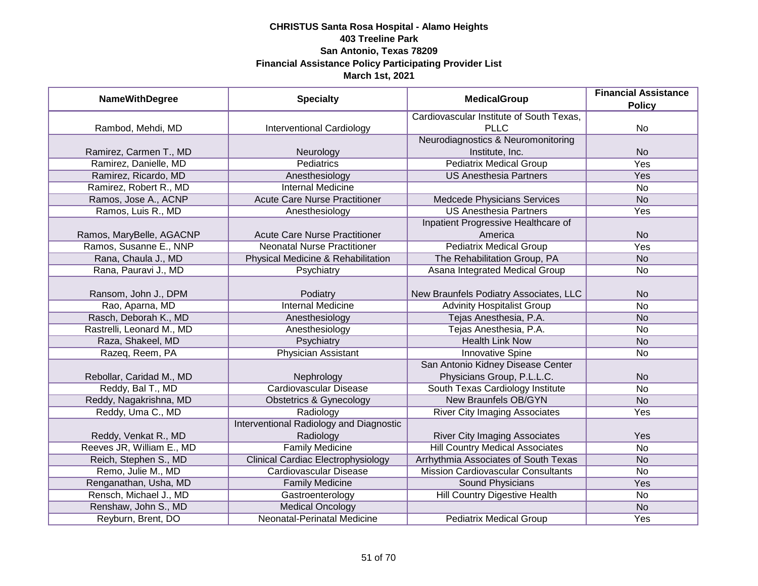**CHRISTUS Santa Rosa Hospital - Alamo Heights**
**403 Treeline Park**
**San Antonio, Texas 78209**
**Financial Assistance Policy Participating Provider List**
**March 1st, 2021**

| NameWithDegree | Specialty | MedicalGroup | Financial Assistance Policy |
|---|---|---|---|
| Rambod, Mehdi, MD | Interventional Cardiology | Cardiovascular Institute of South Texas, PLLC | No |
| Ramirez, Carmen T., MD | Neurology | Neurodiagnostics & Neuromonitoring Institute, Inc. | No |
| Ramirez, Danielle, MD | Pediatrics | Pediatrix Medical Group | Yes |
| Ramirez, Ricardo, MD | Anesthesiology | US Anesthesia Partners | Yes |
| Ramirez, Robert R., MD | Internal Medicine | | No |
| Ramos, Jose A., ACNP | Acute Care Nurse Practitioner | Medcede Physicians Services | No |
| Ramos, Luis R., MD | Anesthesiology | US Anesthesia Partners | Yes |
| Ramos, MaryBelle, AGACNP | Acute Care Nurse Practitioner | Inpatient Progressive Healthcare of America | No |
| Ramos, Susanne E., NNP | Neonatal Nurse Practitioner | Pediatrix Medical Group | Yes |
| Rana, Chaula J., MD | Physical Medicine & Rehabilitation | The Rehabilitation Group, PA | No |
| Rana, Pauravi J., MD | Psychiatry | Asana Integrated Medical Group | No |
| Ransom, John J., DPM | Podiatry | New Braunfels Podiatry Associates, LLC | No |
| Rao, Aparna, MD | Internal Medicine | Advinity Hospitalist Group | No |
| Rasch, Deborah K., MD | Anesthesiology | Tejas Anesthesia, P.A. | No |
| Rastrelli, Leonard M., MD | Anesthesiology | Tejas Anesthesia, P.A. | No |
| Raza, Shakeel, MD | Psychiatry | Health Link Now | No |
| Razeq, Reem, PA | Physician Assistant | Innovative Spine | No |
| Rebollar, Caridad M., MD | Nephrology | San Antonio Kidney Disease Center Physicians Group, P.L.L.C. | No |
| Reddy, Bal T., MD | Cardiovascular Disease | South Texas Cardiology Institute | No |
| Reddy, Nagakrishna, MD | Obstetrics & Gynecology | New Braunfels OB/GYN | No |
| Reddy, Uma C., MD | Radiology | River City Imaging Associates | Yes |
| Reddy, Venkat R., MD | Interventional Radiology and Diagnostic Radiology | River City Imaging Associates | Yes |
| Reeves JR, William E., MD | Family Medicine | Hill Country Medical Associates | No |
| Reich, Stephen S., MD | Clinical Cardiac Electrophysiology | Arrhythmia Associates of South Texas | No |
| Remo, Julie M., MD | Cardiovascular Disease | Mission Cardiovascular Consultants | No |
| Renganathan, Usha, MD | Family Medicine | Sound Physicians | Yes |
| Rensch, Michael J., MD | Gastroenterology | Hill Country Digestive Health | No |
| Renshaw, John S., MD | Medical Oncology | | No |
| Reyburn, Brent, DO | Neonatal-Perinatal Medicine | Pediatrix Medical Group | Yes |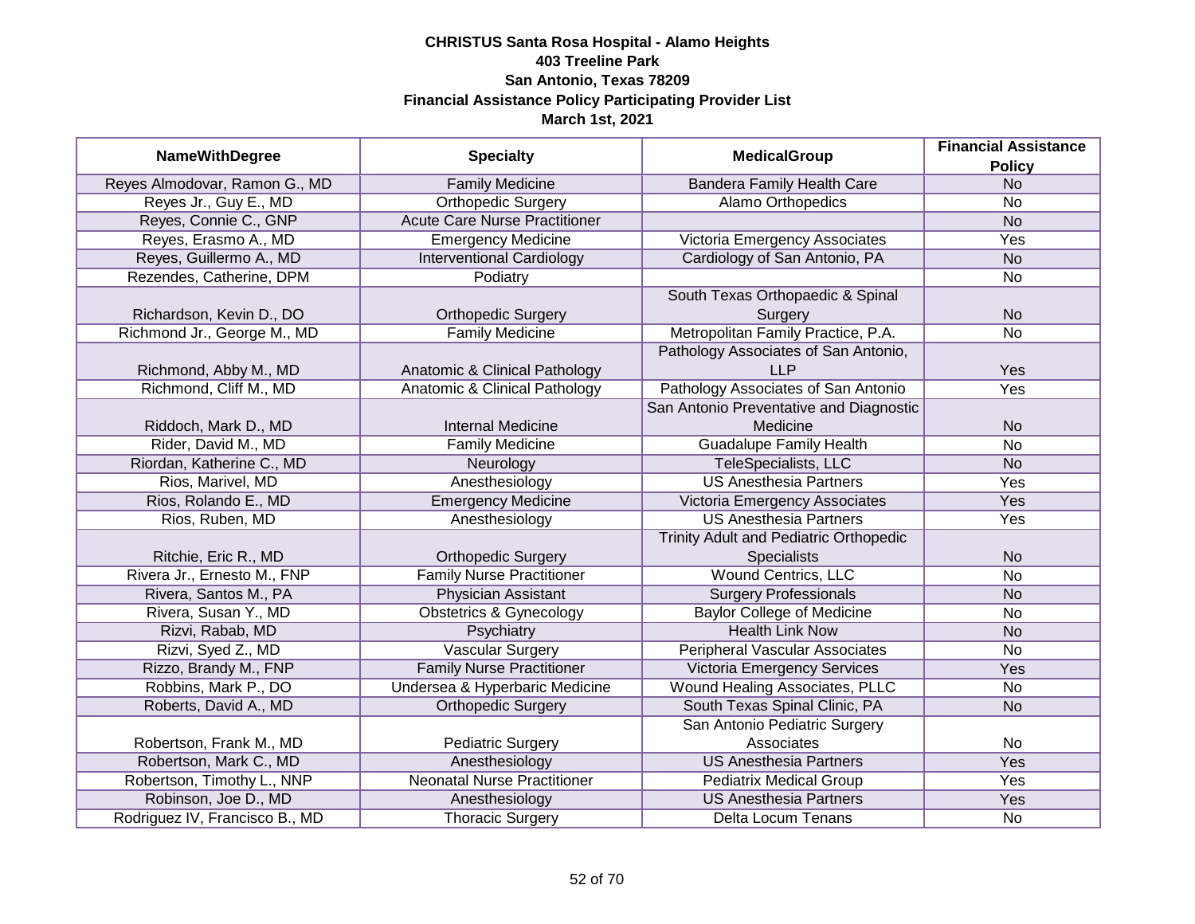**CHRISTUS Santa Rosa Hospital - Alamo Heights**
**403 Treeline Park**
**San Antonio, Texas 78209**
**Financial Assistance Policy Participating Provider List**
**March 1st, 2021**

| NameWithDegree | Specialty | MedicalGroup | Financial Assistance Policy |
|---|---|---|---|
| Reyes Almodovar, Ramon G., MD | Family Medicine | Bandera Family Health Care | No |
| Reyes Jr., Guy E., MD | Orthopedic Surgery | Alamo Orthopedics | No |
| Reyes, Connie C., GNP | Acute Care Nurse Practitioner | | No |
| Reyes, Erasmo A., MD | Emergency Medicine | Victoria Emergency Associates | Yes |
| Reyes, Guillermo A., MD | Interventional Cardiology | Cardiology of San Antonio, PA | No |
| Rezendes, Catherine, DPM | Podiatry | | No |
| Richardson, Kevin D., DO | Orthopedic Surgery | South Texas Orthopaedic & Spinal Surgery | No |
| Richmond Jr., George M., MD | Family Medicine | Metropolitan Family Practice, P.A. | No |
| Richmond, Abby M., MD | Anatomic & Clinical Pathology | Pathology Associates of San Antonio, LLP | Yes |
| Richmond, Cliff M., MD | Anatomic & Clinical Pathology | Pathology Associates of San Antonio | Yes |
| Riddoch, Mark D., MD | Internal Medicine | San Antonio Preventative and Diagnostic Medicine | No |
| Rider, David M., MD | Family Medicine | Guadalupe Family Health | No |
| Riordan, Katherine C., MD | Neurology | TeleSpecialists, LLC | No |
| Rios, Marivel, MD | Anesthesiology | US Anesthesia Partners | Yes |
| Rios, Rolando E., MD | Emergency Medicine | Victoria Emergency Associates | Yes |
| Rios, Ruben, MD | Anesthesiology | US Anesthesia Partners | Yes |
| Ritchie, Eric R., MD | Orthopedic Surgery | Trinity Adult and Pediatric Orthopedic Specialists | No |
| Rivera Jr., Ernesto M., FNP | Family Nurse Practitioner | Wound Centrics, LLC | No |
| Rivera, Santos M., PA | Physician Assistant | Surgery Professionals | No |
| Rivera, Susan Y., MD | Obstetrics & Gynecology | Baylor College of Medicine | No |
| Rizvi, Rabab, MD | Psychiatry | Health Link Now | No |
| Rizvi, Syed Z., MD | Vascular Surgery | Peripheral Vascular Associates | No |
| Rizzo, Brandy M., FNP | Family Nurse Practitioner | Victoria Emergency Services | Yes |
| Robbins, Mark P., DO | Undersea & Hyperbaric Medicine | Wound Healing Associates, PLLC | No |
| Roberts, David A., MD | Orthopedic Surgery | South Texas Spinal Clinic, PA | No |
| Robertson, Frank M., MD | Pediatric Surgery | San Antonio Pediatric Surgery Associates | No |
| Robertson, Mark C., MD | Anesthesiology | US Anesthesia Partners | Yes |
| Robertson, Timothy L., NNP | Neonatal Nurse Practitioner | Pediatrix Medical Group | Yes |
| Robinson, Joe D., MD | Anesthesiology | US Anesthesia Partners | Yes |
| Rodriguez IV, Francisco B., MD | Thoracic Surgery | Delta Locum Tenans | No |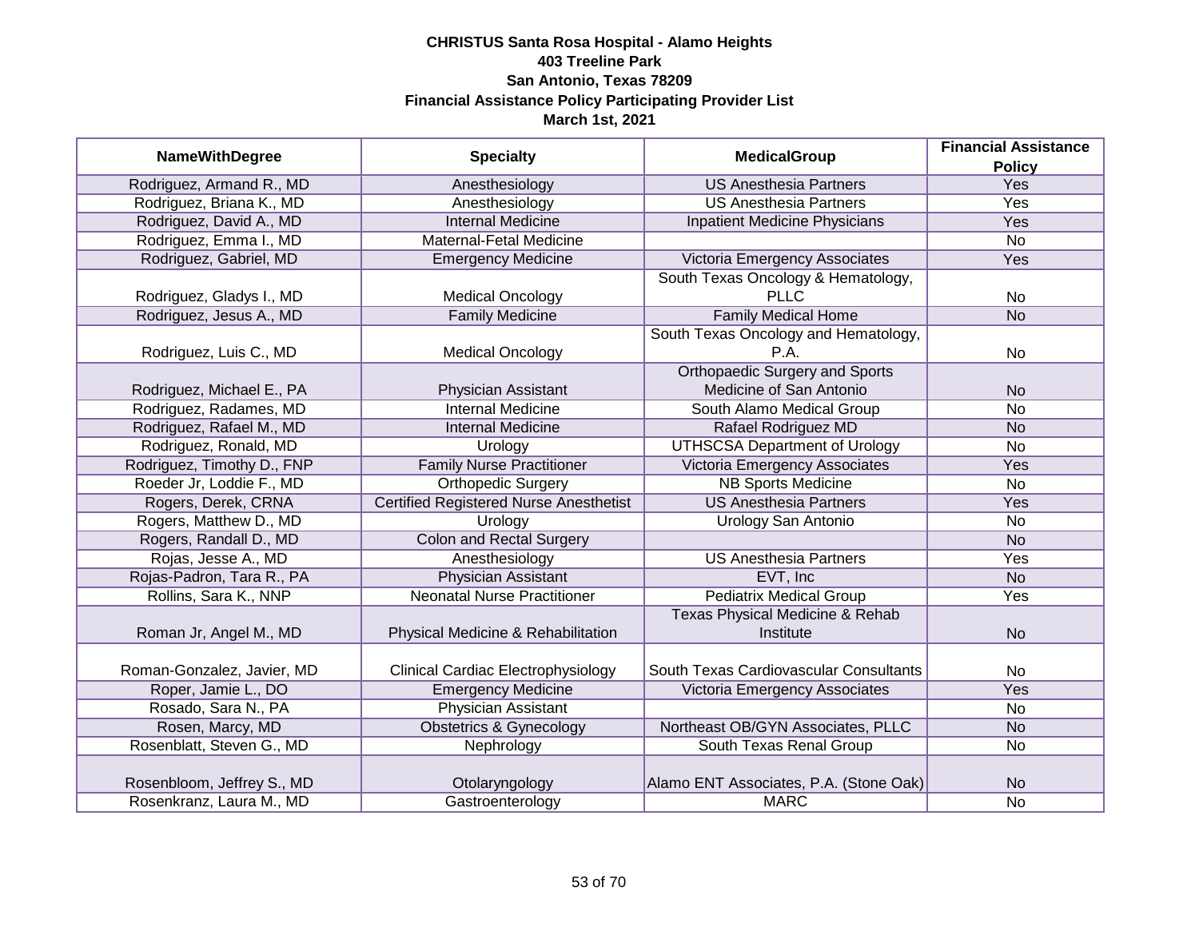**CHRISTUS Santa Rosa Hospital - Alamo Heights**
**403 Treeline Park**
**San Antonio, Texas 78209**
**Financial Assistance Policy Participating Provider List**
**March 1st, 2021**

| NameWithDegree | Specialty | MedicalGroup | Financial Assistance Policy |
|---|---|---|---|
| Rodriguez, Armand R., MD | Anesthesiology | US Anesthesia Partners | Yes |
| Rodriguez, Briana K., MD | Anesthesiology | US Anesthesia Partners | Yes |
| Rodriguez, David A., MD | Internal Medicine | Inpatient Medicine Physicians | Yes |
| Rodriguez, Emma I., MD | Maternal-Fetal Medicine | | No |
| Rodriguez, Gabriel, MD | Emergency Medicine | Victoria Emergency Associates | Yes |
| Rodriguez, Gladys I., MD | Medical Oncology | South Texas Oncology & Hematology, PLLC | No |
| Rodriguez, Jesus A., MD | Family Medicine | Family Medical Home | No |
| Rodriguez, Luis C., MD | Medical Oncology | South Texas Oncology and Hematology, P.A. | No |
| Rodriguez, Michael E., PA | Physician Assistant | Orthopaedic Surgery and Sports Medicine of San Antonio | No |
| Rodriguez, Radames, MD | Internal Medicine | South Alamo Medical Group | No |
| Rodriguez, Rafael M., MD | Internal Medicine | Rafael Rodriguez MD | No |
| Rodriguez, Ronald, MD | Urology | UTHSCSA Department of Urology | No |
| Rodriguez, Timothy D., FNP | Family Nurse Practitioner | Victoria Emergency Associates | Yes |
| Roeder Jr, Loddie F., MD | Orthopedic Surgery | NB Sports Medicine | No |
| Rogers, Derek, CRNA | Certified Registered Nurse Anesthetist | US Anesthesia Partners | Yes |
| Rogers, Matthew D., MD | Urology | Urology San Antonio | No |
| Rogers, Randall D., MD | Colon and Rectal Surgery | | No |
| Rojas, Jesse A., MD | Anesthesiology | US Anesthesia Partners | Yes |
| Rojas-Padron, Tara R., PA | Physician Assistant | EVT, Inc | No |
| Rollins, Sara K., NNP | Neonatal Nurse Practitioner | Pediatrix Medical Group | Yes |
| Roman Jr, Angel M., MD | Physical Medicine & Rehabilitation | Texas Physical Medicine & Rehab Institute | No |
| Roman-Gonzalez, Javier, MD | Clinical Cardiac Electrophysiology | South Texas Cardiovascular Consultants | No |
| Roper, Jamie L., DO | Emergency Medicine | Victoria Emergency Associates | Yes |
| Rosado, Sara N., PA | Physician Assistant | | No |
| Rosen, Marcy, MD | Obstetrics & Gynecology | Northeast OB/GYN Associates, PLLC | No |
| Rosenblatt, Steven G., MD | Nephrology | South Texas Renal Group | No |
| Rosenbloom, Jeffrey S., MD | Otolaryngology | Alamo ENT Associates, P.A. (Stone Oak) | No |
| Rosenkranz, Laura M., MD | Gastroenterology | MARC | No |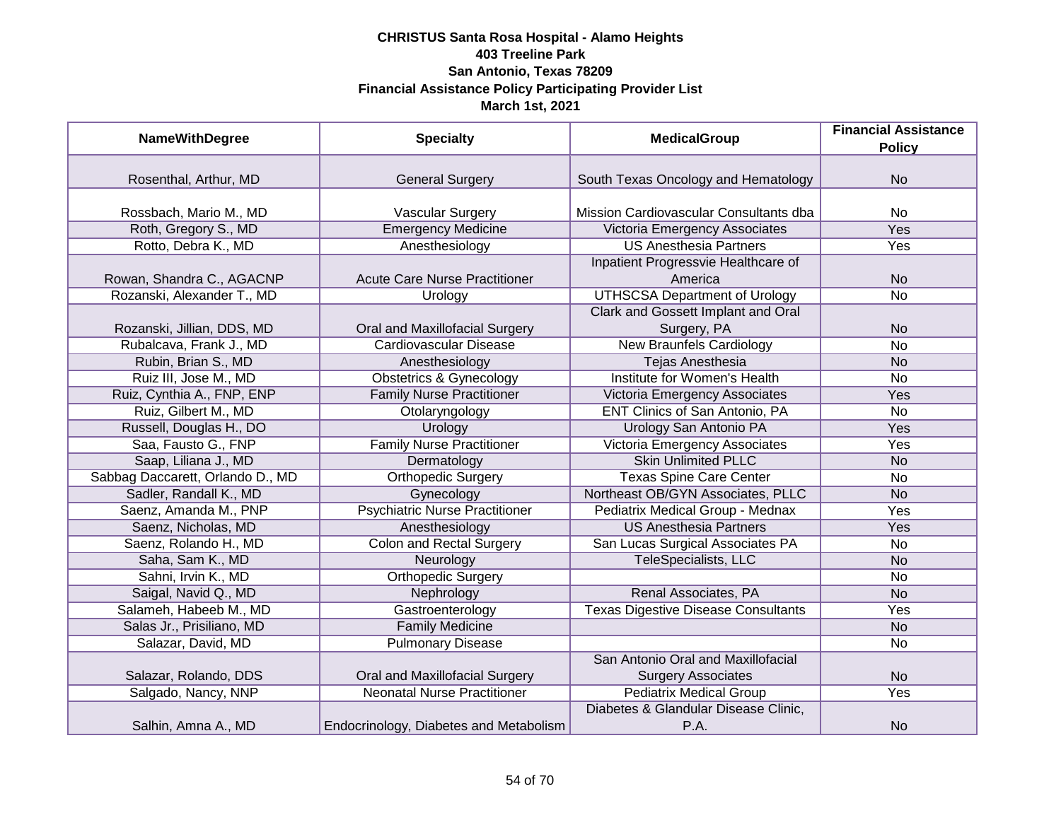**CHRISTUS Santa Rosa Hospital - Alamo Heights**
**403 Treeline Park**
**San Antonio, Texas 78209**
**Financial Assistance Policy Participating Provider List**
**March 1st, 2021**

| NameWithDegree | Specialty | MedicalGroup | Financial Assistance Policy |
|---|---|---|---|
| Rosenthal, Arthur, MD | General Surgery | South Texas Oncology and Hematology | No |
| Rossbach, Mario M., MD | Vascular Surgery | Mission Cardiovascular Consultants dba | No |
| Roth, Gregory S., MD | Emergency Medicine | Victoria Emergency Associates | Yes |
| Rotto, Debra K., MD | Anesthesiology | US Anesthesia Partners | Yes |
| Rowan, Shandra C., AGACNP | Acute Care Nurse Practitioner | Inpatient Progressvie Healthcare of America | No |
| Rozanski, Alexander T., MD | Urology | UTHSCSA Department of Urology | No |
| Rozanski, Jillian, DDS, MD | Oral and Maxillofacial Surgery | Clark and Gossett Implant and Oral Surgery, PA | No |
| Rubalcava, Frank J., MD | Cardiovascular Disease | New Braunfels Cardiology | No |
| Rubin, Brian S., MD | Anesthesiology | Tejas Anesthesia | No |
| Ruiz III, Jose M., MD | Obstetrics & Gynecology | Institute for Women's Health | No |
| Ruiz, Cynthia A., FNP, ENP | Family Nurse Practitioner | Victoria Emergency Associates | Yes |
| Ruiz, Gilbert M., MD | Otolaryngology | ENT Clinics of San Antonio, PA | No |
| Russell, Douglas H., DO | Urology | Urology San Antonio PA | Yes |
| Saa, Fausto G., FNP | Family Nurse Practitioner | Victoria Emergency Associates | Yes |
| Saap, Liliana J., MD | Dermatology | Skin Unlimited PLLC | No |
| Sabbag Daccarett, Orlando D., MD | Orthopedic Surgery | Texas Spine Care Center | No |
| Sadler, Randall K., MD | Gynecology | Northeast OB/GYN Associates, PLLC | No |
| Saenz, Amanda M., PNP | Psychiatric Nurse Practitioner | Pediatrix Medical Group - Mednax | Yes |
| Saenz, Nicholas, MD | Anesthesiology | US Anesthesia Partners | Yes |
| Saenz, Rolando H., MD | Colon and Rectal Surgery | San Lucas Surgical Associates PA | No |
| Saha, Sam K., MD | Neurology | TeleSpecialists, LLC | No |
| Sahni, Irvin K., MD | Orthopedic Surgery | | No |
| Saigal, Navid Q., MD | Nephrology | Renal Associates, PA | No |
| Salameh, Habeeb M., MD | Gastroenterology | Texas Digestive Disease Consultants | Yes |
| Salas Jr., Prisiliano, MD | Family Medicine | | No |
| Salazar, David, MD | Pulmonary Disease | | No |
| Salazar, Rolando, DDS | Oral and Maxillofacial Surgery | San Antonio Oral and Maxillofacial Surgery Associates | No |
| Salgado, Nancy, NNP | Neonatal Nurse Practitioner | Pediatrix Medical Group | Yes |
| Salhin, Amna A., MD | Endocrinology, Diabetes and Metabolism | Diabetes & Glandular Disease Clinic, P.A. | No |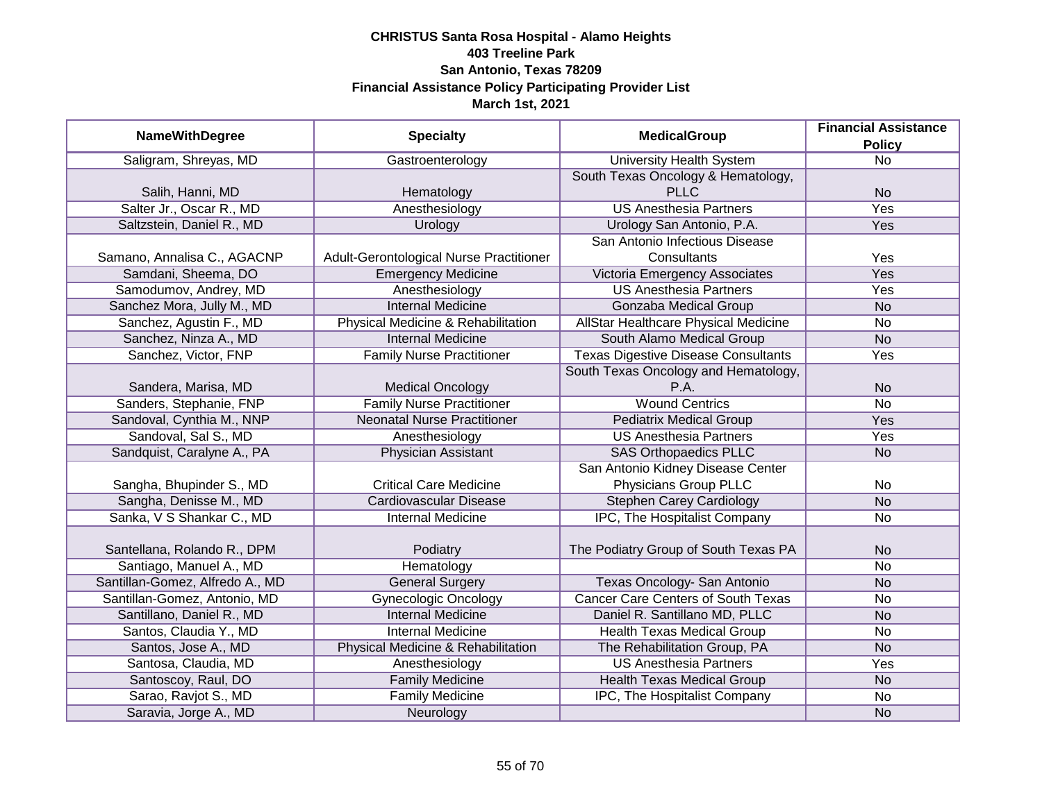**CHRISTUS Santa Rosa Hospital - Alamo Heights**
**403 Treeline Park**
**San Antonio, Texas 78209**
**Financial Assistance Policy Participating Provider List**
**March 1st, 2021**

| NameWithDegree | Specialty | MedicalGroup | Financial Assistance Policy |
|---|---|---|---|
| Saligram, Shreyas, MD | Gastroenterology | University Health System | No |
| Salih, Hanni, MD | Hematology | South Texas Oncology & Hematology, PLLC | No |
| Salter Jr., Oscar R., MD | Anesthesiology | US Anesthesia Partners | Yes |
| Saltzstein, Daniel R., MD | Urology | Urology San Antonio, P.A. | Yes |
| Samano, Annalisa C., AGACNP | Adult-Gerontological Nurse Practitioner | San Antonio Infectious Disease Consultants | Yes |
| Samdani, Sheema, DO | Emergency Medicine | Victoria Emergency Associates | Yes |
| Samodumov, Andrey, MD | Anesthesiology | US Anesthesia Partners | Yes |
| Sanchez Mora, Jully M., MD | Internal Medicine | Gonzaba Medical Group | No |
| Sanchez, Agustin F., MD | Physical Medicine & Rehabilitation | AllStar Healthcare Physical Medicine | No |
| Sanchez, Ninza A., MD | Internal Medicine | South Alamo Medical Group | No |
| Sanchez, Victor, FNP | Family Nurse Practitioner | Texas Digestive Disease Consultants | Yes |
| Sandera, Marisa, MD | Medical Oncology | South Texas Oncology and Hematology, P.A. | No |
| Sanders, Stephanie, FNP | Family Nurse Practitioner | Wound Centrics | No |
| Sandoval, Cynthia M., NNP | Neonatal Nurse Practitioner | Pediatrix Medical Group | Yes |
| Sandoval, Sal S., MD | Anesthesiology | US Anesthesia Partners | Yes |
| Sandquist, Caralyne A., PA | Physician Assistant | SAS Orthopaedics PLLC | No |
| Sangha, Bhupinder S., MD | Critical Care Medicine | San Antonio Kidney Disease Center Physicians Group PLLC | No |
| Sangha, Denisse M., MD | Cardiovascular Disease | Stephen Carey Cardiology | No |
| Sanka, V S Shankar C., MD | Internal Medicine | IPC, The Hospitalist Company | No |
| Santellana, Rolando R., DPM | Podiatry | The Podiatry Group of South Texas PA | No |
| Santiago, Manuel A., MD | Hematology | | No |
| Santillan-Gomez, Alfredo A., MD | General Surgery | Texas Oncology- San Antonio | No |
| Santillan-Gomez, Antonio, MD | Gynecologic Oncology | Cancer Care Centers of South Texas | No |
| Santillano, Daniel R., MD | Internal Medicine | Daniel R. Santillano MD, PLLC | No |
| Santos, Claudia Y., MD | Internal Medicine | Health Texas Medical Group | No |
| Santos, Jose A., MD | Physical Medicine & Rehabilitation | The Rehabilitation Group, PA | No |
| Santosa, Claudia, MD | Anesthesiology | US Anesthesia Partners | Yes |
| Santoscoy, Raul, DO | Family Medicine | Health Texas Medical Group | No |
| Sarao, Ravjot S., MD | Family Medicine | IPC, The Hospitalist Company | No |
| Saravia, Jorge A., MD | Neurology | | No |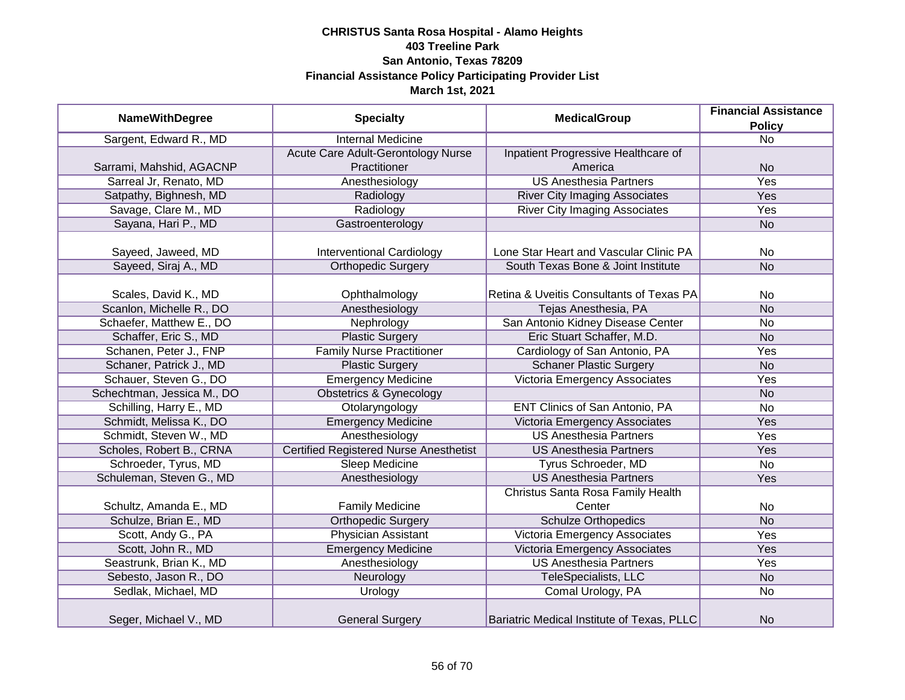**CHRISTUS Santa Rosa Hospital - Alamo Heights**
**403 Treeline Park**
**San Antonio, Texas 78209**
**Financial Assistance Policy Participating Provider List**
**March 1st, 2021**

| NameWithDegree | Specialty | MedicalGroup | Financial Assistance Policy |
|---|---|---|---|
| Sargent, Edward R., MD | Internal Medicine | | No |
| Sarrami, Mahshid, AGACNP | Acute Care Adult-Gerontology Nurse Practitioner | Inpatient Progressive Healthcare of America | No |
| Sarreal Jr, Renato, MD | Anesthesiology | US Anesthesia Partners | Yes |
| Satpathy, Bighnesh, MD | Radiology | River City Imaging Associates | Yes |
| Savage, Clare M., MD | Radiology | River City Imaging Associates | Yes |
| Sayana, Hari P., MD | Gastroenterology | | No |
| Sayeed, Jaweed, MD | Interventional Cardiology | Lone Star Heart and Vascular Clinic PA | No |
| Sayeed, Siraj A., MD | Orthopedic Surgery | South Texas Bone & Joint Institute | No |
| Scales, David K., MD | Ophthalmology | Retina & Uveitis Consultants of Texas PA | No |
| Scanlon, Michelle R., DO | Anesthesiology | Tejas Anesthesia, PA | No |
| Schaefer, Matthew E., DO | Nephrology | San Antonio Kidney Disease Center | No |
| Schaffer, Eric S., MD | Plastic Surgery | Eric Stuart Schaffer, M.D. | No |
| Schanen, Peter J., FNP | Family Nurse Practitioner | Cardiology of San Antonio, PA | Yes |
| Schaner, Patrick J., MD | Plastic Surgery | Schaner Plastic Surgery | No |
| Schauer, Steven G., DO | Emergency Medicine | Victoria Emergency Associates | Yes |
| Schechtman, Jessica M., DO | Obstetrics & Gynecology | | No |
| Schilling, Harry E., MD | Otolaryngology | ENT Clinics of San Antonio, PA | No |
| Schmidt, Melissa K., DO | Emergency Medicine | Victoria Emergency Associates | Yes |
| Schmidt, Steven W., MD | Anesthesiology | US Anesthesia Partners | Yes |
| Scholes, Robert B., CRNA | Certified Registered Nurse Anesthetist | US Anesthesia Partners | Yes |
| Schroeder, Tyrus, MD | Sleep Medicine | Tyrus Schroeder, MD | No |
| Schuleman, Steven G., MD | Anesthesiology | US Anesthesia Partners | Yes |
| Schultz, Amanda E., MD | Family Medicine | Christus Santa Rosa Family Health Center | No |
| Schulze, Brian E., MD | Orthopedic Surgery | Schulze Orthopedics | No |
| Scott, Andy G., PA | Physician Assistant | Victoria Emergency Associates | Yes |
| Scott, John R., MD | Emergency Medicine | Victoria Emergency Associates | Yes |
| Seastrunk, Brian K., MD | Anesthesiology | US Anesthesia Partners | Yes |
| Sebesto, Jason R., DO | Neurology | TeleSpecialists, LLC | No |
| Sedlak, Michael, MD | Urology | Comal Urology, PA | No |
| Seger, Michael V., MD | General Surgery | Bariatric Medical Institute of Texas, PLLC | No |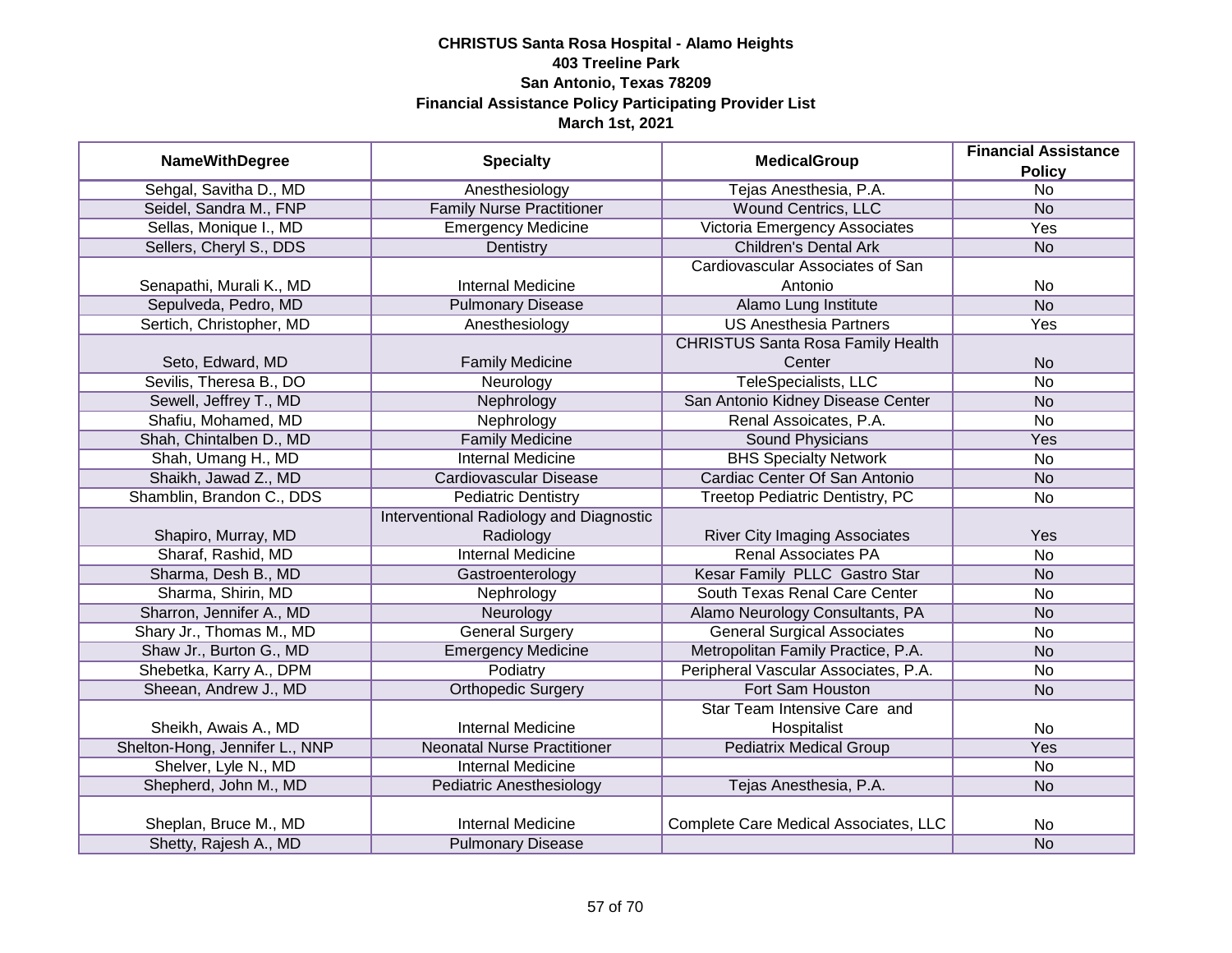**CHRISTUS Santa Rosa Hospital - Alamo Heights**
**403 Treeline Park**
**San Antonio, Texas 78209**
**Financial Assistance Policy Participating Provider List**
**March 1st, 2021**

| NameWithDegree | Specialty | MedicalGroup | Financial Assistance Policy |
|---|---|---|---|
| Sehgal, Savitha D., MD | Anesthesiology | Tejas Anesthesia, P.A. | No |
| Seidel, Sandra M., FNP | Family Nurse Practitioner | Wound Centrics, LLC | No |
| Sellas, Monique I., MD | Emergency Medicine | Victoria Emergency Associates | Yes |
| Sellers, Cheryl S., DDS | Dentistry | Children's Dental Ark | No |
| Senapathi, Murali K., MD | Internal Medicine | Cardiovascular Associates of San Antonio | No |
| Sepulveda, Pedro, MD | Pulmonary Disease | Alamo Lung Institute | No |
| Sertich, Christopher, MD | Anesthesiology | US Anesthesia Partners | Yes |
| Seto, Edward, MD | Family Medicine | CHRISTUS Santa Rosa Family Health Center | No |
| Sevilis, Theresa B., DO | Neurology | TeleSpecialists, LLC | No |
| Sewell, Jeffrey T., MD | Nephrology | San Antonio Kidney Disease Center | No |
| Shafiu, Mohamed, MD | Nephrology | Renal Assoicates, P.A. | No |
| Shah, Chintalben D., MD | Family Medicine | Sound Physicians | Yes |
| Shah, Umang H., MD | Internal Medicine | BHS Specialty Network | No |
| Shaikh, Jawad Z., MD | Cardiovascular Disease | Cardiac Center Of San Antonio | No |
| Shamblin, Brandon C., DDS | Pediatric Dentistry | Treetop Pediatric Dentistry, PC | No |
| Shapiro, Murray, MD | Interventional Radiology and Diagnostic Radiology | River City Imaging Associates | Yes |
| Sharaf, Rashid, MD | Internal Medicine | Renal Associates PA | No |
| Sharma, Desh B., MD | Gastroenterology | Kesar Family PLLC Gastro Star | No |
| Sharma, Shirin, MD | Nephrology | South Texas Renal Care Center | No |
| Sharron, Jennifer A., MD | Neurology | Alamo Neurology Consultants, PA | No |
| Shary Jr., Thomas M., MD | General Surgery | General Surgical Associates | No |
| Shaw Jr., Burton G., MD | Emergency Medicine | Metropolitan Family Practice, P.A. | No |
| Shebetka, Karry A., DPM | Podiatry | Peripheral Vascular Associates, P.A. | No |
| Sheean, Andrew J., MD | Orthopedic Surgery | Fort Sam Houston | No |
| Sheikh, Awais A., MD | Internal Medicine | Star Team Intensive Care and Hospitalist | No |
| Shelton-Hong, Jennifer L., NNP | Neonatal Nurse Practitioner | Pediatrix Medical Group | Yes |
| Shelver, Lyle N., MD | Internal Medicine | | No |
| Shepherd, John M., MD | Pediatric Anesthesiology | Tejas Anesthesia, P.A. | No |
| Sheplan, Bruce M., MD | Internal Medicine | Complete Care Medical Associates, LLC | No |
| Shetty, Rajesh A., MD | Pulmonary Disease | | No |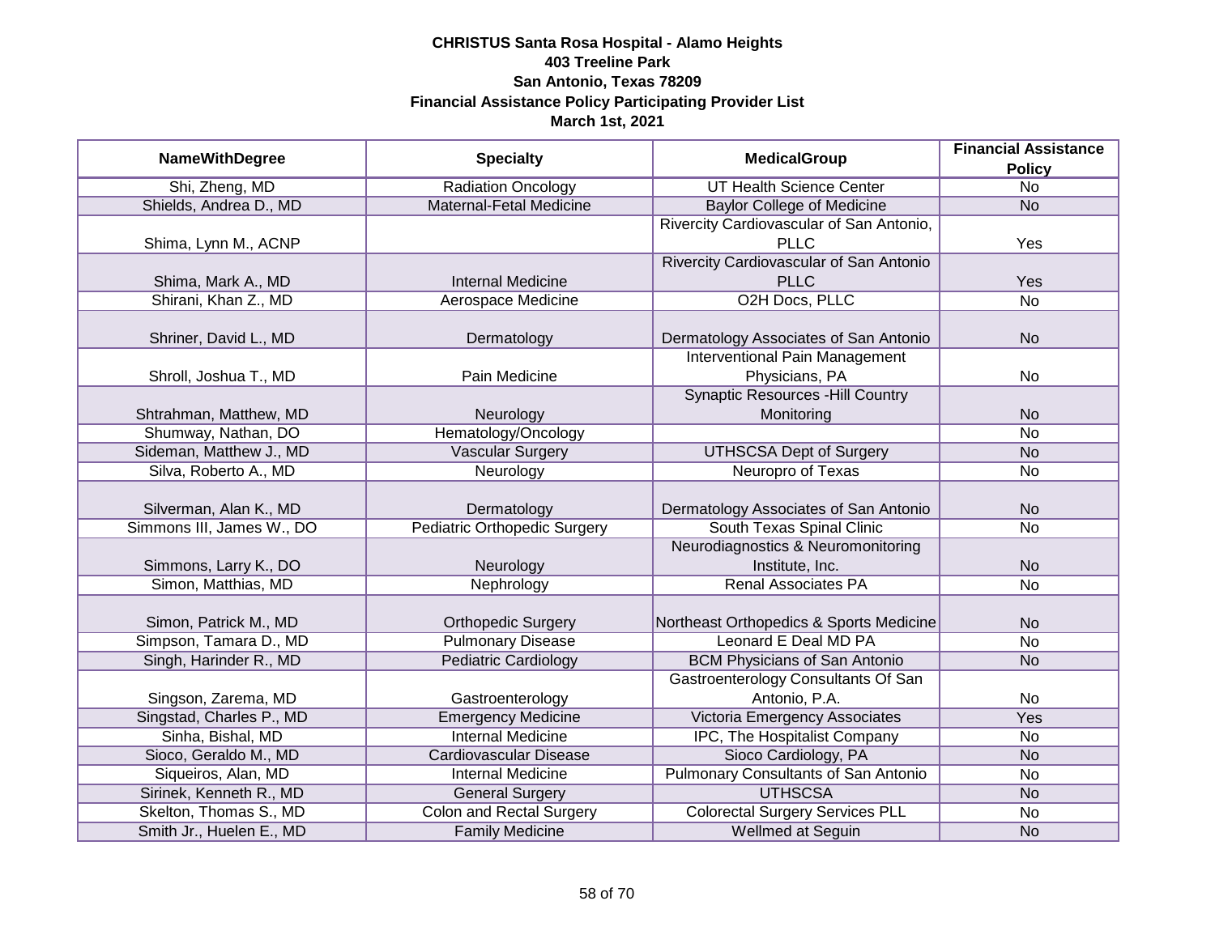**CHRISTUS Santa Rosa Hospital - Alamo Heights**
**403 Treeline Park**
**San Antonio, Texas 78209**
**Financial Assistance Policy Participating Provider List**
**March 1st, 2021**

| NameWithDegree | Specialty | MedicalGroup | Financial Assistance Policy |
|---|---|---|---|
| Shi, Zheng, MD | Radiation Oncology | UT Health Science Center | No |
| Shields, Andrea D., MD | Maternal-Fetal Medicine | Baylor College of Medicine | No |
| Shima, Lynn M., ACNP | | Rivercity Cardiovascular of San Antonio, PLLC | Yes |
| Shima, Mark A., MD | Internal Medicine | Rivercity Cardiovascular of San Antonio PLLC | Yes |
| Shirani, Khan Z., MD | Aerospace Medicine | O2H Docs, PLLC | No |
| Shriner, David L., MD | Dermatology | Dermatology Associates of San Antonio | No |
| Shroll, Joshua T., MD | Pain Medicine | Interventional Pain Management Physicians, PA | No |
| Shtrahman, Matthew, MD | Neurology | Synaptic Resources -Hill Country Monitoring | No |
| Shumway, Nathan, DO | Hematology/Oncology | | No |
| Sideman, Matthew J., MD | Vascular Surgery | UTHSCSA Dept of Surgery | No |
| Silva, Roberto A., MD | Neurology | Neuropro of Texas | No |
| Silverman, Alan K., MD | Dermatology | Dermatology Associates of San Antonio | No |
| Simmons III, James W., DO | Pediatric Orthopedic Surgery | South Texas Spinal Clinic | No |
| Simmons, Larry K., DO | Neurology | Neurodiagnostics & Neuromonitoring Institute, Inc. | No |
| Simon, Matthias, MD | Nephrology | Renal Associates PA | No |
| Simon, Patrick M., MD | Orthopedic Surgery | Northeast Orthopedics & Sports Medicine | No |
| Simpson, Tamara D., MD | Pulmonary Disease | Leonard E Deal MD PA | No |
| Singh, Harinder R., MD | Pediatric Cardiology | BCM Physicians of San Antonio | No |
| Singson, Zarema, MD | Gastroenterology | Gastroenterology Consultants Of San Antonio, P.A. | No |
| Singstad, Charles P., MD | Emergency Medicine | Victoria Emergency Associates | Yes |
| Sinha, Bishal, MD | Internal Medicine | IPC, The Hospitalist Company | No |
| Sioco, Geraldo M., MD | Cardiovascular Disease | Sioco Cardiology, PA | No |
| Siqueiros, Alan, MD | Internal Medicine | Pulmonary Consultants of San Antonio | No |
| Sirinek, Kenneth R., MD | General Surgery | UTHSCSA | No |
| Skelton, Thomas S., MD | Colon and Rectal Surgery | Colorectal Surgery Services PLL | No |
| Smith Jr., Huelen E., MD | Family Medicine | Wellmed at Seguin | No |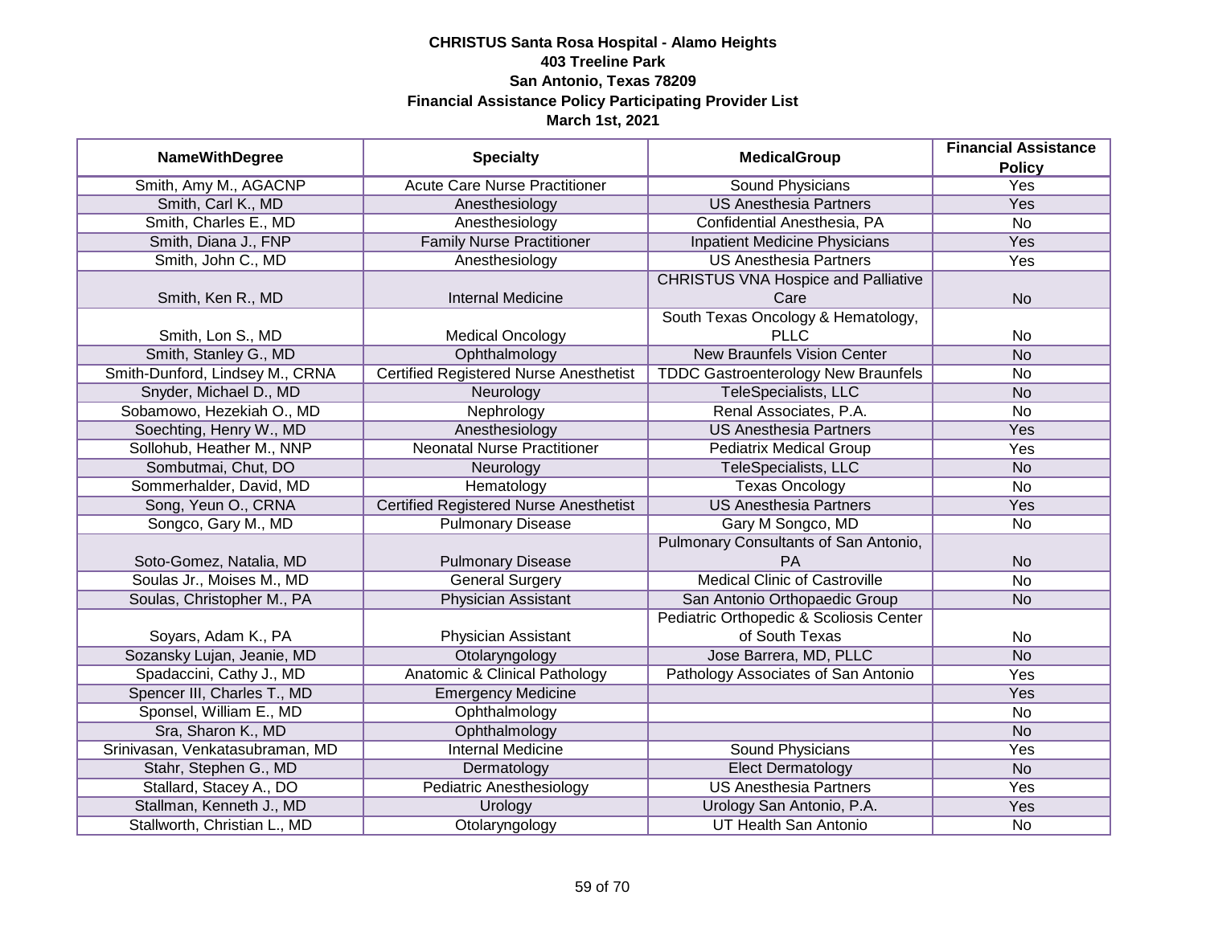**CHRISTUS Santa Rosa Hospital - Alamo Heights**
**403 Treeline Park**
**San Antonio, Texas 78209**
**Financial Assistance Policy Participating Provider List**
**March 1st, 2021**

| NameWithDegree | Specialty | MedicalGroup | Financial Assistance Policy |
|---|---|---|---|
| Smith, Amy M., AGACNP | Acute Care Nurse Practitioner | Sound Physicians | Yes |
| Smith, Carl K., MD | Anesthesiology | US Anesthesia Partners | Yes |
| Smith, Charles E., MD | Anesthesiology | Confidential Anesthesia, PA | No |
| Smith, Diana J., FNP | Family Nurse Practitioner | Inpatient Medicine Physicians | Yes |
| Smith, John C., MD | Anesthesiology | US Anesthesia Partners | Yes |
| Smith, Ken R., MD | Internal Medicine | CHRISTUS VNA Hospice and Palliative Care | No |
| Smith, Lon S., MD | Medical Oncology | South Texas Oncology & Hematology, PLLC | No |
| Smith, Stanley G., MD | Ophthalmology | New Braunfels Vision Center | No |
| Smith-Dunford, Lindsey M., CRNA | Certified Registered Nurse Anesthetist | TDDC Gastroenterology New Braunfels | No |
| Snyder, Michael D., MD | Neurology | TeleSpecialists, LLC | No |
| Sobamowo, Hezekiah O., MD | Nephrology | Renal Associates, P.A. | No |
| Soechting, Henry W., MD | Anesthesiology | US Anesthesia Partners | Yes |
| Sollohub, Heather M., NNP | Neonatal Nurse Practitioner | Pediatrix Medical Group | Yes |
| Sombutmai, Chut, DO | Neurology | TeleSpecialists, LLC | No |
| Sommerhalder, David, MD | Hematology | Texas Oncology | No |
| Song, Yeun O., CRNA | Certified Registered Nurse Anesthetist | US Anesthesia Partners | Yes |
| Songco, Gary M., MD | Pulmonary Disease | Gary M Songco, MD | No |
| Soto-Gomez, Natalia, MD | Pulmonary Disease | Pulmonary Consultants of San Antonio, PA | No |
| Soulas Jr., Moises M., MD | General Surgery | Medical Clinic of Castroville | No |
| Soulas, Christopher M., PA | Physician Assistant | San Antonio Orthopaedic Group | No |
| Soyars, Adam K., PA | Physician Assistant | Pediatric Orthopedic & Scoliosis Center of South Texas | No |
| Sozansky Lujan, Jeanie, MD | Otolaryngology | Jose Barrera, MD, PLLC | No |
| Spadaccini, Cathy J., MD | Anatomic & Clinical Pathology | Pathology Associates of San Antonio | Yes |
| Spencer III, Charles T., MD | Emergency Medicine | | Yes |
| Sponsel, William E., MD | Ophthalmology | | No |
| Sra, Sharon K., MD | Ophthalmology | | No |
| Srinivasan, Venkatasubraman, MD | Internal Medicine | Sound Physicians | Yes |
| Stahr, Stephen G., MD | Dermatology | Elect Dermatology | No |
| Stallard, Stacey A., DO | Pediatric Anesthesiology | US Anesthesia Partners | Yes |
| Stallman, Kenneth J., MD | Urology | Urology San Antonio, P.A. | Yes |
| Stallworth, Christian L., MD | Otolaryngology | UT Health San Antonio | No |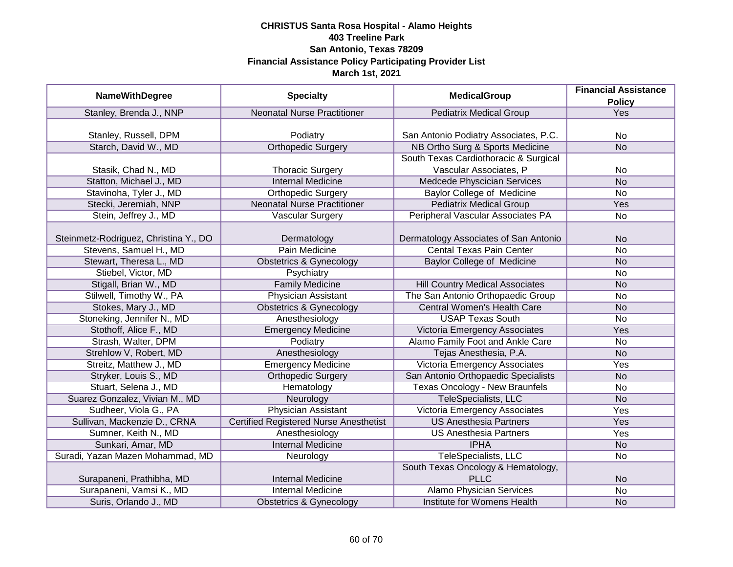**CHRISTUS Santa Rosa Hospital - Alamo Heights**
**403 Treeline Park**
**San Antonio, Texas 78209**
**Financial Assistance Policy Participating Provider List**
**March 1st, 2021**

| NameWithDegree | Specialty | MedicalGroup | Financial Assistance Policy |
|---|---|---|---|
| Stanley, Brenda J., NNP | Neonatal Nurse Practitioner | Pediatrix Medical Group | Yes |
| Stanley, Russell, DPM | Podiatry | San Antonio Podiatry Associates, P.C. | No |
| Starch, David W., MD | Orthopedic Surgery | NB Ortho Surg & Sports Medicine | No |
| Stasik, Chad N., MD | Thoracic Surgery | South Texas Cardiothoracic & Surgical Vascular Associates, P | No |
| Statton, Michael J., MD | Internal Medicine | Medcede Physician Services | No |
| Stavinoha, Tyler J., MD | Orthopedic Surgery | Baylor College of Medicine | No |
| Stecki, Jeremiah, NNP | Neonatal Nurse Practitioner | Pediatrix Medical Group | Yes |
| Stein, Jeffrey J., MD | Vascular Surgery | Peripheral Vascular Associates PA | No |
| Steinmetz-Rodriguez, Christina Y., DO | Dermatology | Dermatology Associates of San Antonio | No |
| Stevens, Samuel H., MD | Pain Medicine | Cental Texas Pain Center | No |
| Stewart, Theresa L., MD | Obstetrics & Gynecology | Baylor College of Medicine | No |
| Stiebel, Victor, MD | Psychiatry | | No |
| Stigall, Brian W., MD | Family Medicine | Hill Country Medical Associates | No |
| Stilwell, Timothy W., PA | Physician Assistant | The San Antonio Orthopaedic Group | No |
| Stokes, Mary J., MD | Obstetrics & Gynecology | Central Women's Health Care | No |
| Stoneking, Jennifer N., MD | Anesthesiology | USAP Texas South | No |
| Stothoff, Alice F., MD | Emergency Medicine | Victoria Emergency Associates | Yes |
| Strash, Walter, DPM | Podiatry | Alamo Family Foot and Ankle Care | No |
| Strehlow V, Robert, MD | Anesthesiology | Tejas Anesthesia, P.A. | No |
| Streitz, Matthew J., MD | Emergency Medicine | Victoria Emergency Associates | Yes |
| Stryker, Louis S., MD | Orthopedic Surgery | San Antonio Orthopaedic Specialists | No |
| Stuart, Selena J., MD | Hematology | Texas Oncology - New Braunfels | No |
| Suarez Gonzalez, Vivian M., MD | Neurology | TeleSpecialists, LLC | No |
| Sudheer, Viola G., PA | Physician Assistant | Victoria Emergency Associates | Yes |
| Sullivan, Mackenzie D., CRNA | Certified Registered Nurse Anesthetist | US Anesthesia Partners | Yes |
| Sumner, Keith N., MD | Anesthesiology | US Anesthesia Partners | Yes |
| Sunkari, Amar, MD | Internal Medicine | IPHA | No |
| Suradi, Yazan Mazen Mohammad, MD | Neurology | TeleSpecialists, LLC | No |
| Surapaneni, Prathibha, MD | Internal Medicine | South Texas Oncology & Hematology, PLLC | No |
| Surapaneni, Vamsi K., MD | Internal Medicine | Alamo Physician Services | No |
| Suris, Orlando J., MD | Obstetrics & Gynecology | Institute for Womens Health | No |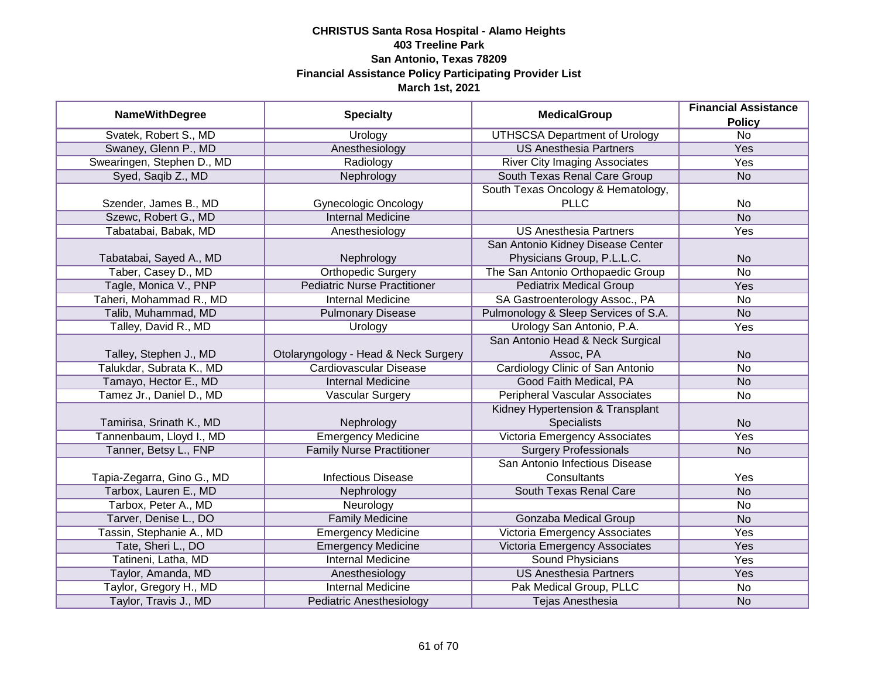**CHRISTUS Santa Rosa Hospital - Alamo Heights**
**403 Treeline Park**
**San Antonio, Texas 78209**
**Financial Assistance Policy Participating Provider List**
**March 1st, 2021**

| NameWithDegree | Specialty | MedicalGroup | Financial Assistance Policy |
|---|---|---|---|
| Svatek, Robert S., MD | Urology | UTHSCSA Department of Urology | No |
| Swaney, Glenn P., MD | Anesthesiology | US Anesthesia Partners | Yes |
| Swearingen, Stephen D., MD | Radiology | River City Imaging Associates | Yes |
| Syed, Saqib Z., MD | Nephrology | South Texas Renal Care Group | No |
| Szender, James B., MD | Gynecologic Oncology | South Texas Oncology & Hematology, PLLC | No |
| Szewc, Robert G., MD | Internal Medicine | | No |
| Tabatabai, Babak, MD | Anesthesiology | US Anesthesia Partners | Yes |
| Tabatabai, Sayed A., MD | Nephrology | San Antonio Kidney Disease Center Physicians Group, P.L.L.C. | No |
| Taber, Casey D., MD | Orthopedic Surgery | The San Antonio Orthopaedic Group | No |
| Tagle, Monica V., PNP | Pediatric Nurse Practitioner | Pediatrix Medical Group | Yes |
| Taheri, Mohammad R., MD | Internal Medicine | SA Gastroenterology Assoc., PA | No |
| Talib, Muhammad, MD | Pulmonary Disease | Pulmonology & Sleep Services of S.A. | No |
| Talley, David R., MD | Urology | Urology San Antonio, P.A. | Yes |
| Talley, Stephen J., MD | Otolaryngology - Head & Neck Surgery | San Antonio Head & Neck Surgical Assoc, PA | No |
| Talukdar, Subrata K., MD | Cardiovascular Disease | Cardiology Clinic of San Antonio | No |
| Tamayo, Hector E., MD | Internal Medicine | Good Faith Medical, PA | No |
| Tamez Jr., Daniel D., MD | Vascular Surgery | Peripheral Vascular Associates | No |
| Tamirisa, Srinath K., MD | Nephrology | Kidney Hypertension & Transplant Specialists | No |
| Tannenbaum, Lloyd I., MD | Emergency Medicine | Victoria Emergency Associates | Yes |
| Tanner, Betsy L., FNP | Family Nurse Practitioner | Surgery Professionals | No |
| Tapia-Zegarra, Gino G., MD | Infectious Disease | San Antonio Infectious Disease Consultants | Yes |
| Tarbox, Lauren E., MD | Nephrology | South Texas Renal Care | No |
| Tarbox, Peter A., MD | Neurology | | No |
| Tarver, Denise L., DO | Family Medicine | Gonzaba Medical Group | No |
| Tassin, Stephanie A., MD | Emergency Medicine | Victoria Emergency Associates | Yes |
| Tate, Sheri L., DO | Emergency Medicine | Victoria Emergency Associates | Yes |
| Tatineni, Latha, MD | Internal Medicine | Sound Physicians | Yes |
| Taylor, Amanda, MD | Anesthesiology | US Anesthesia Partners | Yes |
| Taylor, Gregory H., MD | Internal Medicine | Pak Medical Group, PLLC | No |
| Taylor, Travis J., MD | Pediatric Anesthesiology | Tejas Anesthesia | No |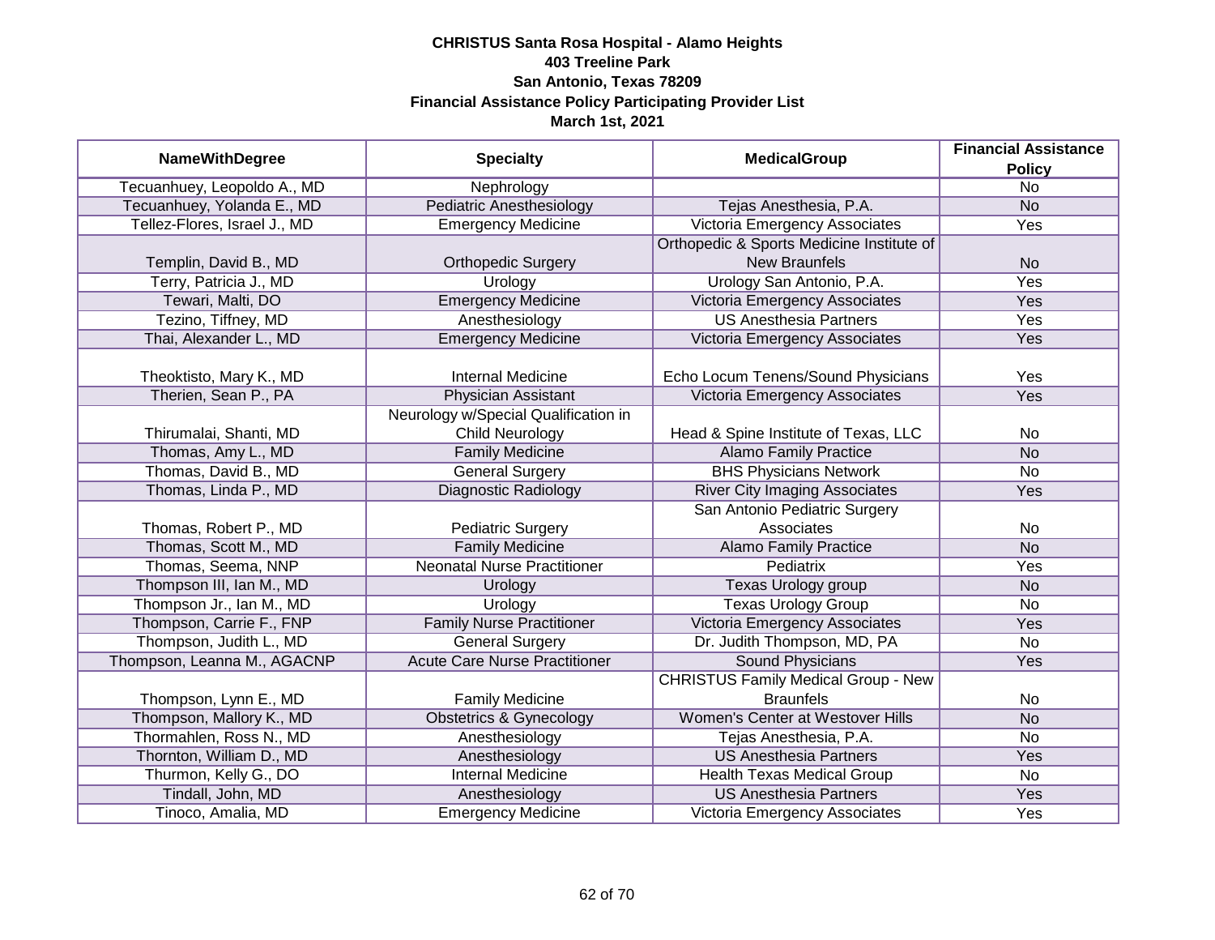**CHRISTUS Santa Rosa Hospital - Alamo Heights**
**403 Treeline Park**
**San Antonio, Texas 78209**
**Financial Assistance Policy Participating Provider List**
**March 1st, 2021**

| NameWithDegree | Specialty | MedicalGroup | Financial Assistance Policy |
|---|---|---|---|
| Tecuanhuey, Leopoldo A., MD | Nephrology | | No |
| Tecuanhuey, Yolanda E., MD | Pediatric Anesthesiology | Tejas Anesthesia, P.A. | No |
| Tellez-Flores, Israel J., MD | Emergency Medicine | Victoria Emergency Associates | Yes |
| Templin, David B., MD | Orthopedic Surgery | Orthopedic & Sports Medicine Institute of New Braunfels | No |
| Terry, Patricia J., MD | Urology | Urology San Antonio, P.A. | Yes |
| Tewari, Malti, DO | Emergency Medicine | Victoria Emergency Associates | Yes |
| Tezino, Tiffney, MD | Anesthesiology | US Anesthesia Partners | Yes |
| Thai, Alexander L., MD | Emergency Medicine | Victoria Emergency Associates | Yes |
| Theoktisto, Mary K., MD | Internal Medicine | Echo Locum Tenens/Sound Physicians | Yes |
| Therien, Sean P., PA | Physician Assistant | Victoria Emergency Associates | Yes |
| Thirumalai, Shanti, MD | Neurology w/Special Qualification in Child Neurology | Head & Spine Institute of Texas, LLC | No |
| Thomas, Amy L., MD | Family Medicine | Alamo Family Practice | No |
| Thomas, David B., MD | General Surgery | BHS Physicians Network | No |
| Thomas, Linda P., MD | Diagnostic Radiology | River City Imaging Associates | Yes |
| Thomas, Robert P., MD | Pediatric Surgery | San Antonio Pediatric Surgery Associates | No |
| Thomas, Scott M., MD | Family Medicine | Alamo Family Practice | No |
| Thomas, Seema, NNP | Neonatal Nurse Practitioner | Pediatrix | Yes |
| Thompson III, Ian M., MD | Urology | Texas Urology group | No |
| Thompson Jr., Ian M., MD | Urology | Texas Urology Group | No |
| Thompson, Carrie F., FNP | Family Nurse Practitioner | Victoria Emergency Associates | Yes |
| Thompson, Judith L., MD | General Surgery | Dr. Judith Thompson, MD, PA | No |
| Thompson, Leanna M., AGACNP | Acute Care Nurse Practitioner | Sound Physicians | Yes |
| Thompson, Lynn E., MD | Family Medicine | CHRISTUS Family Medical Group - New Braunfels | No |
| Thompson, Mallory K., MD | Obstetrics & Gynecology | Women's Center at Westover Hills | No |
| Thormahlen, Ross N., MD | Anesthesiology | Tejas Anesthesia, P.A. | No |
| Thornton, William D., MD | Anesthesiology | US Anesthesia Partners | Yes |
| Thurmon, Kelly G., DO | Internal Medicine | Health Texas Medical Group | No |
| Tindall, John, MD | Anesthesiology | US Anesthesia Partners | Yes |
| Tinoco, Amalia, MD | Emergency Medicine | Victoria Emergency Associates | Yes |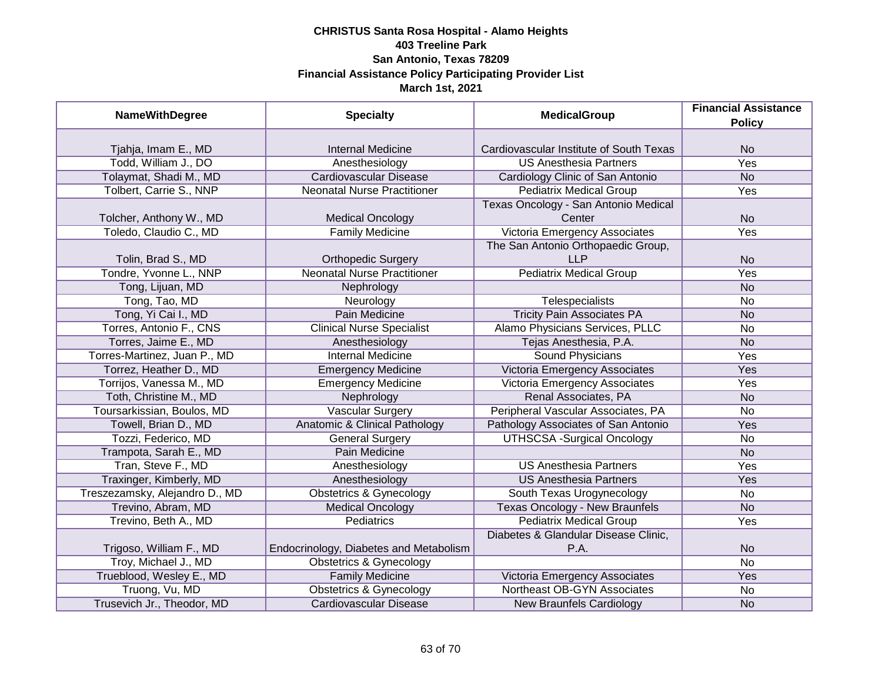**CHRISTUS Santa Rosa Hospital - Alamo Heights**
**403 Treeline Park**
**San Antonio, Texas 78209**
**Financial Assistance Policy Participating Provider List**
**March 1st, 2021**

| NameWithDegree | Specialty | MedicalGroup | Financial Assistance Policy |
|---|---|---|---|
| Tjahja, Imam E., MD | Internal Medicine | Cardiovascular Institute of South Texas | No |
| Todd, William J., DO | Anesthesiology | US Anesthesia Partners | Yes |
| Tolaymat, Shadi M., MD | Cardiovascular Disease | Cardiology Clinic of San Antonio | No |
| Tolbert, Carrie S., NNP | Neonatal Nurse Practitioner | Pediatrix Medical Group | Yes |
| Tolcher, Anthony W., MD | Medical Oncology | Texas Oncology - San Antonio Medical Center | No |
| Toledo, Claudio C., MD | Family Medicine | Victoria Emergency Associates | Yes |
| Tolin, Brad S., MD | Orthopedic Surgery | The San Antonio Orthopaedic Group, LLP | No |
| Tondre, Yvonne L., NNP | Neonatal Nurse Practitioner | Pediatrix Medical Group | Yes |
| Tong, Lijuan, MD | Nephrology | | No |
| Tong, Tao, MD | Neurology | Telespecialists | No |
| Tong, Yi Cai I., MD | Pain Medicine | Tricity Pain Associates PA | No |
| Torres, Antonio F., CNS | Clinical Nurse Specialist | Alamo Physicians Services, PLLC | No |
| Torres, Jaime E., MD | Anesthesiology | Tejas Anesthesia, P.A. | No |
| Torres-Martinez, Juan P., MD | Internal Medicine | Sound Physicians | Yes |
| Torrez, Heather D., MD | Emergency Medicine | Victoria Emergency Associates | Yes |
| Torrijos, Vanessa M., MD | Emergency Medicine | Victoria Emergency Associates | Yes |
| Toth, Christine M., MD | Nephrology | Renal Associates, PA | No |
| Toursarkissian, Boulos, MD | Vascular Surgery | Peripheral Vascular Associates, PA | No |
| Towell, Brian D., MD | Anatomic & Clinical Pathology | Pathology Associates of San Antonio | Yes |
| Tozzi, Federico, MD | General Surgery | UTHSCSA -Surgical Oncology | No |
| Trampota, Sarah E., MD | Pain Medicine | | No |
| Tran, Steve F., MD | Anesthesiology | US Anesthesia Partners | Yes |
| Traxinger, Kimberly, MD | Anesthesiology | US Anesthesia Partners | Yes |
| Treszezamsky, Alejandro D., MD | Obstetrics & Gynecology | South Texas Urogynecology | No |
| Trevino, Abram, MD | Medical Oncology | Texas Oncology - New Braunfels | No |
| Trevino, Beth A., MD | Pediatrics | Pediatrix Medical Group | Yes |
| Trigoso, William F., MD | Endocrinology, Diabetes and Metabolism | Diabetes & Glandular Disease Clinic, P.A. | No |
| Troy, Michael J., MD | Obstetrics & Gynecology | | No |
| Trueblood, Wesley E., MD | Family Medicine | Victoria Emergency Associates | Yes |
| Truong, Vu, MD | Obstetrics & Gynecology | Northeast OB-GYN Associates | No |
| Trusevich Jr., Theodor, MD | Cardiovascular Disease | New Braunfels Cardiology | No |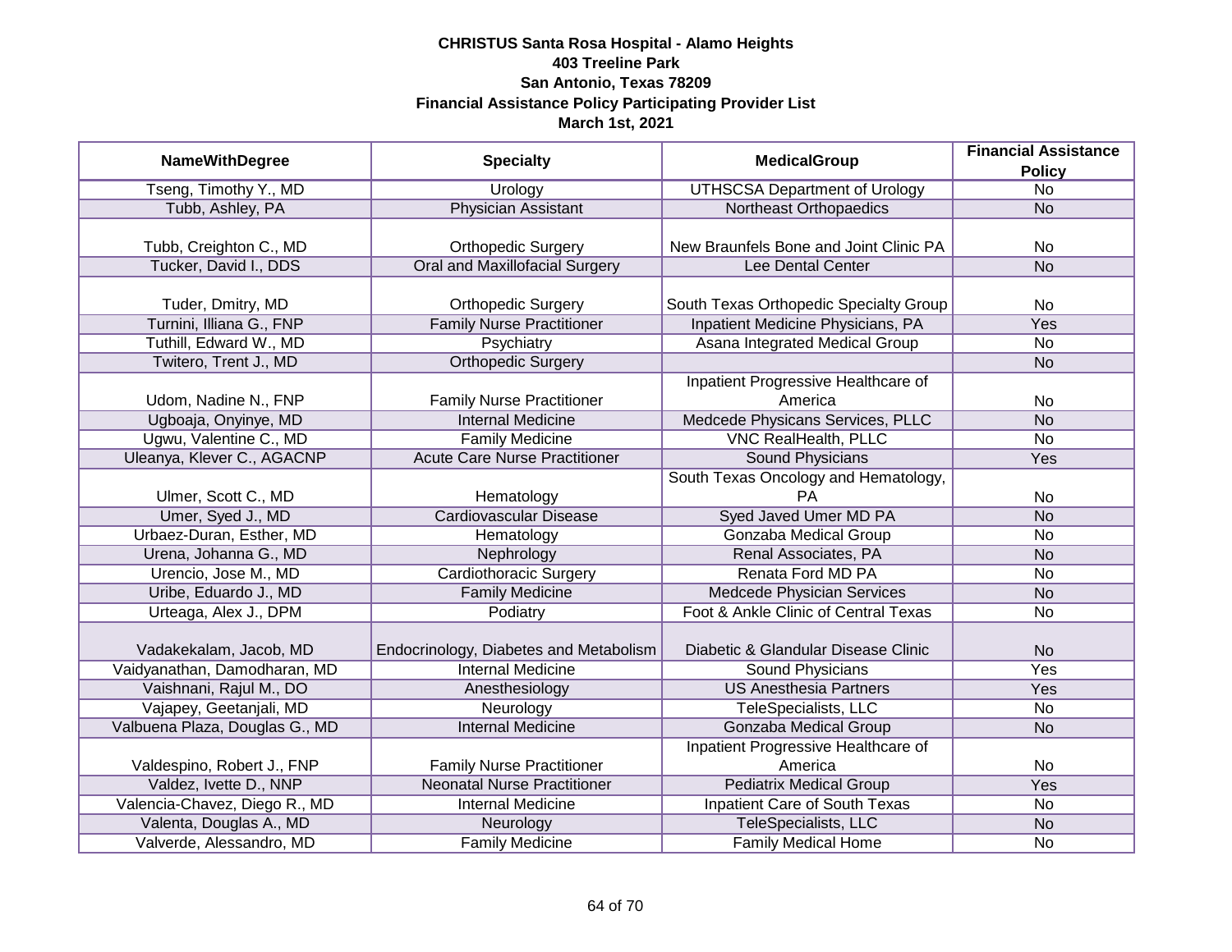**CHRISTUS Santa Rosa Hospital - Alamo Heights**
**403 Treeline Park**
**San Antonio, Texas 78209**
**Financial Assistance Policy Participating Provider List**
**March 1st, 2021**

| NameWithDegree | Specialty | MedicalGroup | Financial Assistance Policy |
|---|---|---|---|
| Tseng, Timothy Y., MD | Urology | UTHSCSA Department of Urology | No |
| Tubb, Ashley, PA | Physician Assistant | Northeast Orthopaedics | No |
| Tubb, Creighton C., MD | Orthopedic Surgery | New Braunfels Bone and Joint Clinic PA | No |
| Tucker, David I., DDS | Oral and Maxillofacial Surgery | Lee Dental Center | No |
| Tuder, Dmitry, MD | Orthopedic Surgery | South Texas Orthopedic Specialty Group | No |
| Turnini, Illiana G., FNP | Family Nurse Practitioner | Inpatient Medicine Physicians, PA | Yes |
| Tuthill, Edward W., MD | Psychiatry | Asana Integrated Medical Group | No |
| Twitero, Trent J., MD | Orthopedic Surgery | | No |
| Udom, Nadine N., FNP | Family Nurse Practitioner | Inpatient Progressive Healthcare of America | No |
| Ugboaja, Onyinye, MD | Internal Medicine | Medcede Physicans Services, PLLC | No |
| Ugwu, Valentine C., MD | Family Medicine | VNC RealHealth, PLLC | No |
| Uleanya, Klever C., AGACNP | Acute Care Nurse Practitioner | Sound Physicians | Yes |
| Ulmer, Scott C., MD | Hematology | South Texas Oncology and Hematology, PA | No |
| Umer, Syed J., MD | Cardiovascular Disease | Syed Javed Umer MD PA | No |
| Urbaez-Duran, Esther, MD | Hematology | Gonzaba Medical Group | No |
| Urena, Johanna G., MD | Nephrology | Renal Associates, PA | No |
| Urencio, Jose M., MD | Cardiothoracic Surgery | Renata Ford MD PA | No |
| Uribe, Eduardo J., MD | Family Medicine | Medcede Physician Services | No |
| Urteaga, Alex J., DPM | Podiatry | Foot & Ankle Clinic of Central Texas | No |
| Vadakekalam, Jacob, MD | Endocrinology, Diabetes and Metabolism | Diabetic & Glandular Disease Clinic | No |
| Vaidyanathan, Damodharan, MD | Internal Medicine | Sound Physicians | Yes |
| Vaishnani, Rajul M., DO | Anesthesiology | US Anesthesia Partners | Yes |
| Vajapey, Geetanjali, MD | Neurology | TeleSpecialists, LLC | No |
| Valbuena Plaza, Douglas G., MD | Internal Medicine | Gonzaba Medical Group | No |
| Valdespino, Robert J., FNP | Family Nurse Practitioner | Inpatient Progressive Healthcare of America | No |
| Valdez, Ivette D., NNP | Neonatal Nurse Practitioner | Pediatrix Medical Group | Yes |
| Valencia-Chavez, Diego R., MD | Internal Medicine | Inpatient Care of South Texas | No |
| Valenta, Douglas A., MD | Neurology | TeleSpecialists, LLC | No |
| Valverde, Alessandro, MD | Family Medicine | Family Medical Home | No |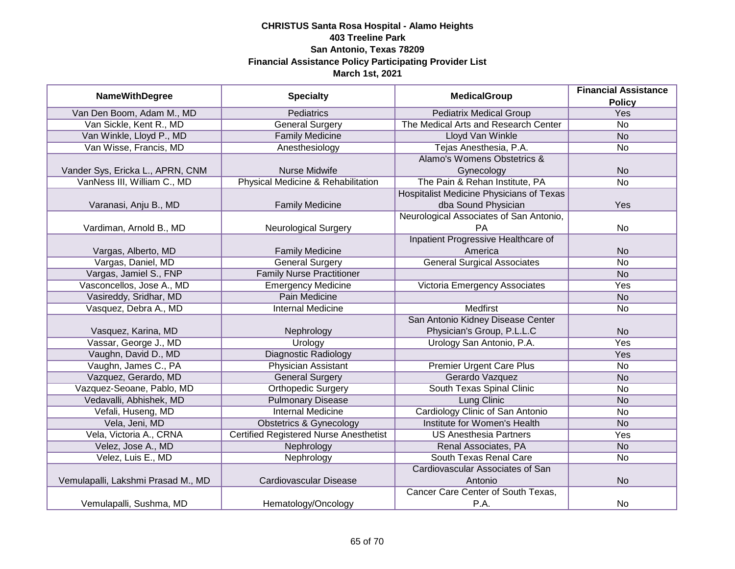**CHRISTUS Santa Rosa Hospital - Alamo Heights**
**403 Treeline Park**
**San Antonio, Texas 78209**
**Financial Assistance Policy Participating Provider List**
**March 1st, 2021**

| NameWithDegree | Specialty | MedicalGroup | Financial Assistance Policy |
|---|---|---|---|
| Van Den Boom, Adam M., MD | Pediatrics | Pediatrix Medical Group | Yes |
| Van Sickle, Kent R., MD | General Surgery | The Medical Arts and Research Center | No |
| Van Winkle, Lloyd P., MD | Family Medicine | Lloyd Van Winkle | No |
| Van Wisse, Francis, MD | Anesthesiology | Tejas Anesthesia, P.A. | No |
| Vander Sys, Ericka L., APRN, CNM | Nurse Midwife | Alamo's Womens Obstetrics & Gynecology | No |
| VanNess III, William C., MD | Physical Medicine & Rehabilitation | The Pain & Rehan Institute, PA | No |
| Varanasi, Anju B., MD | Family Medicine | Hospitalist Medicine Physicians of Texas dba Sound Physician | Yes |
| Vardiman, Arnold B., MD | Neurological Surgery | Neurological Associates of San Antonio, PA | No |
| Vargas, Alberto, MD | Family Medicine | Inpatient Progressive Healthcare of America | No |
| Vargas, Daniel, MD | General Surgery | General Surgical Associates | No |
| Vargas, Jamiel S., FNP | Family Nurse Practitioner | | No |
| Vasconcellos, Jose A., MD | Emergency Medicine | Victoria Emergency Associates | Yes |
| Vasireddy, Sridhar, MD | Pain Medicine | | No |
| Vasquez, Debra A., MD | Internal Medicine | Medfirst | No |
| Vasquez, Karina, MD | Nephrology | San Antonio Kidney Disease Center Physician's Group, P.L.L.C | No |
| Vassar, George J., MD | Urology | Urology San Antonio, P.A. | Yes |
| Vaughn, David D., MD | Diagnostic Radiology | | Yes |
| Vaughn, James C., PA | Physician Assistant | Premier Urgent Care Plus | No |
| Vazquez, Gerardo, MD | General Surgery | Gerardo Vazquez | No |
| Vazquez-Seoane, Pablo, MD | Orthopedic Surgery | South Texas Spinal Clinic | No |
| Vedavalli, Abhishek, MD | Pulmonary Disease | Lung Clinic | No |
| Vefali, Huseng, MD | Internal Medicine | Cardiology Clinic of San Antonio | No |
| Vela, Jeni, MD | Obstetrics & Gynecology | Institute for Women's Health | No |
| Vela, Victoria A., CRNA | Certified Registered Nurse Anesthetist | US Anesthesia Partners | Yes |
| Velez, Jose A., MD | Nephrology | Renal Associates, PA | No |
| Velez, Luis E., MD | Nephrology | South Texas Renal Care | No |
| Vemulapalli, Lakshmi Prasad M., MD | Cardiovascular Disease | Cardiovascular Associates of San Antonio | No |
| Vemulapalli, Sushma, MD | Hematology/Oncology | Cancer Care Center of South Texas, P.A. | No |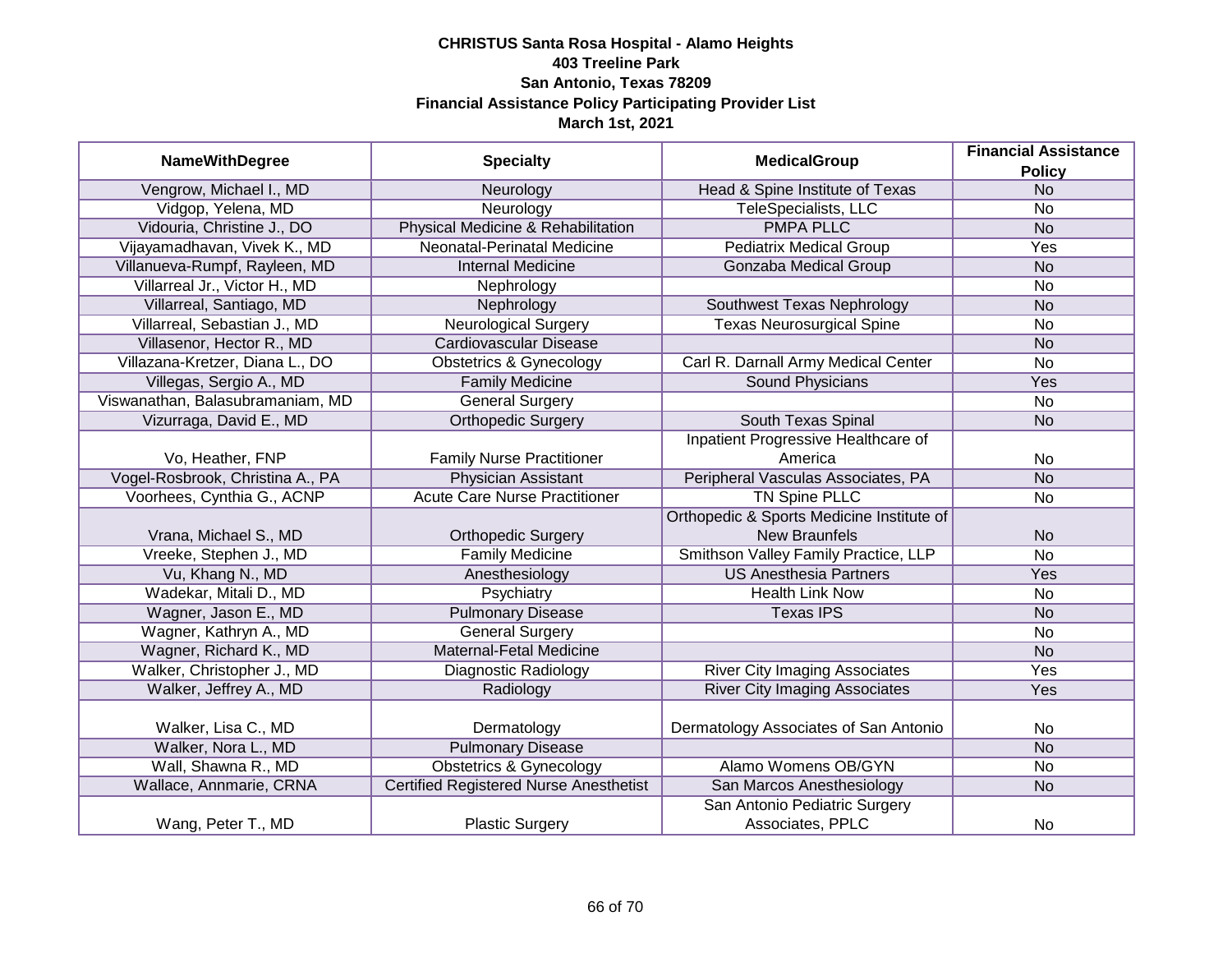**CHRISTUS Santa Rosa Hospital - Alamo Heights**
**403 Treeline Park**
**San Antonio, Texas 78209**
**Financial Assistance Policy Participating Provider List**
**March 1st, 2021**

| NameWithDegree | Specialty | MedicalGroup | Financial Assistance Policy |
|---|---|---|---|
| Vengrow, Michael I., MD | Neurology | Head & Spine Institute of Texas | No |
| Vidgop, Yelena, MD | Neurology | TeleSpecialists, LLC | No |
| Vidouria, Christine J., DO | Physical Medicine & Rehabilitation | PMPA PLLC | No |
| Vijayamadhavan, Vivek K., MD | Neonatal-Perinatal Medicine | Pediatrix Medical Group | Yes |
| Villanueva-Rumpf, Rayleen, MD | Internal Medicine | Gonzaba Medical Group | No |
| Villarreal Jr., Victor H., MD | Nephrology | | No |
| Villarreal, Santiago, MD | Nephrology | Southwest Texas Nephrology | No |
| Villarreal, Sebastian J., MD | Neurological Surgery | Texas Neurosurgical Spine | No |
| Villasenor, Hector R., MD | Cardiovascular Disease | | No |
| Villazana-Kretzer, Diana L., DO | Obstetrics & Gynecology | Carl R. Darnall Army Medical Center | No |
| Villegas, Sergio A., MD | Family Medicine | Sound Physicians | Yes |
| Viswanathan, Balasubramaniam, MD | General Surgery | | No |
| Vizurraga, David E., MD | Orthopedic Surgery | South Texas Spinal | No |
| Vo, Heather, FNP | Family Nurse Practitioner | Inpatient Progressive Healthcare of America | No |
| Vogel-Rosbrook, Christina A., PA | Physician Assistant | Peripheral Vasculas Associates, PA | No |
| Voorhees, Cynthia G., ACNP | Acute Care Nurse Practitioner | TN Spine PLLC | No |
| Vrana, Michael S., MD | Orthopedic Surgery | Orthopedic & Sports Medicine Institute of New Braunfels | No |
| Vreeke, Stephen J., MD | Family Medicine | Smithson Valley Family Practice, LLP | No |
| Vu, Khang N., MD | Anesthesiology | US Anesthesia Partners | Yes |
| Wadekar, Mitali D., MD | Psychiatry | Health Link Now | No |
| Wagner, Jason E., MD | Pulmonary Disease | Texas IPS | No |
| Wagner, Kathryn A., MD | General Surgery | | No |
| Wagner, Richard K., MD | Maternal-Fetal Medicine | | No |
| Walker, Christopher J., MD | Diagnostic Radiology | River City Imaging Associates | Yes |
| Walker, Jeffrey A., MD | Radiology | River City Imaging Associates | Yes |
| Walker, Lisa C., MD | Dermatology | Dermatology Associates of San Antonio | No |
| Walker, Nora L., MD | Pulmonary Disease | | No |
| Wall, Shawna R., MD | Obstetrics & Gynecology | Alamo Womens OB/GYN | No |
| Wallace, Annmarie, CRNA | Certified Registered Nurse Anesthetist | San Marcos Anesthesiology | No |
| Wang, Peter T., MD | Plastic Surgery | San Antonio Pediatric Surgery Associates, PPLC | No |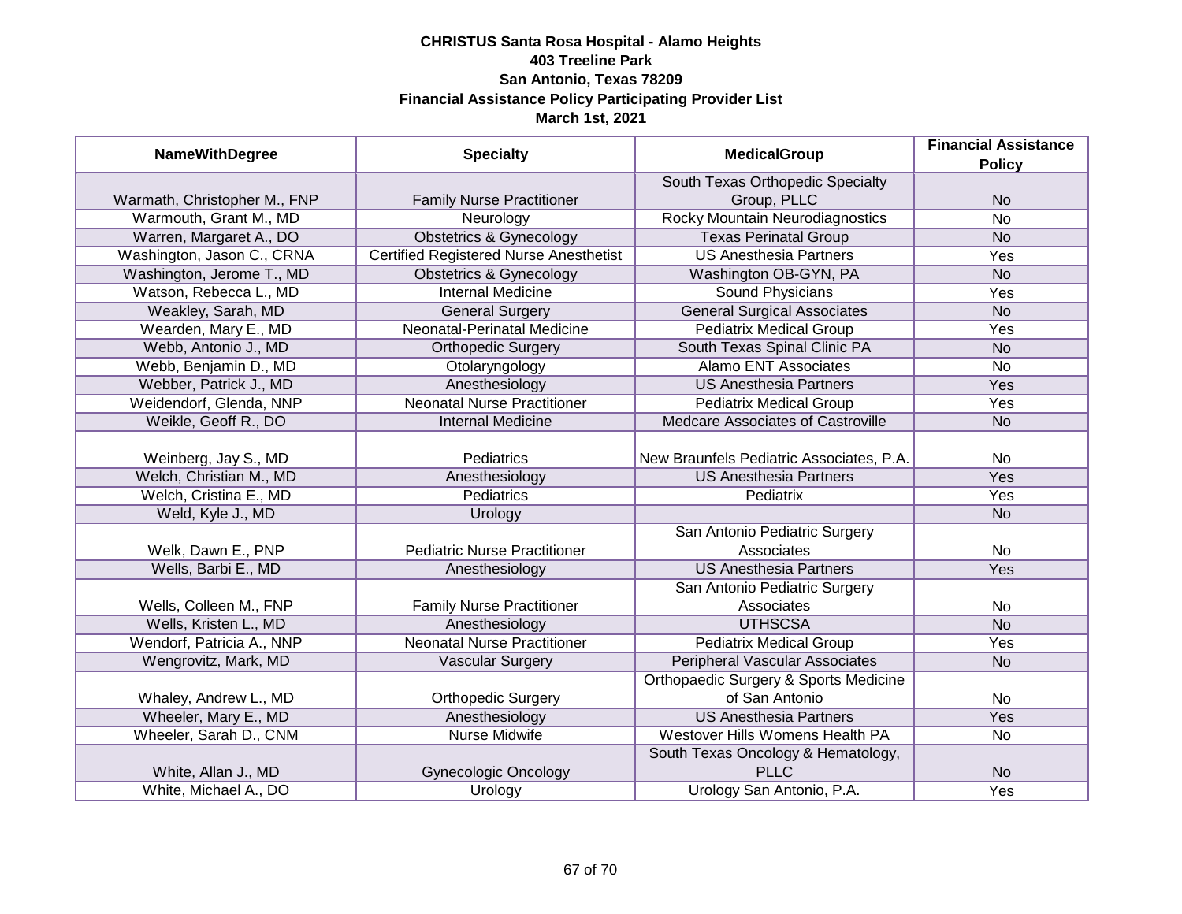**CHRISTUS Santa Rosa Hospital - Alamo Heights**
**403 Treeline Park**
**San Antonio, Texas 78209**
**Financial Assistance Policy Participating Provider List**
**March 1st, 2021**

| NameWithDegree | Specialty | MedicalGroup | Financial Assistance Policy |
|---|---|---|---|
| Warmath, Christopher M., FNP | Family Nurse Practitioner | South Texas Orthopedic Specialty Group, PLLC | No |
| Warmouth, Grant M., MD | Neurology | Rocky Mountain Neurodiagnostics | No |
| Warren, Margaret A., DO | Obstetrics & Gynecology | Texas Perinatal Group | No |
| Washington, Jason C., CRNA | Certified Registered Nurse Anesthetist | US Anesthesia Partners | Yes |
| Washington, Jerome T., MD | Obstetrics & Gynecology | Washington OB-GYN, PA | No |
| Watson, Rebecca L., MD | Internal Medicine | Sound Physicians | Yes |
| Weakley, Sarah, MD | General Surgery | General Surgical Associates | No |
| Wearden, Mary E., MD | Neonatal-Perinatal Medicine | Pediatrix Medical Group | Yes |
| Webb, Antonio J., MD | Orthopedic Surgery | South Texas Spinal Clinic PA | No |
| Webb, Benjamin D., MD | Otolaryngology | Alamo ENT Associates | No |
| Webber, Patrick J., MD | Anesthesiology | US Anesthesia Partners | Yes |
| Weidendorf, Glenda, NNP | Neonatal Nurse Practitioner | Pediatrix Medical Group | Yes |
| Weikle, Geoff R., DO | Internal Medicine | Medcare Associates of Castroville | No |
| Weinberg, Jay S., MD | Pediatrics | New Braunfels Pediatric Associates, P.A. | No |
| Welch, Christian M., MD | Anesthesiology | US Anesthesia Partners | Yes |
| Welch, Cristina E., MD | Pediatrics | Pediatrix | Yes |
| Weld, Kyle J., MD | Urology | | No |
| Welk, Dawn E., PNP | Pediatric Nurse Practitioner | San Antonio Pediatric Surgery Associates | No |
| Wells, Barbi E., MD | Anesthesiology | US Anesthesia Partners | Yes |
| Wells, Colleen M., FNP | Family Nurse Practitioner | San Antonio Pediatric Surgery Associates | No |
| Wells, Kristen L., MD | Anesthesiology | UTHSCSA | No |
| Wendorf, Patricia A., NNP | Neonatal Nurse Practitioner | Pediatrix Medical Group | Yes |
| Wengrovitz, Mark, MD | Vascular Surgery | Peripheral Vascular Associates | No |
| Whaley, Andrew L., MD | Orthopedic Surgery | Orthopaedic Surgery & Sports Medicine of San Antonio | No |
| Wheeler, Mary E., MD | Anesthesiology | US Anesthesia Partners | Yes |
| Wheeler, Sarah D., CNM | Nurse Midwife | Westover Hills Womens Health PA | No |
| White, Allan J., MD | Gynecologic Oncology | South Texas Oncology & Hematology, PLLC | No |
| White, Michael A., DO | Urology | Urology San Antonio, P.A. | Yes |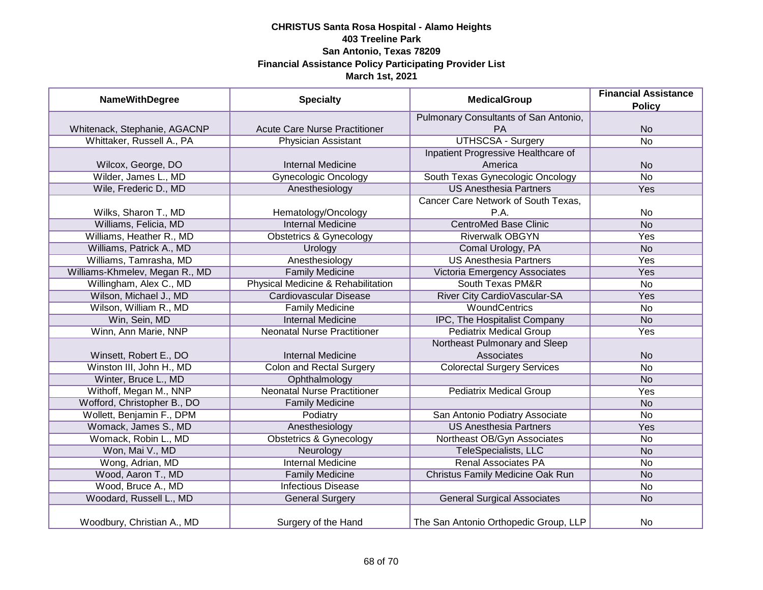**CHRISTUS Santa Rosa Hospital - Alamo Heights**
**403 Treeline Park**
**San Antonio, Texas 78209**
**Financial Assistance Policy Participating Provider List**
**March 1st, 2021**

| NameWithDegree | Specialty | MedicalGroup | Financial Assistance Policy |
|---|---|---|---|
| Whitenack, Stephanie, AGACNP | Acute Care Nurse Practitioner | Pulmonary Consultants of San Antonio, PA | No |
| Whittaker, Russell A., PA | Physician Assistant | UTHSCSA - Surgery | No |
| Wilcox, George, DO | Internal Medicine | Inpatient Progressive Healthcare of America | No |
| Wilder, James L., MD | Gynecologic Oncology | South Texas Gynecologic Oncology | No |
| Wile, Frederic D., MD | Anesthesiology | US Anesthesia Partners | Yes |
| Wilks, Sharon T., MD | Hematology/Oncology | Cancer Care Network of South Texas, P.A. | No |
| Williams, Felicia, MD | Internal Medicine | CentroMed Base Clinic | No |
| Williams, Heather R., MD | Obstetrics & Gynecology | Riverwalk OBGYN | Yes |
| Williams, Patrick A., MD | Urology | Comal Urology, PA | No |
| Williams, Tamrasha, MD | Anesthesiology | US Anesthesia Partners | Yes |
| Williams-Khmelev, Megan R., MD | Family Medicine | Victoria Emergency Associates | Yes |
| Willingham, Alex C., MD | Physical Medicine & Rehabilitation | South Texas PM&R | No |
| Wilson, Michael J., MD | Cardiovascular Disease | River City CardioVascular-SA | Yes |
| Wilson, William R., MD | Family Medicine | WoundCentrics | No |
| Win, Sein, MD | Internal Medicine | IPC, The Hospitalist Company | No |
| Winn, Ann Marie, NNP | Neonatal Nurse Practitioner | Pediatrix Medical Group | Yes |
| Winsett, Robert E., DO | Internal Medicine | Northeast Pulmonary and Sleep Associates | No |
| Winston III, John H., MD | Colon and Rectal Surgery | Colorectal Surgery Services | No |
| Winter, Bruce L., MD | Ophthalmology | | No |
| Withoff, Megan M., NNP | Neonatal Nurse Practitioner | Pediatrix Medical Group | Yes |
| Wofford, Christopher B., DO | Family Medicine | | No |
| Wollett, Benjamin F., DPM | Podiatry | San Antonio Podiatry Associate | No |
| Womack, James S., MD | Anesthesiology | US Anesthesia Partners | Yes |
| Womack, Robin L., MD | Obstetrics & Gynecology | Northeast OB/Gyn Associates | No |
| Won, Mai V., MD | Neurology | TeleSpecialists, LLC | No |
| Wong, Adrian, MD | Internal Medicine | Renal Associates PA | No |
| Wood, Aaron T., MD | Family Medicine | Christus Family Medicine Oak Run | No |
| Wood, Bruce A., MD | Infectious Disease | | No |
| Woodard, Russell L., MD | General Surgery | General Surgical Associates | No |
| Woodbury, Christian A., MD | Surgery of the Hand | The San Antonio Orthopedic Group, LLP | No |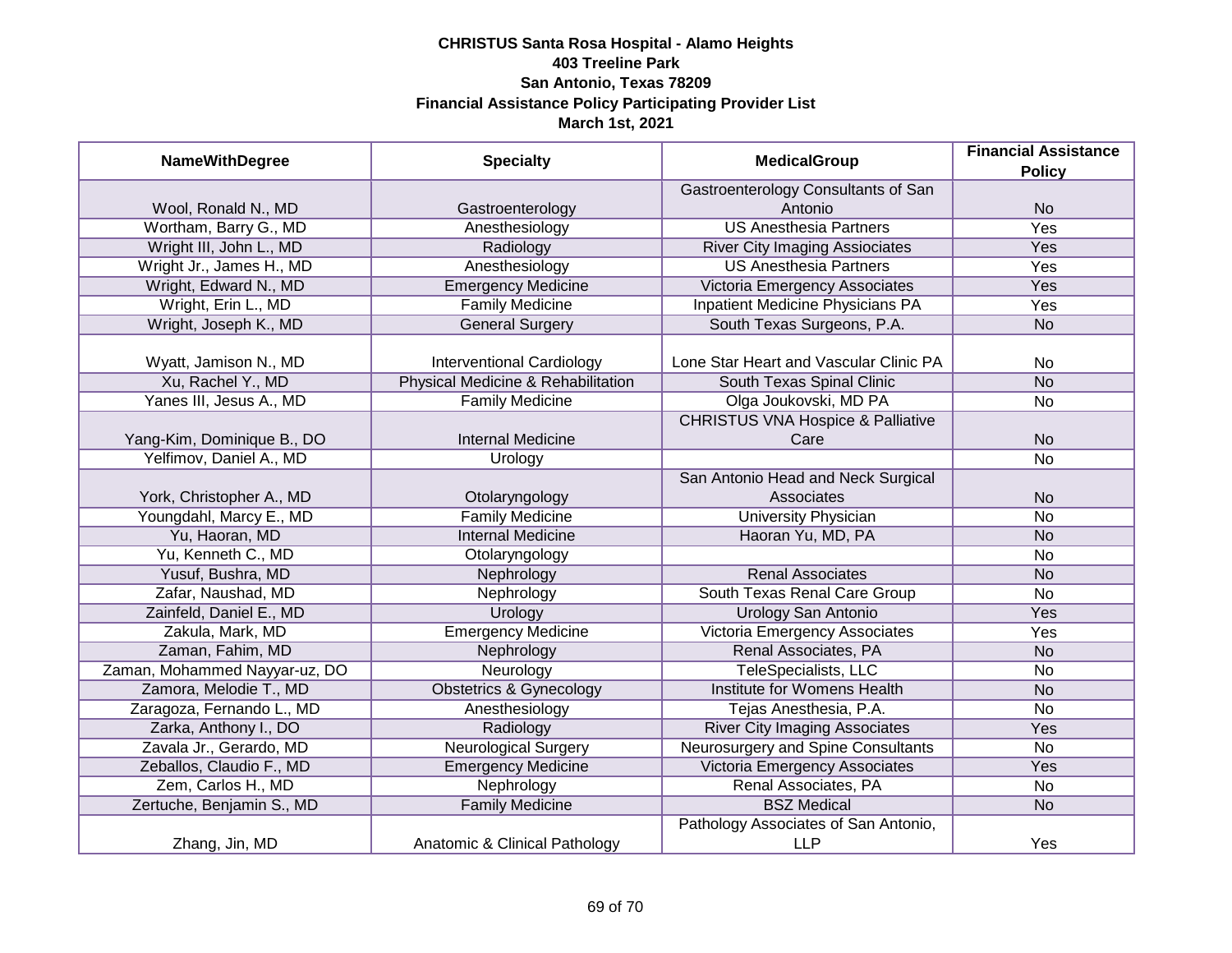**CHRISTUS Santa Rosa Hospital - Alamo Heights**
**403 Treeline Park**
**San Antonio, Texas 78209**
**Financial Assistance Policy Participating Provider List**
**March 1st, 2021**

| NameWithDegree | Specialty | MedicalGroup | Financial Assistance Policy |
|---|---|---|---|
| Wool, Ronald N., MD | Gastroenterology | Gastroenterology Consultants of San Antonio | No |
| Wortham, Barry G., MD | Anesthesiology | US Anesthesia Partners | Yes |
| Wright III, John L., MD | Radiology | River City Imaging Assiociates | Yes |
| Wright Jr., James H., MD | Anesthesiology | US Anesthesia Partners | Yes |
| Wright, Edward N., MD | Emergency Medicine | Victoria Emergency Associates | Yes |
| Wright, Erin L., MD | Family Medicine | Inpatient Medicine Physicians PA | Yes |
| Wright, Joseph K., MD | General Surgery | South Texas Surgeons, P.A. | No |
| Wyatt, Jamison N., MD | Interventional Cardiology | Lone Star Heart and Vascular Clinic PA | No |
| Xu, Rachel Y., MD | Physical Medicine & Rehabilitation | South Texas Spinal Clinic | No |
| Yanes III, Jesus A., MD | Family Medicine | Olga Joukovski, MD PA | No |
| Yang-Kim, Dominique B., DO | Internal Medicine | CHRISTUS VNA Hospice & Palliative Care | No |
| Yelfimov, Daniel A., MD | Urology | | No |
| York, Christopher A., MD | Otolaryngology | San Antonio Head and Neck Surgical Associates | No |
| Youngdahl, Marcy E., MD | Family Medicine | University Physician | No |
| Yu, Haoran, MD | Internal Medicine | Haoran Yu, MD, PA | No |
| Yu, Kenneth C., MD | Otolaryngology | | No |
| Yusuf, Bushra, MD | Nephrology | Renal Associates | No |
| Zafar, Naushad, MD | Nephrology | South Texas Renal Care Group | No |
| Zainfeld, Daniel E., MD | Urology | Urology San Antonio | Yes |
| Zakula, Mark, MD | Emergency Medicine | Victoria Emergency Associates | Yes |
| Zaman, Fahim, MD | Nephrology | Renal Associates, PA | No |
| Zaman, Mohammed Nayyar-uz, DO | Neurology | TeleSpecialists, LLC | No |
| Zamora, Melodie T., MD | Obstetrics & Gynecology | Institute for Womens Health | No |
| Zaragoza, Fernando L., MD | Anesthesiology | Tejas Anesthesia, P.A. | No |
| Zarka, Anthony I., DO | Radiology | River City Imaging Associates | Yes |
| Zavala Jr., Gerardo, MD | Neurological Surgery | Neurosurgery and Spine Consultants | No |
| Zeballos, Claudio F., MD | Emergency Medicine | Victoria Emergency Associates | Yes |
| Zem, Carlos H., MD | Nephrology | Renal Associates, PA | No |
| Zertuche, Benjamin S., MD | Family Medicine | BSZ Medical | No |
| Zhang, Jin, MD | Anatomic & Clinical Pathology | Pathology Associates of San Antonio, LLP | Yes |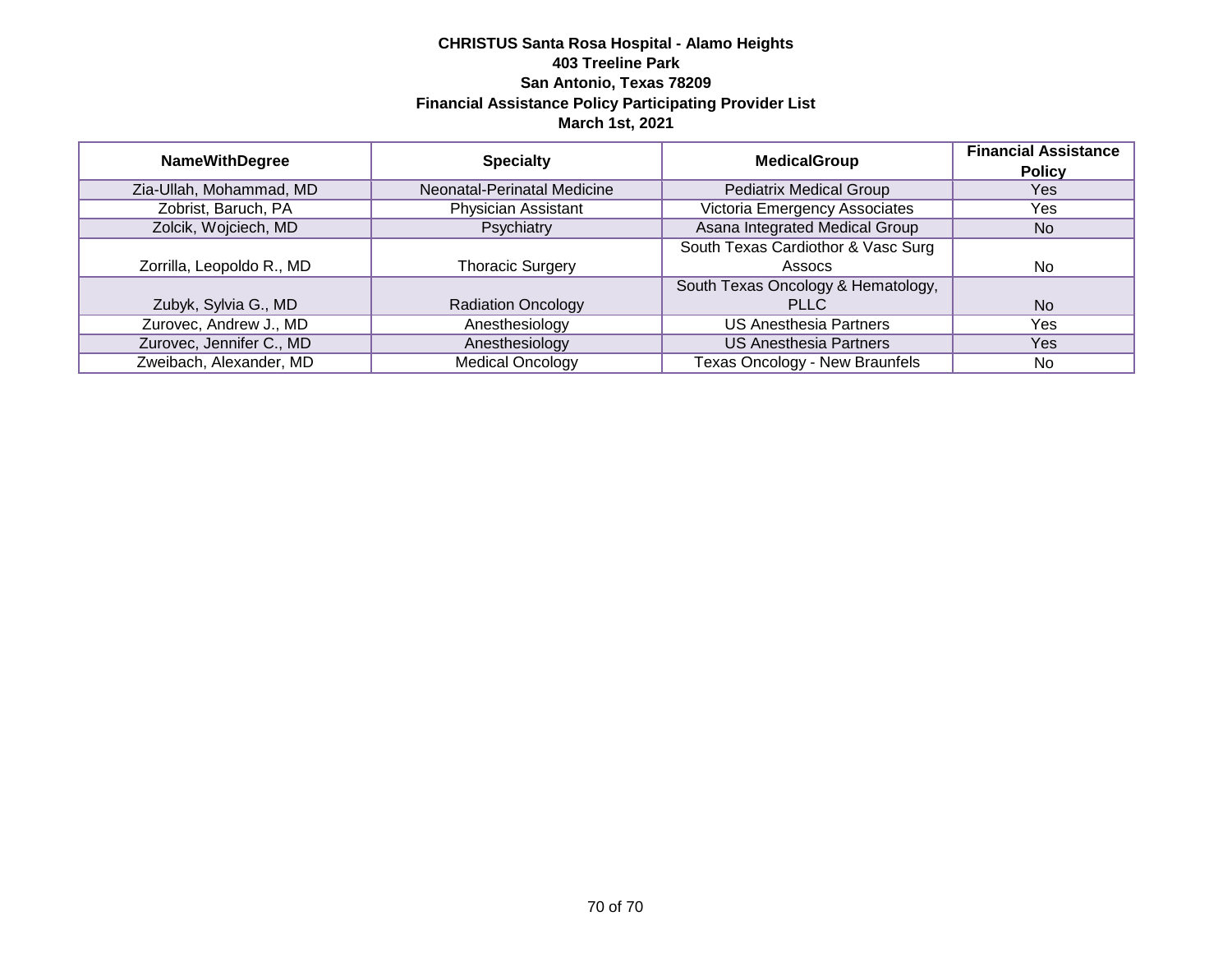**CHRISTUS Santa Rosa Hospital - Alamo Heights**
**403 Treeline Park**
**San Antonio, Texas 78209**
**Financial Assistance Policy Participating Provider List**
**March 1st, 2021**

| NameWithDegree | Specialty | MedicalGroup | Financial Assistance Policy |
|---|---|---|---|
| Zia-Ullah, Mohammad, MD | Neonatal-Perinatal Medicine | Pediatrix Medical Group | Yes |
| Zobrist, Baruch, PA | Physician Assistant | Victoria Emergency Associates | Yes |
| Zolcik, Wojciech, MD | Psychiatry | Asana Integrated Medical Group | No |
| Zorrilla, Leopoldo R., MD | Thoracic Surgery | South Texas Cardiothor & Vasc Surg Assocs | No |
| Zubyk, Sylvia G., MD | Radiation Oncology | South Texas Oncology & Hematology, PLLC | No |
| Zurovec, Andrew J., MD | Anesthesiology | US Anesthesia Partners | Yes |
| Zurovec, Jennifer C., MD | Anesthesiology | US Anesthesia Partners | Yes |
| Zweibach, Alexander, MD | Medical Oncology | Texas Oncology - New Braunfels | No |